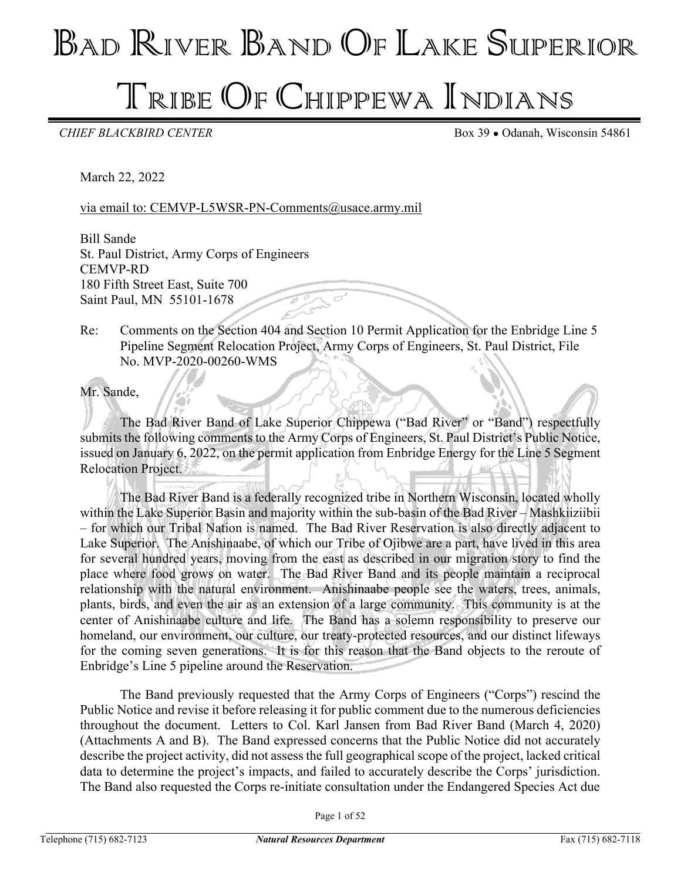# BAD RIVER BAND OF LAKE SUPERIOR TRIBE OF CHIPPEWA INDIANS

*CHIEF BLACKBIRD CENTER* Box 39 • Odanah, Wisconsin 54861

March 22, 2022

via email to: CEMVP-L5WSR-PN-Comments@usace.army.mil

Bill Sande
St. Paul District, Army Corps of Engineers
CEMVP-RD
180 Fifth Street East, Suite 700
Saint Paul, MN 55101-1678

Re: Comments on the Section 404 and Section 10 Permit Application for the Enbridge Line 5 Pipeline Segment Relocation Project, Army Corps of Engineers, St. Paul District, File No. MVP-2020-00260-WMS

Mr. Sande,

The Bad River Band of Lake Superior Chippewa ("Bad River" or "Band") respectfully submits the following comments to the Army Corps of Engineers, St. Paul District's Public Notice, issued on January 6, 2022, on the permit application from Enbridge Energy for the Line 5 Segment Relocation Project.

The Bad River Band is a federally recognized tribe in Northern Wisconsin, located wholly within the Lake Superior Basin and majority within the sub-basin of the Bad River – Mashkiiziibii – for which our Tribal Nation is named. The Bad River Reservation is also directly adjacent to Lake Superior. The Anishinaabe, of which our Tribe of Ojibwe are a part, have lived in this area for several hundred years, moving from the east as described in our migration story to find the place where food grows on water. The Bad River Band and its people maintain a reciprocal relationship with the natural environment. Anishinaabe people see the waters, trees, animals, plants, birds, and even the air as an extension of a large community. This community is at the center of Anishinaabe culture and life. The Band has a solemn responsibility to preserve our homeland, our environment, our culture, our treaty-protected resources, and our distinct lifeways for the coming seven generations. It is for this reason that the Band objects to the reroute of Enbridge's Line 5 pipeline around the Reservation.

The Band previously requested that the Army Corps of Engineers ("Corps") rescind the Public Notice and revise it before releasing it for public comment due to the numerous deficiencies throughout the document. Letters to Col. Karl Jansen from Bad River Band (March 4, 2020) (Attachments A and B). The Band expressed concerns that the Public Notice did not accurately describe the project activity, did not assess the full geographical scope of the project, lacked critical data to determine the project's impacts, and failed to accurately describe the Corps' jurisdiction. The Band also requested the Corps re-initiate consultation under the Endangered Species Act due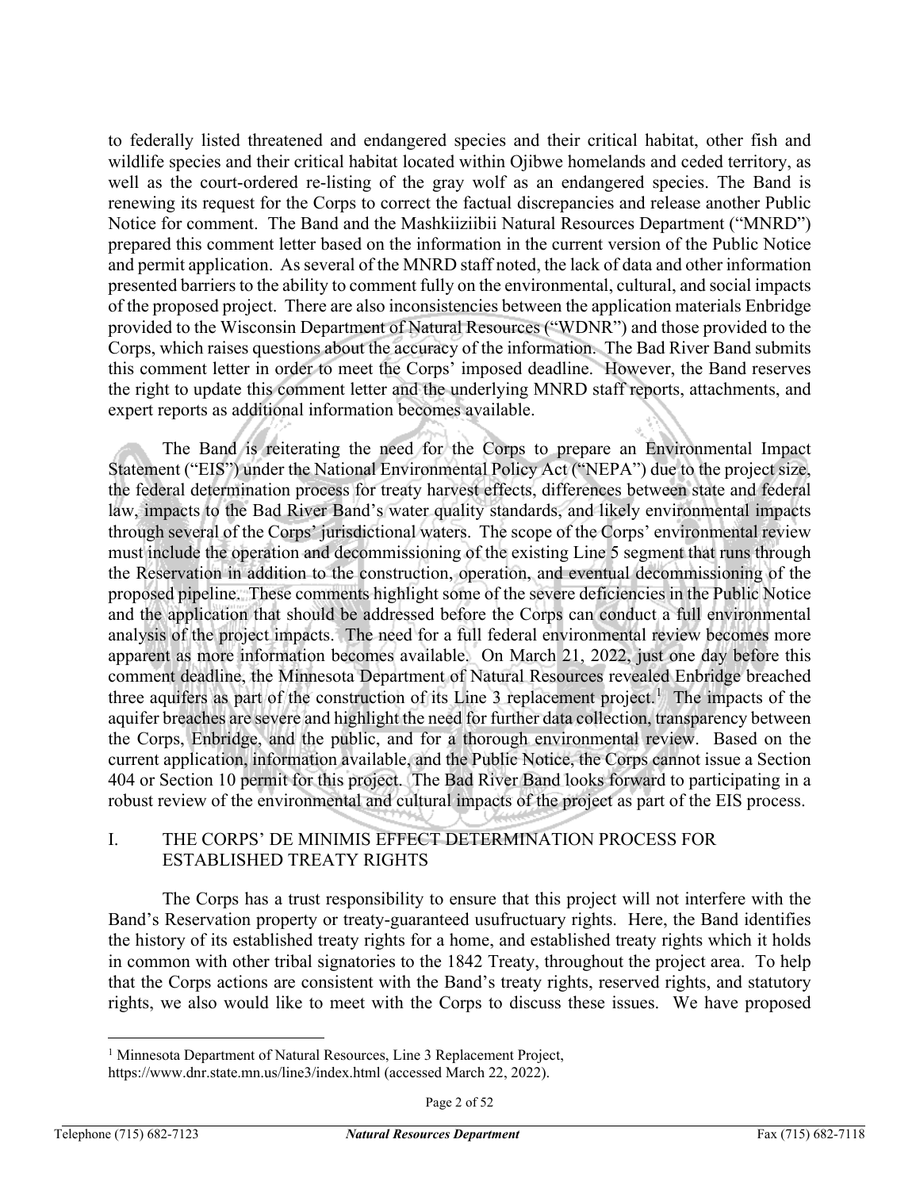to federally listed threatened and endangered species and their critical habitat, other fish and wildlife species and their critical habitat located within Ojibwe homelands and ceded territory, as well as the court-ordered re-listing of the gray wolf as an endangered species. The Band is renewing its request for the Corps to correct the factual discrepancies and release another Public Notice for comment. The Band and the Mashkiiziibii Natural Resources Department ("MNRD") prepared this comment letter based on the information in the current version of the Public Notice and permit application. As several of the MNRD staff noted, the lack of data and other information presented barriers to the ability to comment fully on the environmental, cultural, and social impacts of the proposed project. There are also inconsistencies between the application materials Enbridge provided to the Wisconsin Department of Natural Resources ("WDNR") and those provided to the Corps, which raises questions about the accuracy of the information. The Bad River Band submits this comment letter in order to meet the Corps' imposed deadline. However, the Band reserves the right to update this comment letter and the underlying MNRD staff reports, attachments, and expert reports as additional information becomes available.

The Band is reiterating the need for the Corps to prepare an Environmental Impact Statement ("EIS") under the National Environmental Policy Act ("NEPA") due to the project size, the federal determination process for treaty harvest effects, differences between state and federal law, impacts to the Bad River Band's water quality standards, and likely environmental impacts through several of the Corps' jurisdictional waters. The scope of the Corps' environmental review must include the operation and decommissioning of the existing Line 5 segment that runs through the Reservation in addition to the construction, operation, and eventual decommissioning of the proposed pipeline. These comments highlight some of the severe deficiencies in the Public Notice and the application that should be addressed before the Corps can conduct a full environmental analysis of the project impacts. The need for a full federal environmental review becomes more apparent as more information becomes available. On March 21, 2022, just one day before this comment deadline, the Minnesota Department of Natural Resources revealed Enbridge breached three aquifers as part of the construction of its Line 3 replacement project.[1] The impacts of the aquifer breaches are severe and highlight the need for further data collection, transparency between the Corps, Enbridge, and the public, and for a thorough environmental review. Based on the current application, information available, and the Public Notice, the Corps cannot issue a Section 404 or Section 10 permit for this project. The Bad River Band looks forward to participating in a robust review of the environmental and cultural impacts of the project as part of the EIS process.

## I. THE CORPS' DE MINIMIS EFFECT DETERMINATION PROCESS FOR ESTABLISHED TREATY RIGHTS

The Corps has a trust responsibility to ensure that this project will not interfere with the Band's Reservation property or treaty-guaranteed usufructuary rights. Here, the Band identifies the history of its established treaty rights for a home, and established treaty rights which it holds in common with other tribal signatories to the 1842 Treaty, throughout the project area. To help that the Corps actions are consistent with the Band's treaty rights, reserved rights, and statutory rights, we also would like to meet with the Corps to discuss these issues. We have proposed

[1] Minnesota Department of Natural Resources, Line 3 Replacement Project, https://www.dnr.state.mn.us/line3/index.html (accessed March 22, 2022).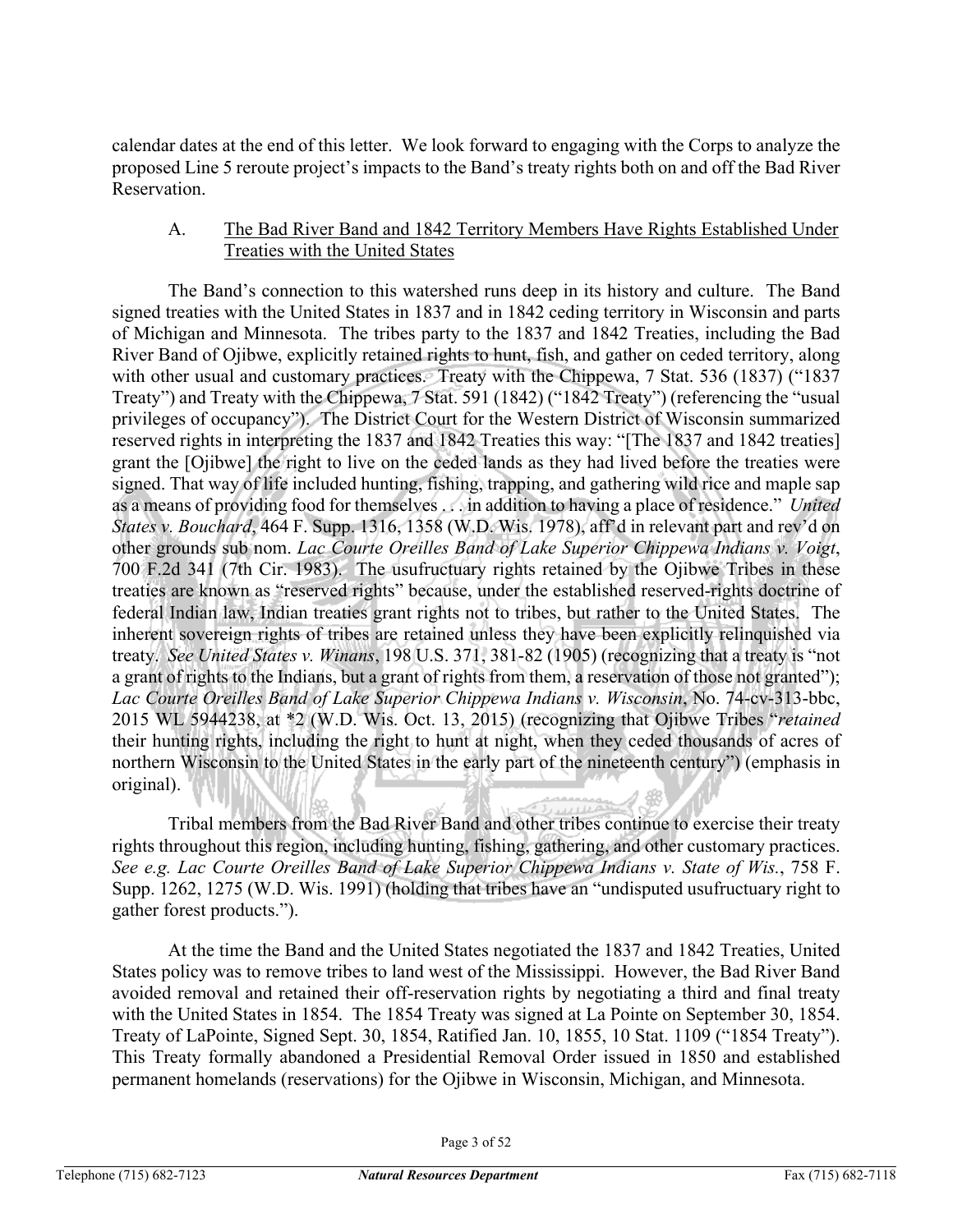calendar dates at the end of this letter. We look forward to engaging with the Corps to analyze the proposed Line 5 reroute project's impacts to the Band's treaty rights both on and off the Bad River Reservation.

## A. The Bad River Band and 1842 Territory Members Have Rights Established Under Treaties with the United States

The Band's connection to this watershed runs deep in its history and culture. The Band signed treaties with the United States in 1837 and in 1842 ceding territory in Wisconsin and parts of Michigan and Minnesota. The tribes party to the 1837 and 1842 Treaties, including the Bad River Band of Ojibwe, explicitly retained rights to hunt, fish, and gather on ceded territory, along with other usual and customary practices. Treaty with the Chippewa, 7 Stat. 536 (1837) ("1837 Treaty") and Treaty with the Chippewa, 7 Stat. 591 (1842) ("1842 Treaty") (referencing the "usual privileges of occupancy"). The District Court for the Western District of Wisconsin summarized reserved rights in interpreting the 1837 and 1842 Treaties this way: "[The 1837 and 1842 treaties] grant the [Ojibwe] the right to live on the ceded lands as they had lived before the treaties were signed. That way of life included hunting, fishing, trapping, and gathering wild rice and maple sap as a means of providing food for themselves . . . in addition to having a place of residence." *United States v. Bouchard*, 464 F. Supp. 1316, 1358 (W.D. Wis. 1978), aff'd in relevant part and rev'd on other grounds sub nom. *Lac Courte Oreilles Band of Lake Superior Chippewa Indians v. Voigt*, 700 F.2d 341 (7th Cir. 1983). The usufructuary rights retained by the Ojibwe Tribes in these treaties are known as "reserved rights" because, under the established reserved-rights doctrine of federal Indian law, Indian treaties grant rights not to tribes, but rather to the United States. The inherent sovereign rights of tribes are retained unless they have been explicitly relinquished via treaty. *See United States v. Winans*, 198 U.S. 371, 381-82 (1905) (recognizing that a treaty is "not a grant of rights to the Indians, but a grant of rights from them, a reservation of those not granted"); *Lac Courte Oreilles Band of Lake Superior Chippewa Indians v. Wisconsin*, No. 74-cv-313-bbc, 2015 WL 5944238, at *2 (W.D. Wis. Oct. 13, 2015) (recognizing that Ojibwe Tribes "*retained* their hunting rights, including the right to hunt at night, when they ceded thousands of acres of northern Wisconsin to the United States in the early part of the nineteenth century") (emphasis in original).

Tribal members from the Bad River Band and other tribes continue to exercise their treaty rights throughout this region, including hunting, fishing, gathering, and other customary practices. *See e.g. Lac Courte Oreilles Band of Lake Superior Chippewa Indians v. State of Wis.*, 758 F. Supp. 1262, 1275 (W.D. Wis. 1991) (holding that tribes have an "undisputed usufructuary right to gather forest products.").

At the time the Band and the United States negotiated the 1837 and 1842 Treaties, United States policy was to remove tribes to land west of the Mississippi. However, the Bad River Band avoided removal and retained their off-reservation rights by negotiating a third and final treaty with the United States in 1854. The 1854 Treaty was signed at La Pointe on September 30, 1854. Treaty of LaPointe, Signed Sept. 30, 1854, Ratified Jan. 10, 1855, 10 Stat. 1109 ("1854 Treaty"). This Treaty formally abandoned a Presidential Removal Order issued in 1850 and established permanent homelands (reservations) for the Ojibwe in Wisconsin, Michigan, and Minnesota.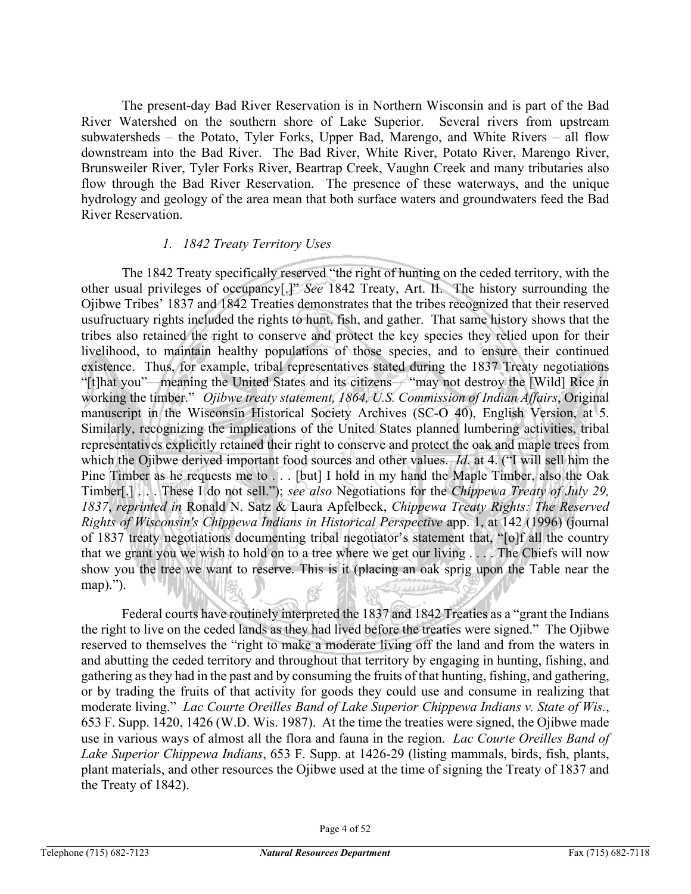The present-day Bad River Reservation is in Northern Wisconsin and is part of the Bad River Watershed on the southern shore of Lake Superior. Several rivers from upstream subwatersheds – the Potato, Tyler Forks, Upper Bad, Marengo, and White Rivers – all flow downstream into the Bad River. The Bad River, White River, Potato River, Marengo River, Brunsweiler River, Tyler Forks River, Beartrap Creek, Vaughn Creek and many tributaries also flow through the Bad River Reservation. The presence of these waterways, and the unique hydrology and geology of the area mean that both surface waters and groundwaters feed the Bad River Reservation.

### *1. 1842 Treaty Territory Uses*

The 1842 Treaty specifically reserved "the right of hunting on the ceded territory, with the other usual privileges of occupancy[.]" *See* 1842 Treaty, Art. II. The history surrounding the Ojibwe Tribes' 1837 and 1842 Treaties demonstrates that the tribes recognized that their reserved usufructuary rights included the rights to hunt, fish, and gather. That same history shows that the tribes also retained the right to conserve and protect the key species they relied upon for their livelihood, to maintain healthy populations of those species, and to ensure their continued existence. Thus, for example, tribal representatives stated during the 1837 Treaty negotiations "[t]hat you"—meaning the United States and its citizens— "may not destroy the [Wild] Rice in working the timber." *Ojibwe treaty statement, 1864, U.S. Commission of Indian Affairs*, Original manuscript in the Wisconsin Historical Society Archives (SC-O 40), English Version, at 5. Similarly, recognizing the implications of the United States planned lumbering activities, tribal representatives explicitly retained their right to conserve and protect the oak and maple trees from which the Ojibwe derived important food sources and other values. *Id.* at 4. ("I will sell him the Pine Timber as he requests me to . . . [but] I hold in my hand the Maple Timber, also the Oak Timber[.] . . . These I do not sell."); *see also* Negotiations for the *Chippewa Treaty of July 29, 1837*, *reprinted in* Ronald N. Satz & Laura Apfelbeck, *Chippewa Treaty Rights: The Reserved Rights of Wisconsin's Chippewa Indians in Historical Perspective* app. 1, at 142 (1996) (journal of 1837 treaty negotiations documenting tribal negotiator's statement that, "[o]f all the country that we grant you we wish to hold on to a tree where we get our living . . . . The Chiefs will now show you the tree we want to reserve. This is it (placing an oak sprig upon the Table near the map).").

Federal courts have routinely interpreted the 1837 and 1842 Treaties as a "grant the Indians the right to live on the ceded lands as they had lived before the treaties were signed." The Ojibwe reserved to themselves the "right to make a moderate living off the land and from the waters in and abutting the ceded territory and throughout that territory by engaging in hunting, fishing, and gathering as they had in the past and by consuming the fruits of that hunting, fishing, and gathering, or by trading the fruits of that activity for goods they could use and consume in realizing that moderate living." *Lac Courte Oreilles Band of Lake Superior Chippewa Indians v. State of Wis.*, 653 F. Supp. 1420, 1426 (W.D. Wis. 1987). At the time the treaties were signed, the Ojibwe made use in various ways of almost all the flora and fauna in the region. *Lac Courte Oreilles Band of Lake Superior Chippewa Indians*, 653 F. Supp. at 1426-29 (listing mammals, birds, fish, plants, plant materials, and other resources the Ojibwe used at the time of signing the Treaty of 1837 and the Treaty of 1842).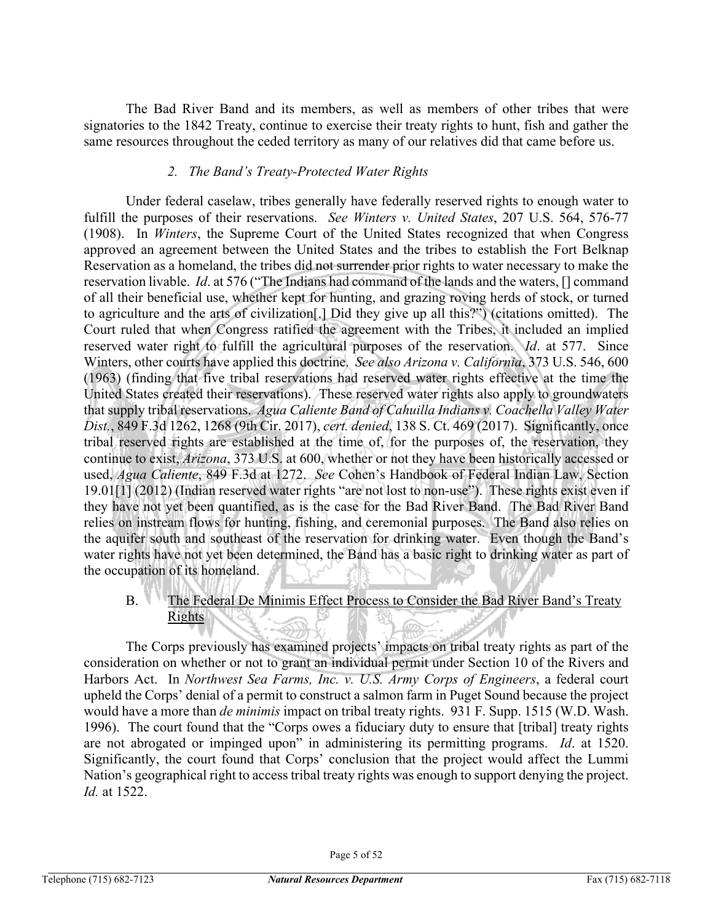The Bad River Band and its members, as well as members of other tribes that were signatories to the 1842 Treaty, continue to exercise their treaty rights to hunt, fish and gather the same resources throughout the ceded territory as many of our relatives did that came before us.

### *2. The Band's Treaty-Protected Water Rights*

Under federal caselaw, tribes generally have federally reserved rights to enough water to fulfill the purposes of their reservations. *See Winters v. United States*, 207 U.S. 564, 576-77 (1908). In *Winters*, the Supreme Court of the United States recognized that when Congress approved an agreement between the United States and the tribes to establish the Fort Belknap Reservation as a homeland, the tribes did not surrender prior rights to water necessary to make the reservation livable. *Id*. at 576 ("The Indians had command of the lands and the waters, [] command of all their beneficial use, whether kept for hunting, and grazing roving herds of stock, or turned to agriculture and the arts of civilization[.] Did they give up all this?") (citations omitted). The Court ruled that when Congress ratified the agreement with the Tribes, it included an implied reserved water right to fulfill the agricultural purposes of the reservation. *Id*. at 577. Since Winters, other courts have applied this doctrine. *See also Arizona v. California*, 373 U.S. 546, 600 (1963) (finding that five tribal reservations had reserved water rights effective at the time the United States created their reservations). These reserved water rights also apply to groundwaters that supply tribal reservations. *Agua Caliente Band of Cahuilla Indians v. Coachella Valley Water Dist.*, 849 F.3d 1262, 1268 (9th Cir. 2017), *cert. denied*, 138 S. Ct. 469 (2017). Significantly, once tribal reserved rights are established at the time of, for the purposes of, the reservation, they continue to exist, *Arizona*, 373 U.S. at 600, whether or not they have been historically accessed or used, *Agua Caliente*, 849 F.3d at 1272. *See* Cohen's Handbook of Federal Indian Law, Section 19.01[1] (2012) (Indian reserved water rights "are not lost to non-use"). These rights exist even if they have not yet been quantified, as is the case for the Bad River Band. The Bad River Band relies on instream flows for hunting, fishing, and ceremonial purposes. The Band also relies on the aquifer south and southeast of the reservation for drinking water. Even though the Band's water rights have not yet been determined, the Band has a basic right to drinking water as part of the occupation of its homeland.

## B. The Federal De Minimis Effect Process to Consider the Bad River Band's Treaty Rights

The Corps previously has examined projects' impacts on tribal treaty rights as part of the consideration on whether or not to grant an individual permit under Section 10 of the Rivers and Harbors Act. In *Northwest Sea Farms, Inc. v. U.S. Army Corps of Engineers*, a federal court upheld the Corps' denial of a permit to construct a salmon farm in Puget Sound because the project would have a more than *de minimis* impact on tribal treaty rights. 931 F. Supp. 1515 (W.D. Wash. 1996). The court found that the "Corps owes a fiduciary duty to ensure that [tribal] treaty rights are not abrogated or impinged upon" in administering its permitting programs. *Id*. at 1520. Significantly, the court found that Corps' conclusion that the project would affect the Lummi Nation's geographical right to access tribal treaty rights was enough to support denying the project. *Id.* at 1522.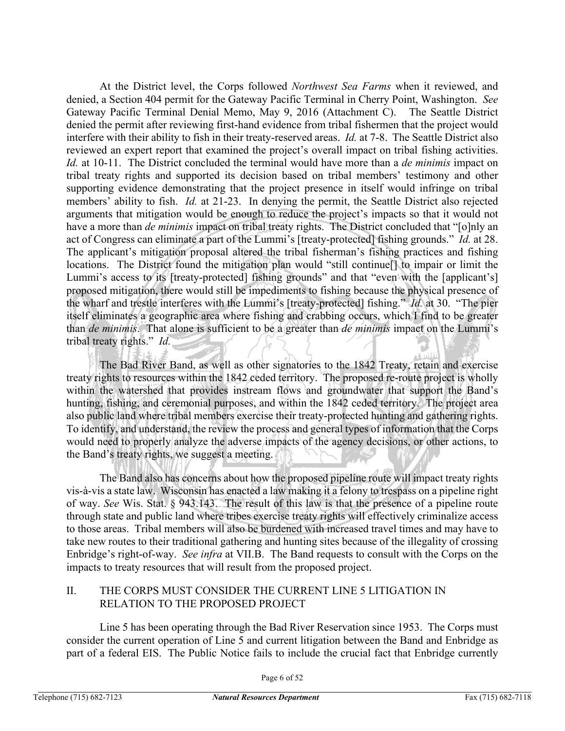At the District level, the Corps followed *Northwest Sea Farms* when it reviewed, and denied, a Section 404 permit for the Gateway Pacific Terminal in Cherry Point, Washington. *See* Gateway Pacific Terminal Denial Memo, May 9, 2016 (Attachment C). The Seattle District denied the permit after reviewing first-hand evidence from tribal fishermen that the project would interfere with their ability to fish in their treaty-reserved areas. *Id.* at 7-8. The Seattle District also reviewed an expert report that examined the project's overall impact on tribal fishing activities. *Id.* at 10-11. The District concluded the terminal would have more than a *de minimis* impact on tribal treaty rights and supported its decision based on tribal members' testimony and other supporting evidence demonstrating that the project presence in itself would infringe on tribal members' ability to fish. *Id.* at 21-23. In denying the permit, the Seattle District also rejected arguments that mitigation would be enough to reduce the project's impacts so that it would not have a more than *de minimis* impact on tribal treaty rights. The District concluded that "[o]nly an act of Congress can eliminate a part of the Lummi's [treaty-protected] fishing grounds." *Id.* at 28. The applicant's mitigation proposal altered the tribal fisherman's fishing practices and fishing locations. The District found the mitigation plan would "still continue[] to impair or limit the Lummi's access to its [treaty-protected] fishing grounds" and that "even with the [applicant's] proposed mitigation, there would still be impediments to fishing because the physical presence of the wharf and trestle interferes with the Lummi's [treaty-protected] fishing." *Id.* at 30. "The pier itself eliminates a geographic area where fishing and crabbing occurs, which I find to be greater than *de minimis*. That alone is sufficient to be a greater than *de minimis* impact on the Lummi's tribal treaty rights." *Id.*

The Bad River Band, as well as other signatories to the 1842 Treaty, retain and exercise treaty rights to resources within the 1842 ceded territory. The proposed re-route project is wholly within the watershed that provides instream flows and groundwater that support the Band's hunting, fishing, and ceremonial purposes, and within the 1842 ceded territory. The project area also public land where tribal members exercise their treaty-protected hunting and gathering rights. To identify, and understand, the review the process and general types of information that the Corps would need to properly analyze the adverse impacts of the agency decisions, or other actions, to the Band's treaty rights, we suggest a meeting.

The Band also has concerns about how the proposed pipeline route will impact treaty rights vis-à-vis a state law. Wisconsin has enacted a law making it a felony to trespass on a pipeline right of way. *See* Wis. Stat. § 943.143. The result of this law is that the presence of a pipeline route through state and public land where tribes exercise treaty rights will effectively criminalize access to those areas. Tribal members will also be burdened with increased travel times and may have to take new routes to their traditional gathering and hunting sites because of the illegality of crossing Enbridge's right-of-way. *See infra* at VII.B. The Band requests to consult with the Corps on the impacts to treaty resources that will result from the proposed project.

## II. THE CORPS MUST CONSIDER THE CURRENT LINE 5 LITIGATION IN RELATION TO THE PROPOSED PROJECT

Line 5 has been operating through the Bad River Reservation since 1953. The Corps must consider the current operation of Line 5 and current litigation between the Band and Enbridge as part of a federal EIS. The Public Notice fails to include the crucial fact that Enbridge currently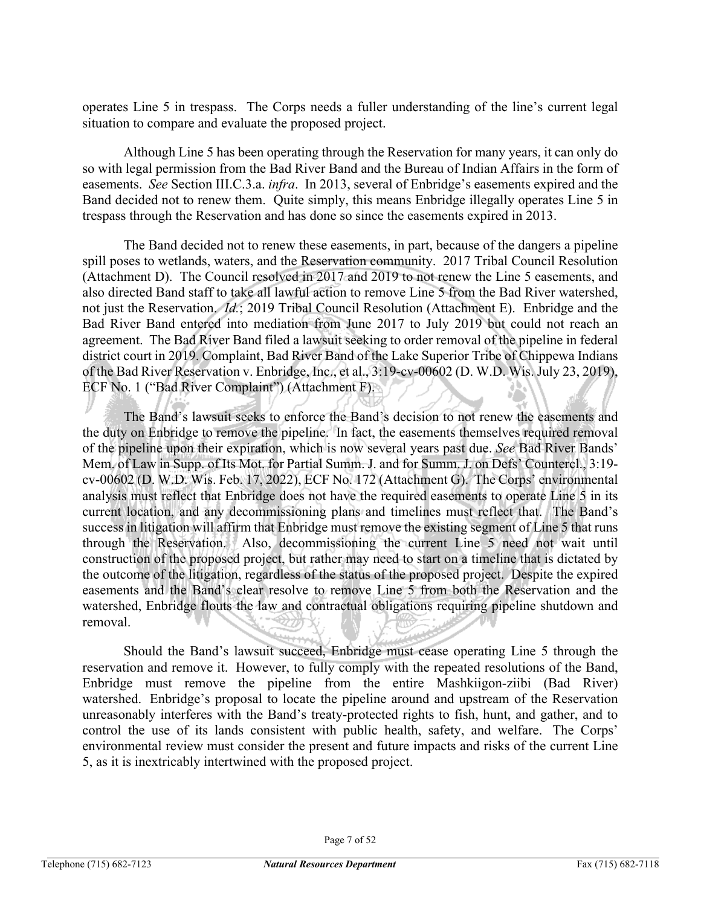operates Line 5 in trespass. The Corps needs a fuller understanding of the line's current legal situation to compare and evaluate the proposed project.

Although Line 5 has been operating through the Reservation for many years, it can only do so with legal permission from the Bad River Band and the Bureau of Indian Affairs in the form of easements. *See* Section III.C.3.a. *infra*. In 2013, several of Enbridge's easements expired and the Band decided not to renew them. Quite simply, this means Enbridge illegally operates Line 5 in trespass through the Reservation and has done so since the easements expired in 2013.

The Band decided not to renew these easements, in part, because of the dangers a pipeline spill poses to wetlands, waters, and the Reservation community. 2017 Tribal Council Resolution (Attachment D). The Council resolved in 2017 and 2019 to not renew the Line 5 easements, and also directed Band staff to take all lawful action to remove Line 5 from the Bad River watershed, not just the Reservation. *Id.*; 2019 Tribal Council Resolution (Attachment E). Enbridge and the Bad River Band entered into mediation from June 2017 to July 2019 but could not reach an agreement. The Bad River Band filed a lawsuit seeking to order removal of the pipeline in federal district court in 2019. Complaint, Bad River Band of the Lake Superior Tribe of Chippewa Indians of the Bad River Reservation v. Enbridge, Inc., et al., 3:19-cv-00602 (D. W.D. Wis. July 23, 2019), ECF No. 1 ("Bad River Complaint") (Attachment F).

The Band's lawsuit seeks to enforce the Band's decision to not renew the easements and the duty on Enbridge to remove the pipeline. In fact, the easements themselves required removal of the pipeline upon their expiration, which is now several years past due. *See* Bad River Bands' Mem. of Law in Supp. of Its Mot. for Partial Summ. J. and for Summ. J. on Defs' Countercl., 3:19-cv-00602 (D. W.D. Wis. Feb. 17, 2022), ECF No. 172 (Attachment G). The Corps' environmental analysis must reflect that Enbridge does not have the required easements to operate Line 5 in its current location, and any decommissioning plans and timelines must reflect that. The Band's success in litigation will affirm that Enbridge must remove the existing segment of Line 5 that runs through the Reservation. Also, decommissioning the current Line 5 need not wait until construction of the proposed project, but rather may need to start on a timeline that is dictated by the outcome of the litigation, regardless of the status of the proposed project. Despite the expired easements and the Band's clear resolve to remove Line 5 from both the Reservation and the watershed, Enbridge flouts the law and contractual obligations requiring pipeline shutdown and removal.

Should the Band's lawsuit succeed, Enbridge must cease operating Line 5 through the reservation and remove it. However, to fully comply with the repeated resolutions of the Band, Enbridge must remove the pipeline from the entire Mashkiigon-ziibi (Bad River) watershed. Enbridge's proposal to locate the pipeline around and upstream of the Reservation unreasonably interferes with the Band's treaty-protected rights to fish, hunt, and gather, and to control the use of its lands consistent with public health, safety, and welfare. The Corps' environmental review must consider the present and future impacts and risks of the current Line 5, as it is inextricably intertwined with the proposed project.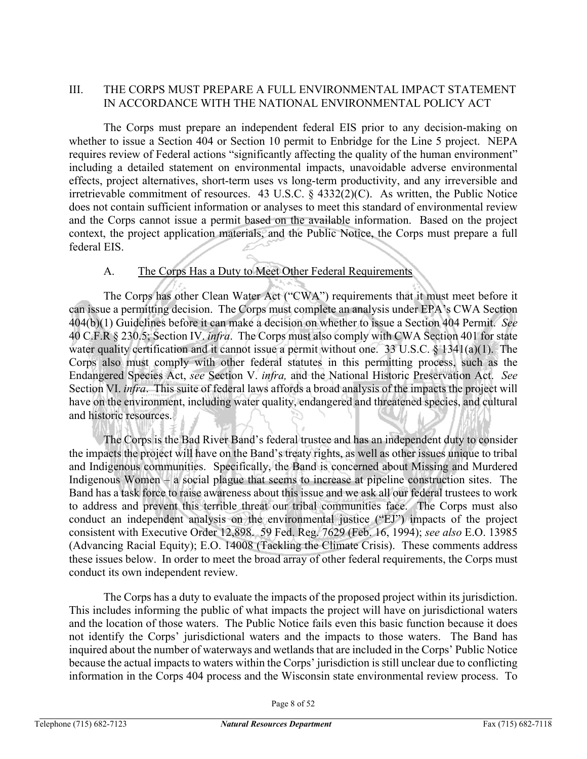## III. THE CORPS MUST PREPARE A FULL ENVIRONMENTAL IMPACT STATEMENT IN ACCORDANCE WITH THE NATIONAL ENVIRONMENTAL POLICY ACT

The Corps must prepare an independent federal EIS prior to any decision-making on whether to issue a Section 404 or Section 10 permit to Enbridge for the Line 5 project. NEPA requires review of Federal actions "significantly affecting the quality of the human environment" including a detailed statement on environmental impacts, unavoidable adverse environmental effects, project alternatives, short-term uses vs long-term productivity, and any irreversible and irretrievable commitment of resources. 43 U.S.C. § 4332(2)(C). As written, the Public Notice does not contain sufficient information or analyses to meet this standard of environmental review and the Corps cannot issue a permit based on the available information. Based on the project context, the project application materials, and the Public Notice, the Corps must prepare a full federal EIS.

### A. <u>The Corps Has a Duty to Meet Other Federal Requirements</u>

The Corps has other Clean Water Act ("CWA") requirements that it must meet before it can issue a permitting decision. The Corps must complete an analysis under EPA's CWA Section 404(b)(1) Guidelines before it can make a decision on whether to issue a Section 404 Permit. *See* 40 C.F.R § 230.5; Section IV. *infra*. The Corps must also comply with CWA Section 401 for state water quality certification and it cannot issue a permit without one. 33 U.S.C. § 1341(a)(1). The Corps also must comply with other federal statutes in this permitting process, such as the Endangered Species Act, *see* Section V. *infra,* and the National Historic Preservation Act. *See* Section VI. *infra*. This suite of federal laws affords a broad analysis of the impacts the project will have on the environment, including water quality, endangered and threatened species, and cultural and historic resources.

The Corps is the Bad River Band's federal trustee and has an independent duty to consider the impacts the project will have on the Band's treaty rights, as well as other issues unique to tribal and Indigenous communities. Specifically, the Band is concerned about Missing and Murdered Indigenous Women – a social plague that seems to increase at pipeline construction sites. The Band has a task force to raise awareness about this issue and we ask all our federal trustees to work to address and prevent this terrible threat our tribal communities face. The Corps must also conduct an independent analysis on the environmental justice ("EJ") impacts of the project consistent with Executive Order 12,898. 59 Fed. Reg. 7629 (Feb. 16, 1994); *see also* E.O. 13985 (Advancing Racial Equity); E.O. 14008 (Tackling the Climate Crisis). These comments address these issues below. In order to meet the broad array of other federal requirements, the Corps must conduct its own independent review.

The Corps has a duty to evaluate the impacts of the proposed project within its jurisdiction. This includes informing the public of what impacts the project will have on jurisdictional waters and the location of those waters. The Public Notice fails even this basic function because it does not identify the Corps' jurisdictional waters and the impacts to those waters. The Band has inquired about the number of waterways and wetlands that are included in the Corps' Public Notice because the actual impacts to waters within the Corps' jurisdiction is still unclear due to conflicting information in the Corps 404 process and the Wisconsin state environmental review process. To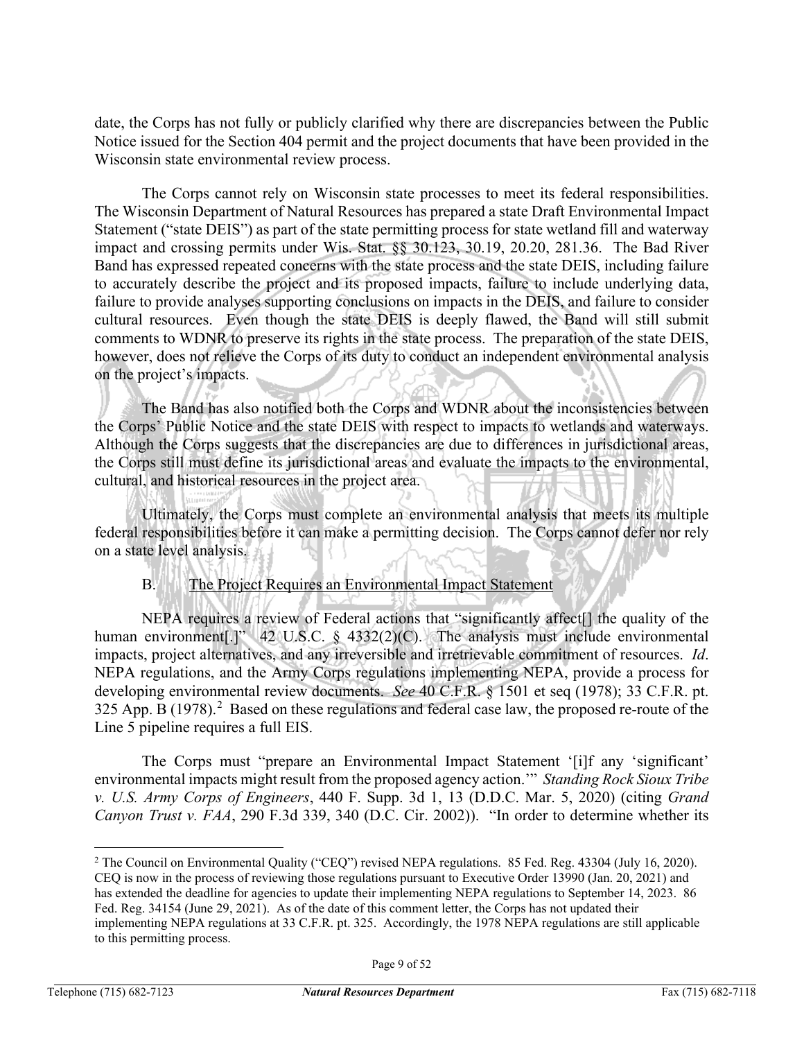date, the Corps has not fully or publicly clarified why there are discrepancies between the Public Notice issued for the Section 404 permit and the project documents that have been provided in the Wisconsin state environmental review process.

The Corps cannot rely on Wisconsin state processes to meet its federal responsibilities. The Wisconsin Department of Natural Resources has prepared a state Draft Environmental Impact Statement ("state DEIS") as part of the state permitting process for state wetland fill and waterway impact and crossing permits under Wis. Stat. §§ 30.123, 30.19, 20.20, 281.36. The Bad River Band has expressed repeated concerns with the state process and the state DEIS, including failure to accurately describe the project and its proposed impacts, failure to include underlying data, failure to provide analyses supporting conclusions on impacts in the DEIS, and failure to consider cultural resources. Even though the state DEIS is deeply flawed, the Band will still submit comments to WDNR to preserve its rights in the state process. The preparation of the state DEIS, however, does not relieve the Corps of its duty to conduct an independent environmental analysis on the project's impacts.

The Band has also notified both the Corps and WDNR about the inconsistencies between the Corps' Public Notice and the state DEIS with respect to impacts to wetlands and waterways. Although the Corps suggests that the discrepancies are due to differences in jurisdictional areas, the Corps still must define its jurisdictional areas and evaluate the impacts to the environmental, cultural, and historical resources in the project area.

Ultimately, the Corps must complete an environmental analysis that meets its multiple federal responsibilities before it can make a permitting decision. The Corps cannot defer nor rely on a state level analysis.

B. <u>The Project Requires an Environmental Impact Statement</u>

NEPA requires a review of Federal actions that "significantly affect[] the quality of the human environment[.]" 42 U.S.C. § 4332(2)(C). The analysis must include environmental impacts, project alternatives, and any irreversible and irretrievable commitment of resources. *Id*. NEPA regulations, and the Army Corps regulations implementing NEPA, provide a process for developing environmental review documents. *See* 40 C.F.R. § 1501 et seq (1978); 33 C.F.R. pt. 325 App. B (1978).[2] Based on these regulations and federal case law, the proposed re-route of the Line 5 pipeline requires a full EIS.

The Corps must "prepare an Environmental Impact Statement '[i]f any 'significant' environmental impacts might result from the proposed agency action.'" *Standing Rock Sioux Tribe v. U.S. Army Corps of Engineers*, 440 F. Supp. 3d 1, 13 (D.D.C. Mar. 5, 2020) (citing *Grand Canyon Trust v. FAA*, 290 F.3d 339, 340 (D.C. Cir. 2002)). "In order to determine whether its

---

[2] The Council on Environmental Quality ("CEQ") revised NEPA regulations. 85 Fed. Reg. 43304 (July 16, 2020). CEQ is now in the process of reviewing those regulations pursuant to Executive Order 13990 (Jan. 20, 2021) and has extended the deadline for agencies to update their implementing NEPA regulations to September 14, 2023. 86 Fed. Reg. 34154 (June 29, 2021). As of the date of this comment letter, the Corps has not updated their implementing NEPA regulations at 33 C.F.R. pt. 325. Accordingly, the 1978 NEPA regulations are still applicable to this permitting process.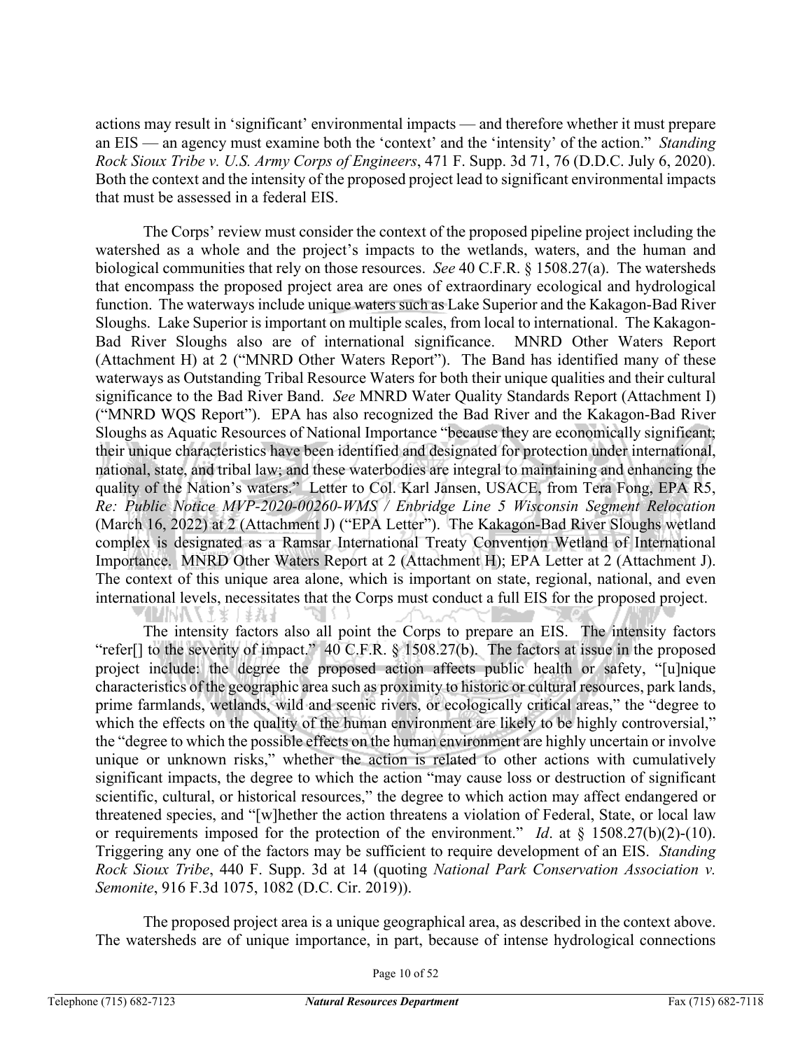actions may result in 'significant' environmental impacts — and therefore whether it must prepare an EIS — an agency must examine both the 'context' and the 'intensity' of the action." *Standing Rock Sioux Tribe v. U.S. Army Corps of Engineers*, 471 F. Supp. 3d 71, 76 (D.D.C. July 6, 2020). Both the context and the intensity of the proposed project lead to significant environmental impacts that must be assessed in a federal EIS.

The Corps' review must consider the context of the proposed pipeline project including the watershed as a whole and the project's impacts to the wetlands, waters, and the human and biological communities that rely on those resources. *See* 40 C.F.R. § 1508.27(a). The watersheds that encompass the proposed project area are ones of extraordinary ecological and hydrological function. The waterways include unique waters such as Lake Superior and the Kakagon-Bad River Sloughs. Lake Superior is important on multiple scales, from local to international. The Kakagon-Bad River Sloughs also are of international significance. MNRD Other Waters Report (Attachment H) at 2 ("MNRD Other Waters Report"). The Band has identified many of these waterways as Outstanding Tribal Resource Waters for both their unique qualities and their cultural significance to the Bad River Band. *See* MNRD Water Quality Standards Report (Attachment I) ("MNRD WQS Report"). EPA has also recognized the Bad River and the Kakagon-Bad River Sloughs as Aquatic Resources of National Importance "because they are economically significant; their unique characteristics have been identified and designated for protection under international, national, state, and tribal law; and these waterbodies are integral to maintaining and enhancing the quality of the Nation's waters." Letter to Col. Karl Jansen, USACE, from Tera Fong, EPA R5, *Re: Public Notice MVP-2020-00260-WMS / Enbridge Line 5 Wisconsin Segment Relocation* (March 16, 2022) at 2 (Attachment J) ("EPA Letter"). The Kakagon-Bad River Sloughs wetland complex is designated as a Ramsar International Treaty Convention Wetland of International Importance. MNRD Other Waters Report at 2 (Attachment H); EPA Letter at 2 (Attachment J). The context of this unique area alone, which is important on state, regional, national, and even international levels, necessitates that the Corps must conduct a full EIS for the proposed project.

The intensity factors also all point the Corps to prepare an EIS. The intensity factors "refer[] to the severity of impact." 40 C.F.R. § 1508.27(b). The factors at issue in the proposed project include: the degree the proposed action affects public health or safety, "[u]nique characteristics of the geographic area such as proximity to historic or cultural resources, park lands, prime farmlands, wetlands, wild and scenic rivers, or ecologically critical areas," the "degree to which the effects on the quality of the human environment are likely to be highly controversial," the "degree to which the possible effects on the human environment are highly uncertain or involve unique or unknown risks," whether the action is related to other actions with cumulatively significant impacts, the degree to which the action "may cause loss or destruction of significant scientific, cultural, or historical resources," the degree to which action may affect endangered or threatened species, and "[w]hether the action threatens a violation of Federal, State, or local law or requirements imposed for the protection of the environment." *Id*. at § 1508.27(b)(2)-(10). Triggering any one of the factors may be sufficient to require development of an EIS. *Standing Rock Sioux Tribe*, 440 F. Supp. 3d at 14 (quoting *National Park Conservation Association v. Semonite*, 916 F.3d 1075, 1082 (D.C. Cir. 2019)).

The proposed project area is a unique geographical area, as described in the context above. The watersheds are of unique importance, in part, because of intense hydrological connections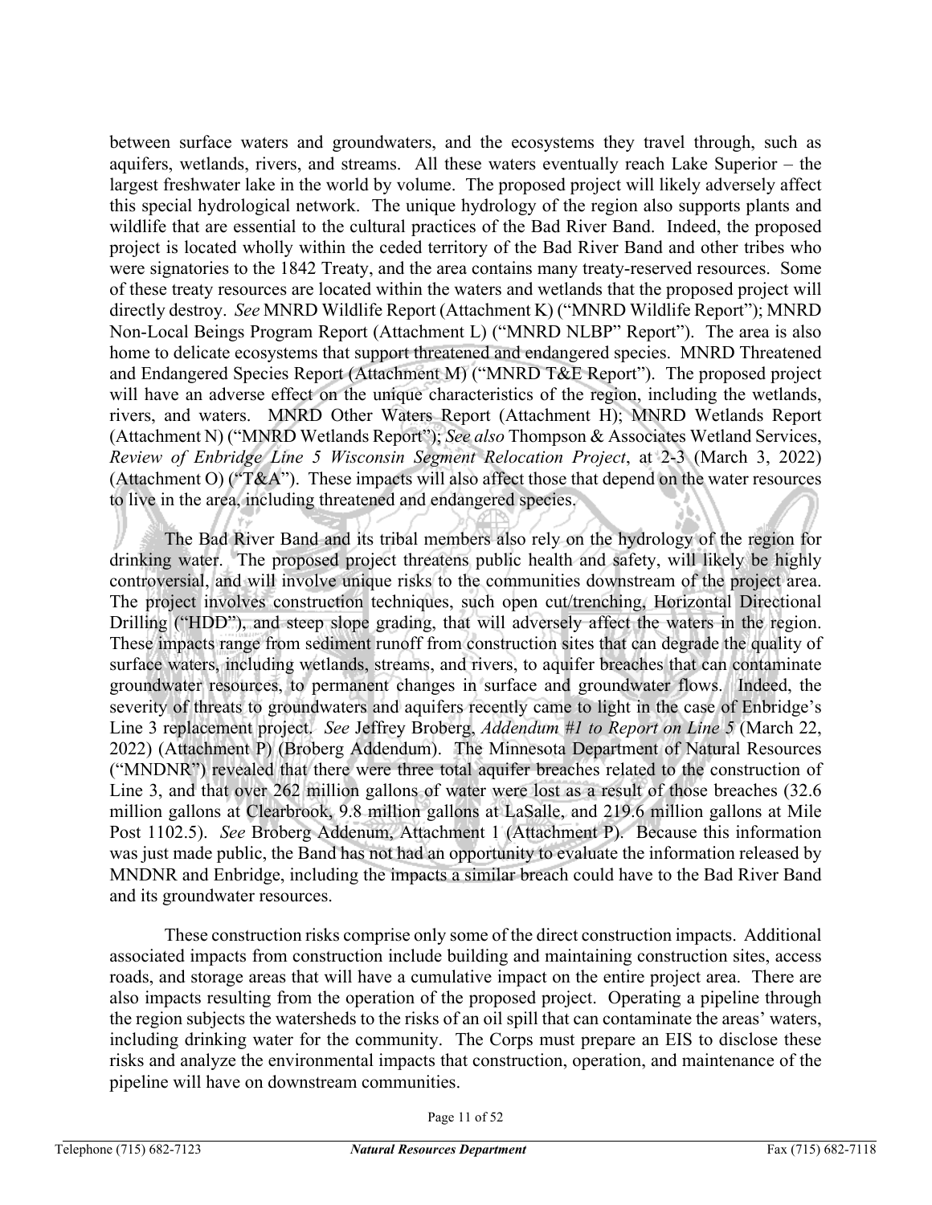between surface waters and groundwaters, and the ecosystems they travel through, such as aquifers, wetlands, rivers, and streams. All these waters eventually reach Lake Superior – the largest freshwater lake in the world by volume. The proposed project will likely adversely affect this special hydrological network. The unique hydrology of the region also supports plants and wildlife that are essential to the cultural practices of the Bad River Band. Indeed, the proposed project is located wholly within the ceded territory of the Bad River Band and other tribes who were signatories to the 1842 Treaty, and the area contains many treaty-reserved resources. Some of these treaty resources are located within the waters and wetlands that the proposed project will directly destroy. *See* MNRD Wildlife Report (Attachment K) ("MNRD Wildlife Report"); MNRD Non-Local Beings Program Report (Attachment L) ("MNRD NLBP" Report"). The area is also home to delicate ecosystems that support threatened and endangered species. MNRD Threatened and Endangered Species Report (Attachment M) ("MNRD T&E Report"). The proposed project will have an adverse effect on the unique characteristics of the region, including the wetlands, rivers, and waters. MNRD Other Waters Report (Attachment H); MNRD Wetlands Report (Attachment N) ("MNRD Wetlands Report"); *See also* Thompson & Associates Wetland Services, *Review of Enbridge Line 5 Wisconsin Segment Relocation Project*, at 2-3 (March 3, 2022) (Attachment O) ("T&A"). These impacts will also affect those that depend on the water resources to live in the area, including threatened and endangered species.

The Bad River Band and its tribal members also rely on the hydrology of the region for drinking water. The proposed project threatens public health and safety, will likely be highly controversial, and will involve unique risks to the communities downstream of the project area. The project involves construction techniques, such open cut/trenching, Horizontal Directional Drilling ("HDD"), and steep slope grading, that will adversely affect the waters in the region. These impacts range from sediment runoff from construction sites that can degrade the quality of surface waters, including wetlands, streams, and rivers, to aquifer breaches that can contaminate groundwater resources, to permanent changes in surface and groundwater flows. Indeed, the severity of threats to groundwaters and aquifers recently came to light in the case of Enbridge's Line 3 replacement project. *See* Jeffrey Broberg, *Addendum #1 to Report on Line 5* (March 22, 2022) (Attachment P) (Broberg Addendum). The Minnesota Department of Natural Resources ("MNDNR") revealed that there were three total aquifer breaches related to the construction of Line 3, and that over 262 million gallons of water were lost as a result of those breaches (32.6 million gallons at Clearbrook, 9.8 million gallons at LaSalle, and 219.6 million gallons at Mile Post 1102.5). *See* Broberg Addenum, Attachment 1 (Attachment P). Because this information was just made public, the Band has not had an opportunity to evaluate the information released by MNDNR and Enbridge, including the impacts a similar breach could have to the Bad River Band and its groundwater resources.

These construction risks comprise only some of the direct construction impacts. Additional associated impacts from construction include building and maintaining construction sites, access roads, and storage areas that will have a cumulative impact on the entire project area. There are also impacts resulting from the operation of the proposed project. Operating a pipeline through the region subjects the watersheds to the risks of an oil spill that can contaminate the areas' waters, including drinking water for the community. The Corps must prepare an EIS to disclose these risks and analyze the environmental impacts that construction, operation, and maintenance of the pipeline will have on downstream communities.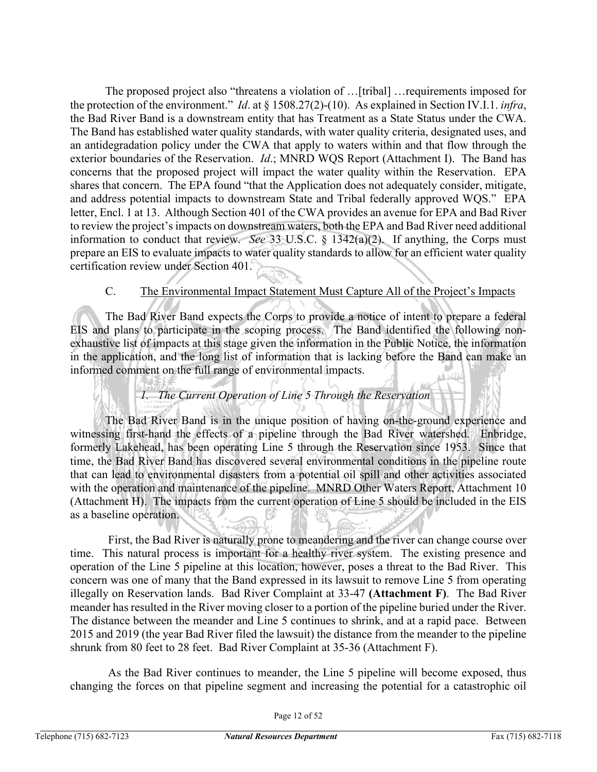The proposed project also "threatens a violation of …[tribal] …requirements imposed for the protection of the environment." *Id*. at § 1508.27(2)-(10). As explained in Section IV.I.1. *infra*, the Bad River Band is a downstream entity that has Treatment as a State Status under the CWA. The Band has established water quality standards, with water quality criteria, designated uses, and an antidegradation policy under the CWA that apply to waters within and that flow through the exterior boundaries of the Reservation. *Id*.; MNRD WQS Report (Attachment I). The Band has concerns that the proposed project will impact the water quality within the Reservation. EPA shares that concern. The EPA found "that the Application does not adequately consider, mitigate, and address potential impacts to downstream State and Tribal federally approved WQS." EPA letter, Encl. 1 at 13. Although Section 401 of the CWA provides an avenue for EPA and Bad River to review the project's impacts on downstream waters, both the EPA and Bad River need additional information to conduct that review. *See* 33 U.S.C. § 1342(a)(2). If anything, the Corps must prepare an EIS to evaluate impacts to water quality standards to allow for an efficient water quality certification review under Section 401.

## C. The Environmental Impact Statement Must Capture All of the Project's Impacts

The Bad River Band expects the Corps to provide a notice of intent to prepare a federal EIS and plans to participate in the scoping process. The Band identified the following non-exhaustive list of impacts at this stage given the information in the Public Notice, the information in the application, and the long list of information that is lacking before the Band can make an informed comment on the full range of environmental impacts.

### *1. The Current Operation of Line 5 Through the Reservation*

The Bad River Band is in the unique position of having on-the-ground experience and witnessing first-hand the effects of a pipeline through the Bad River watershed. Enbridge, formerly Lakehead, has been operating Line 5 through the Reservation since 1953. Since that time, the Bad River Band has discovered several environmental conditions in the pipeline route that can lead to environmental disasters from a potential oil spill and other activities associated with the operation and maintenance of the pipeline. MNRD Other Waters Report, Attachment 10 (Attachment H). The impacts from the current operation of Line 5 should be included in the EIS as a baseline operation.

First, the Bad River is naturally prone to meandering and the river can change course over time. This natural process is important for a healthy river system. The existing presence and operation of the Line 5 pipeline at this location, however, poses a threat to the Bad River. This concern was one of many that the Band expressed in its lawsuit to remove Line 5 from operating illegally on Reservation lands. Bad River Complaint at 33-47 **(Attachment F)**. The Bad River meander has resulted in the River moving closer to a portion of the pipeline buried under the River. The distance between the meander and Line 5 continues to shrink, and at a rapid pace. Between 2015 and 2019 (the year Bad River filed the lawsuit) the distance from the meander to the pipeline shrunk from 80 feet to 28 feet. Bad River Complaint at 35-36 (Attachment F).

As the Bad River continues to meander, the Line 5 pipeline will become exposed, thus changing the forces on that pipeline segment and increasing the potential for a catastrophic oil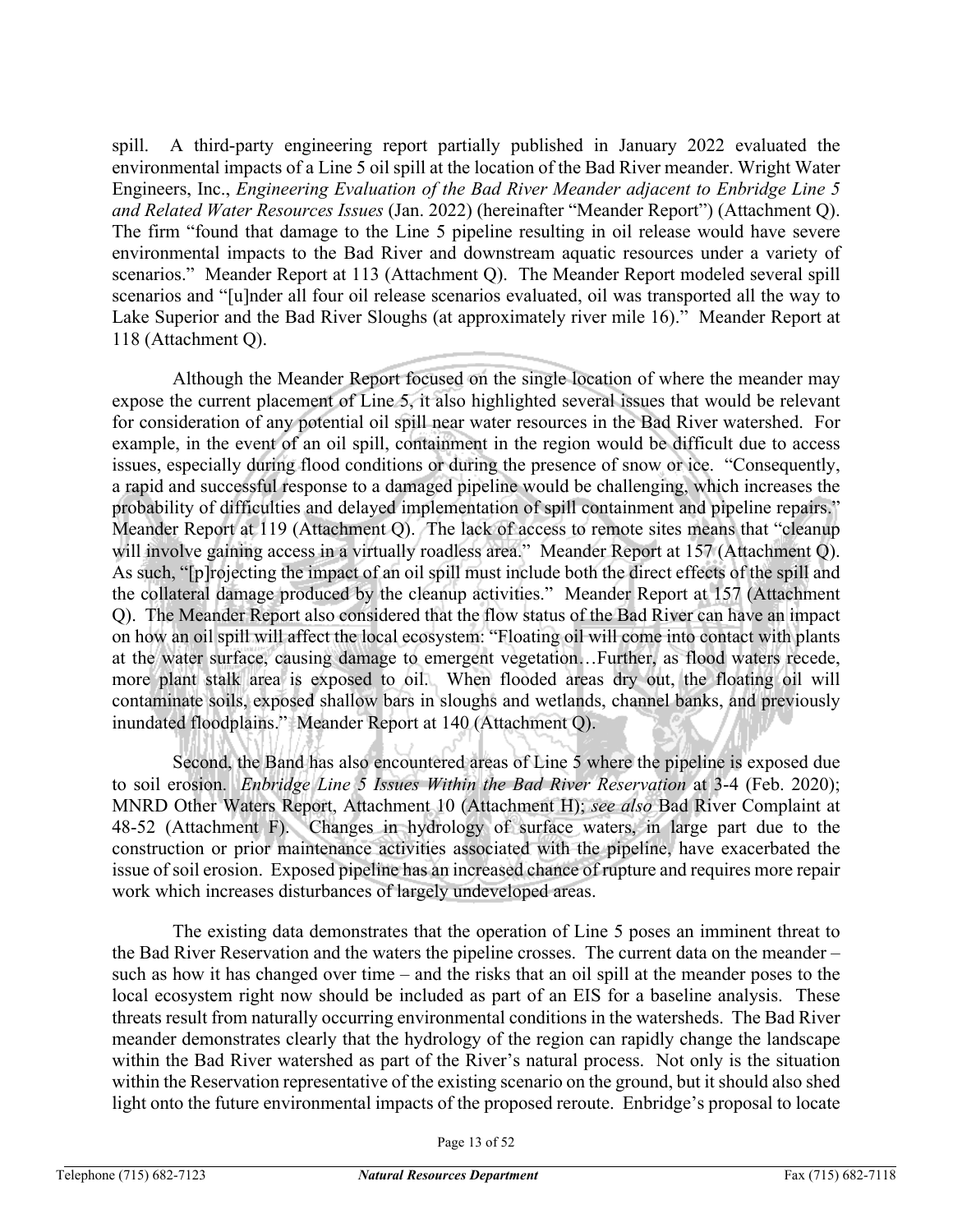spill. A third-party engineering report partially published in January 2022 evaluated the environmental impacts of a Line 5 oil spill at the location of the Bad River meander. Wright Water Engineers, Inc., *Engineering Evaluation of the Bad River Meander adjacent to Enbridge Line 5 and Related Water Resources Issues* (Jan. 2022) (hereinafter "Meander Report") (Attachment Q). The firm "found that damage to the Line 5 pipeline resulting in oil release would have severe environmental impacts to the Bad River and downstream aquatic resources under a variety of scenarios." Meander Report at 113 (Attachment Q). The Meander Report modeled several spill scenarios and "[u]nder all four oil release scenarios evaluated, oil was transported all the way to Lake Superior and the Bad River Sloughs (at approximately river mile 16)." Meander Report at 118 (Attachment Q).

Although the Meander Report focused on the single location of where the meander may expose the current placement of Line 5, it also highlighted several issues that would be relevant for consideration of any potential oil spill near water resources in the Bad River watershed. For example, in the event of an oil spill, containment in the region would be difficult due to access issues, especially during flood conditions or during the presence of snow or ice. "Consequently, a rapid and successful response to a damaged pipeline would be challenging, which increases the probability of difficulties and delayed implementation of spill containment and pipeline repairs." Meander Report at 119 (Attachment Q). The lack of access to remote sites means that "cleanup will involve gaining access in a virtually roadless area." Meander Report at 157 (Attachment Q). As such, "[p]rojecting the impact of an oil spill must include both the direct effects of the spill and the collateral damage produced by the cleanup activities." Meander Report at 157 (Attachment Q). The Meander Report also considered that the flow status of the Bad River can have an impact on how an oil spill will affect the local ecosystem: "Floating oil will come into contact with plants at the water surface, causing damage to emergent vegetation…Further, as flood waters recede, more plant stalk area is exposed to oil. When flooded areas dry out, the floating oil will contaminate soils, exposed shallow bars in sloughs and wetlands, channel banks, and previously inundated floodplains." Meander Report at 140 (Attachment Q).

Second, the Band has also encountered areas of Line 5 where the pipeline is exposed due to soil erosion. *Enbridge Line 5 Issues Within the Bad River Reservation* at 3-4 (Feb. 2020); MNRD Other Waters Report, Attachment 10 (Attachment H); *see also* Bad River Complaint at 48-52 (Attachment F). Changes in hydrology of surface waters, in large part due to the construction or prior maintenance activities associated with the pipeline, have exacerbated the issue of soil erosion. Exposed pipeline has an increased chance of rupture and requires more repair work which increases disturbances of largely undeveloped areas.

The existing data demonstrates that the operation of Line 5 poses an imminent threat to the Bad River Reservation and the waters the pipeline crosses. The current data on the meander – such as how it has changed over time – and the risks that an oil spill at the meander poses to the local ecosystem right now should be included as part of an EIS for a baseline analysis. These threats result from naturally occurring environmental conditions in the watersheds. The Bad River meander demonstrates clearly that the hydrology of the region can rapidly change the landscape within the Bad River watershed as part of the River's natural process. Not only is the situation within the Reservation representative of the existing scenario on the ground, but it should also shed light onto the future environmental impacts of the proposed reroute. Enbridge's proposal to locate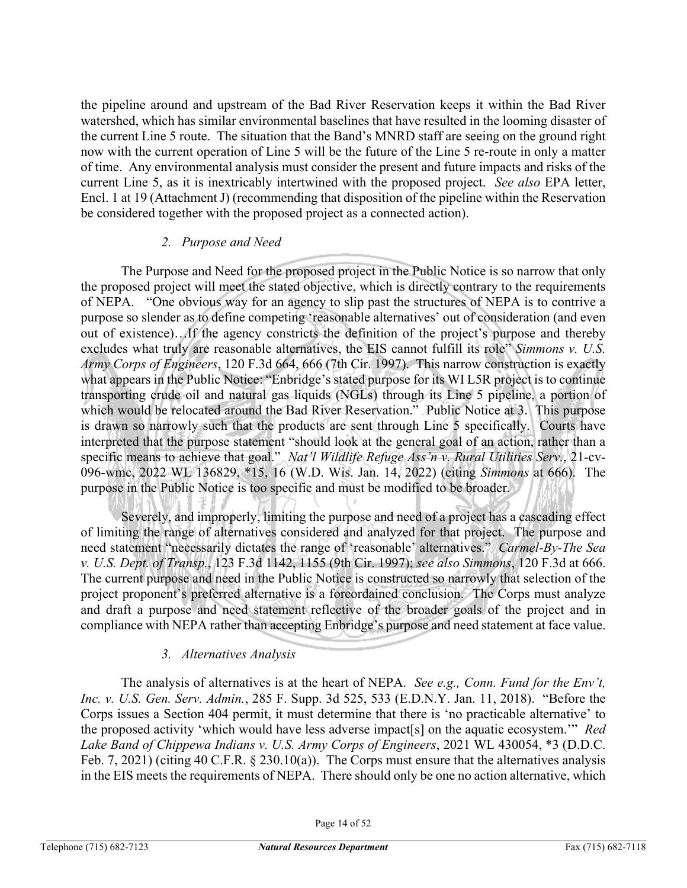the pipeline around and upstream of the Bad River Reservation keeps it within the Bad River watershed, which has similar environmental baselines that have resulted in the looming disaster of the current Line 5 route. The situation that the Band's MNRD staff are seeing on the ground right now with the current operation of Line 5 will be the future of the Line 5 re-route in only a matter of time. Any environmental analysis must consider the present and future impacts and risks of the current Line 5, as it is inextricably intertwined with the proposed project. *See also* EPA letter, Encl. 1 at 19 (Attachment J) (recommending that disposition of the pipeline within the Reservation be considered together with the proposed project as a connected action).

### *2. Purpose and Need*

The Purpose and Need for the proposed project in the Public Notice is so narrow that only the proposed project will meet the stated objective, which is directly contrary to the requirements of NEPA. "One obvious way for an agency to slip past the structures of NEPA is to contrive a purpose so slender as to define competing 'reasonable alternatives' out of consideration (and even out of existence)…If the agency constricts the definition of the project's purpose and thereby excludes what truly are reasonable alternatives, the EIS cannot fulfill its role" *Simmons v. U.S. Army Corps of Engineers*, 120 F.3d 664, 666 (7th Cir. 1997). This narrow construction is exactly what appears in the Public Notice: "Enbridge's stated purpose for its WI L5R project is to continue transporting crude oil and natural gas liquids (NGLs) through its Line 5 pipeline, a portion of which would be relocated around the Bad River Reservation." Public Notice at 3. This purpose is drawn so narrowly such that the products are sent through Line 5 specifically. Courts have interpreted that the purpose statement "should look at the general goal of an action, rather than a specific means to achieve that goal." *Nat'l Wildlife Refuge Ass'n v. Rural Utilities Serv.*, 21-cv-096-wmc, 2022 WL 136829, \*15, 16 (W.D. Wis. Jan. 14, 2022) (citing *Simmons* at 666). The purpose in the Public Notice is too specific and must be modified to be broader.

Severely, and improperly, limiting the purpose and need of a project has a cascading effect of limiting the range of alternatives considered and analyzed for that project. The purpose and need statement "necessarily dictates the range of 'reasonable' alternatives." *Carmel-By-The Sea v. U.S. Dept. of Transp.*, 123 F.3d 1142, 1155 (9th Cir. 1997); *see also Simmons*, 120 F.3d at 666. The current purpose and need in the Public Notice is constructed so narrowly that selection of the project proponent's preferred alternative is a foreordained conclusion. The Corps must analyze and draft a purpose and need statement reflective of the broader goals of the project and in compliance with NEPA rather than accepting Enbridge's purpose and need statement at face value.

### *3. Alternatives Analysis*

The analysis of alternatives is at the heart of NEPA. *See e.g., Conn. Fund for the Env't, Inc. v. U.S. Gen. Serv. Admin.*, 285 F. Supp. 3d 525, 533 (E.D.N.Y. Jan. 11, 2018). "Before the Corps issues a Section 404 permit, it must determine that there is 'no practicable alternative' to the proposed activity 'which would have less adverse impact[s] on the aquatic ecosystem.'" *Red Lake Band of Chippewa Indians v. U.S. Army Corps of Engineers*, 2021 WL 430054, \*3 (D.D.C. Feb. 7, 2021) (citing 40 C.F.R. § 230.10(a)). The Corps must ensure that the alternatives analysis in the EIS meets the requirements of NEPA. There should only be one no action alternative, which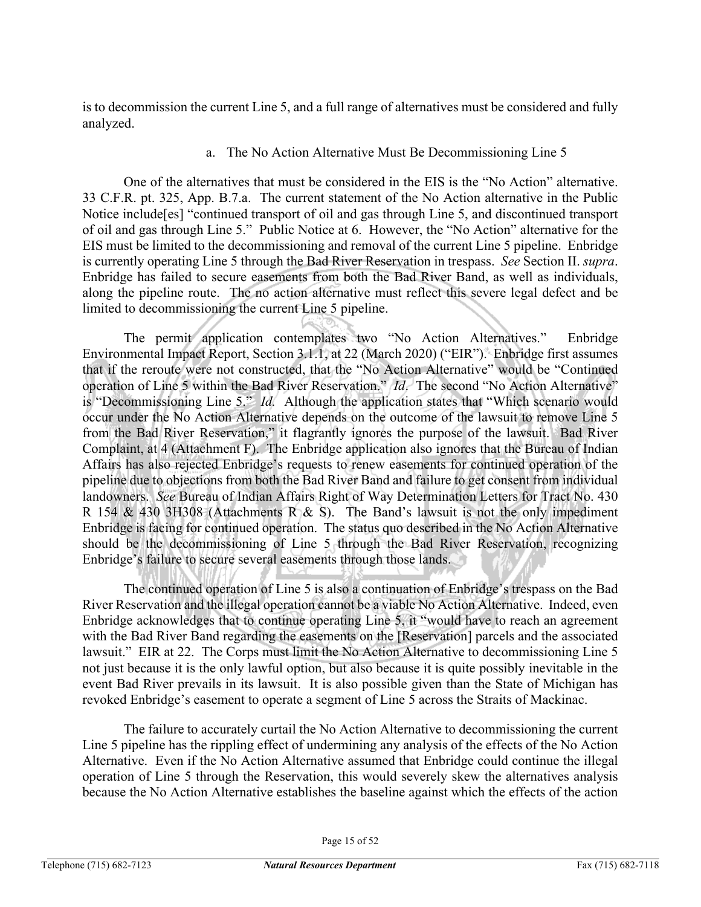is to decommission the current Line 5, and a full range of alternatives must be considered and fully analyzed.

### a. The No Action Alternative Must Be Decommissioning Line 5

One of the alternatives that must be considered in the EIS is the "No Action" alternative. 33 C.F.R. pt. 325, App. B.7.a. The current statement of the No Action alternative in the Public Notice include[es] "continued transport of oil and gas through Line 5, and discontinued transport of oil and gas through Line 5." Public Notice at 6. However, the "No Action" alternative for the EIS must be limited to the decommissioning and removal of the current Line 5 pipeline. Enbridge is currently operating Line 5 through the Bad River Reservation in trespass. *See* Section II. *supra*. Enbridge has failed to secure easements from both the Bad River Band, as well as individuals, along the pipeline route. The no action alternative must reflect this severe legal defect and be limited to decommissioning the current Line 5 pipeline.

The permit application contemplates two "No Action Alternatives." Enbridge Environmental Impact Report, Section 3.1.1, at 22 (March 2020) ("EIR"). Enbridge first assumes that if the reroute were not constructed, that the "No Action Alternative" would be "Continued operation of Line 5 within the Bad River Reservation." *Id*. The second "No Action Alternative" is "Decommissioning Line 5." *Id.* Although the application states that "Which scenario would occur under the No Action Alternative depends on the outcome of the lawsuit to remove Line 5 from the Bad River Reservation," it flagrantly ignores the purpose of the lawsuit. Bad River Complaint, at 4 (Attachment F). The Enbridge application also ignores that the Bureau of Indian Affairs has also rejected Enbridge's requests to renew easements for continued operation of the pipeline due to objections from both the Bad River Band and failure to get consent from individual landowners. *See* Bureau of Indian Affairs Right of Way Determination Letters for Tract No. 430 R 154 & 430 3H308 (Attachments R & S). The Band's lawsuit is not the only impediment Enbridge is facing for continued operation. The status quo described in the No Action Alternative should be the decommissioning of Line 5 through the Bad River Reservation, recognizing Enbridge's failure to secure several easements through those lands.

The continued operation of Line 5 is also a continuation of Enbridge's trespass on the Bad River Reservation and the illegal operation cannot be a viable No Action Alternative. Indeed, even Enbridge acknowledges that to continue operating Line 5, it "would have to reach an agreement with the Bad River Band regarding the easements on the [Reservation] parcels and the associated lawsuit." EIR at 22. The Corps must limit the No Action Alternative to decommissioning Line 5 not just because it is the only lawful option, but also because it is quite possibly inevitable in the event Bad River prevails in its lawsuit. It is also possible given than the State of Michigan has revoked Enbridge's easement to operate a segment of Line 5 across the Straits of Mackinac.

The failure to accurately curtail the No Action Alternative to decommissioning the current Line 5 pipeline has the rippling effect of undermining any analysis of the effects of the No Action Alternative. Even if the No Action Alternative assumed that Enbridge could continue the illegal operation of Line 5 through the Reservation, this would severely skew the alternatives analysis because the No Action Alternative establishes the baseline against which the effects of the action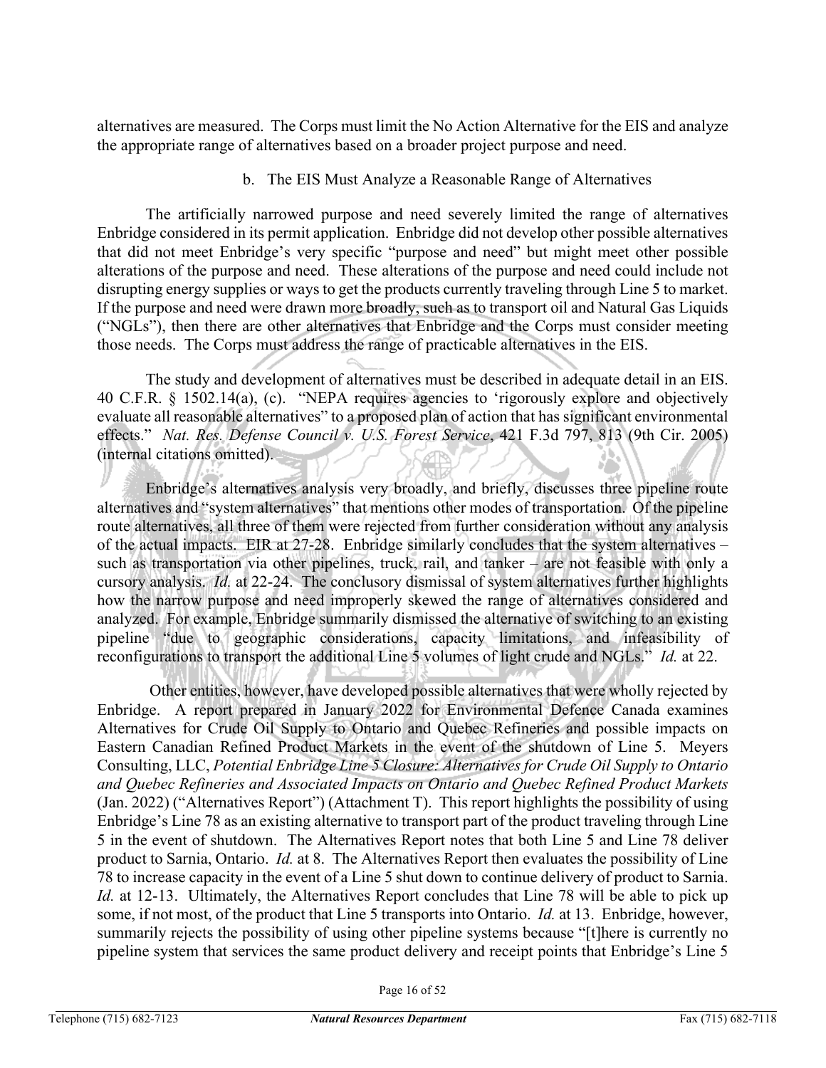alternatives are measured. The Corps must limit the No Action Alternative for the EIS and analyze the appropriate range of alternatives based on a broader project purpose and need.

b. The EIS Must Analyze a Reasonable Range of Alternatives

The artificially narrowed purpose and need severely limited the range of alternatives Enbridge considered in its permit application. Enbridge did not develop other possible alternatives that did not meet Enbridge's very specific "purpose and need" but might meet other possible alterations of the purpose and need. These alterations of the purpose and need could include not disrupting energy supplies or ways to get the products currently traveling through Line 5 to market. If the purpose and need were drawn more broadly, such as to transport oil and Natural Gas Liquids ("NGLs"), then there are other alternatives that Enbridge and the Corps must consider meeting those needs. The Corps must address the range of practicable alternatives in the EIS.

The study and development of alternatives must be described in adequate detail in an EIS. 40 C.F.R. § 1502.14(a), (c). "NEPA requires agencies to 'rigorously explore and objectively evaluate all reasonable alternatives" to a proposed plan of action that has significant environmental effects." *Nat. Res. Defense Council v. U.S. Forest Service*, 421 F.3d 797, 813 (9th Cir. 2005) (internal citations omitted).

Enbridge's alternatives analysis very broadly, and briefly, discusses three pipeline route alternatives and "system alternatives" that mentions other modes of transportation. Of the pipeline route alternatives, all three of them were rejected from further consideration without any analysis of the actual impacts. EIR at 27-28. Enbridge similarly concludes that the system alternatives – such as transportation via other pipelines, truck, rail, and tanker – are not feasible with only a cursory analysis. *Id.* at 22-24. The conclusory dismissal of system alternatives further highlights how the narrow purpose and need improperly skewed the range of alternatives considered and analyzed. For example, Enbridge summarily dismissed the alternative of switching to an existing pipeline "due to geographic considerations, capacity limitations, and infeasibility of reconfigurations to transport the additional Line 5 volumes of light crude and NGLs." *Id.* at 22.

Other entities, however, have developed possible alternatives that were wholly rejected by Enbridge. A report prepared in January 2022 for Environmental Defence Canada examines Alternatives for Crude Oil Supply to Ontario and Quebec Refineries and possible impacts on Eastern Canadian Refined Product Markets in the event of the shutdown of Line 5. Meyers Consulting, LLC, *Potential Enbridge Line 5 Closure: Alternatives for Crude Oil Supply to Ontario and Quebec Refineries and Associated Impacts on Ontario and Quebec Refined Product Markets* (Jan. 2022) ("Alternatives Report") (Attachment T). This report highlights the possibility of using Enbridge's Line 78 as an existing alternative to transport part of the product traveling through Line 5 in the event of shutdown. The Alternatives Report notes that both Line 5 and Line 78 deliver product to Sarnia, Ontario. *Id.* at 8. The Alternatives Report then evaluates the possibility of Line 78 to increase capacity in the event of a Line 5 shut down to continue delivery of product to Sarnia. *Id.* at 12-13. Ultimately, the Alternatives Report concludes that Line 78 will be able to pick up some, if not most, of the product that Line 5 transports into Ontario. *Id.* at 13. Enbridge, however, summarily rejects the possibility of using other pipeline systems because "[t]here is currently no pipeline system that services the same product delivery and receipt points that Enbridge's Line 5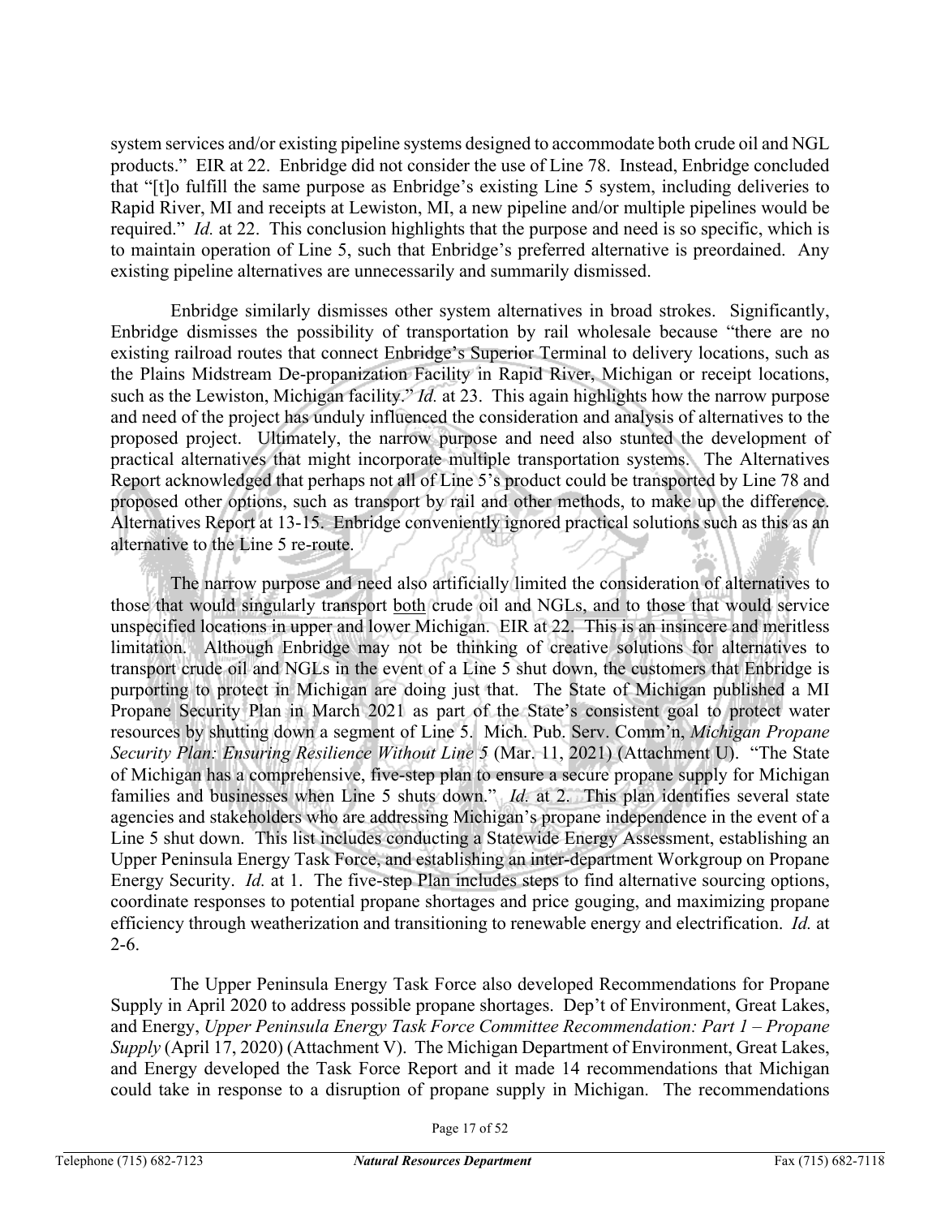system services and/or existing pipeline systems designed to accommodate both crude oil and NGL products." EIR at 22. Enbridge did not consider the use of Line 78. Instead, Enbridge concluded that "[t]o fulfill the same purpose as Enbridge's existing Line 5 system, including deliveries to Rapid River, MI and receipts at Lewiston, MI, a new pipeline and/or multiple pipelines would be required." *Id.* at 22. This conclusion highlights that the purpose and need is so specific, which is to maintain operation of Line 5, such that Enbridge's preferred alternative is preordained. Any existing pipeline alternatives are unnecessarily and summarily dismissed.

Enbridge similarly dismisses other system alternatives in broad strokes. Significantly, Enbridge dismisses the possibility of transportation by rail wholesale because "there are no existing railroad routes that connect Enbridge's Superior Terminal to delivery locations, such as the Plains Midstream De-propanization Facility in Rapid River, Michigan or receipt locations, such as the Lewiston, Michigan facility." *Id.* at 23. This again highlights how the narrow purpose and need of the project has unduly influenced the consideration and analysis of alternatives to the proposed project. Ultimately, the narrow purpose and need also stunted the development of practical alternatives that might incorporate multiple transportation systems. The Alternatives Report acknowledged that perhaps not all of Line 5's product could be transported by Line 78 and proposed other options, such as transport by rail and other methods, to make up the difference. Alternatives Report at 13-15. Enbridge conveniently ignored practical solutions such as this as an alternative to the Line 5 re-route.

The narrow purpose and need also artificially limited the consideration of alternatives to those that would singularly transport <u>both</u> crude oil and NGLs, and to those that would service unspecified locations in upper and lower Michigan. EIR at 22. This is an insincere and meritless limitation. Although Enbridge may not be thinking of creative solutions for alternatives to transport crude oil and NGLs in the event of a Line 5 shut down, the customers that Enbridge is purporting to protect in Michigan are doing just that. The State of Michigan published a MI Propane Security Plan in March 2021 as part of the State's consistent goal to protect water resources by shutting down a segment of Line 5. Mich. Pub. Serv. Comm'n, *Michigan Propane Security Plan: Ensuring Resilience Without Line 5* (Mar. 11, 2021) (Attachment U). "The State of Michigan has a comprehensive, five-step plan to ensure a secure propane supply for Michigan families and businesses when Line 5 shuts down." *Id.* at 2. This plan identifies several state agencies and stakeholders who are addressing Michigan's propane independence in the event of a Line 5 shut down. This list includes conducting a Statewide Energy Assessment, establishing an Upper Peninsula Energy Task Force, and establishing an inter-department Workgroup on Propane Energy Security. *Id.* at 1. The five-step Plan includes steps to find alternative sourcing options, coordinate responses to potential propane shortages and price gouging, and maximizing propane efficiency through weatherization and transitioning to renewable energy and electrification. *Id.* at 2-6.

The Upper Peninsula Energy Task Force also developed Recommendations for Propane Supply in April 2020 to address possible propane shortages. Dep't of Environment, Great Lakes, and Energy, *Upper Peninsula Energy Task Force Committee Recommendation: Part 1 – Propane Supply* (April 17, 2020) (Attachment V). The Michigan Department of Environment, Great Lakes, and Energy developed the Task Force Report and it made 14 recommendations that Michigan could take in response to a disruption of propane supply in Michigan. The recommendations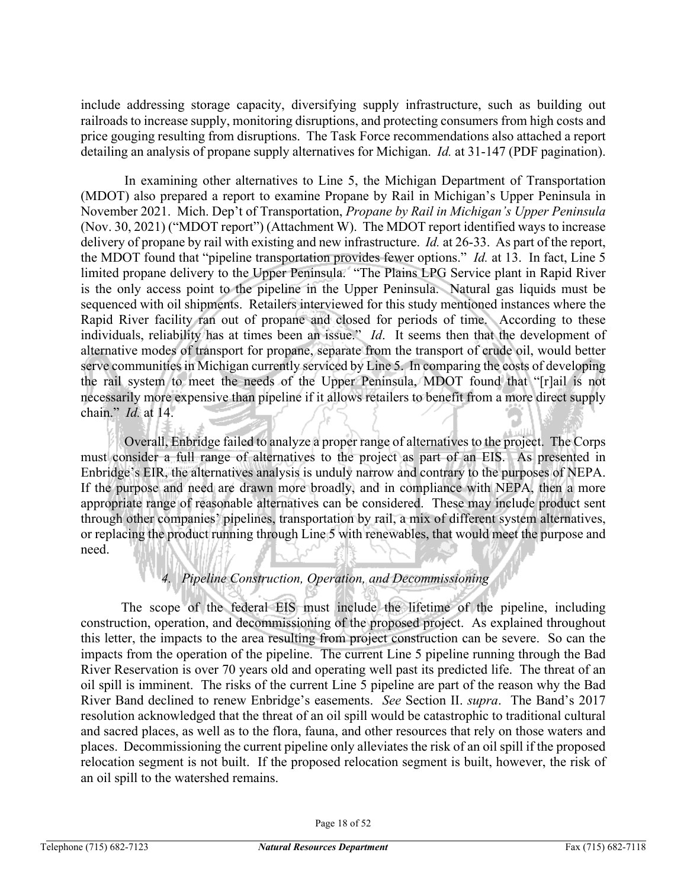include addressing storage capacity, diversifying supply infrastructure, such as building out railroads to increase supply, monitoring disruptions, and protecting consumers from high costs and price gouging resulting from disruptions. The Task Force recommendations also attached a report detailing an analysis of propane supply alternatives for Michigan. *Id.* at 31-147 (PDF pagination).

In examining other alternatives to Line 5, the Michigan Department of Transportation (MDOT) also prepared a report to examine Propane by Rail in Michigan's Upper Peninsula in November 2021. Mich. Dep't of Transportation, *Propane by Rail in Michigan's Upper Peninsula* (Nov. 30, 2021) ("MDOT report") (Attachment W). The MDOT report identified ways to increase delivery of propane by rail with existing and new infrastructure. *Id.* at 26-33. As part of the report, the MDOT found that "pipeline transportation provides fewer options." *Id.* at 13. In fact, Line 5 limited propane delivery to the Upper Peninsula. "The Plains LPG Service plant in Rapid River is the only access point to the pipeline in the Upper Peninsula. Natural gas liquids must be sequenced with oil shipments. Retailers interviewed for this study mentioned instances where the Rapid River facility ran out of propane and closed for periods of time. According to these individuals, reliability has at times been an issue." *Id*. It seems then that the development of alternative modes of transport for propane, separate from the transport of crude oil, would better serve communities in Michigan currently serviced by Line 5. In comparing the costs of developing the rail system to meet the needs of the Upper Peninsula, MDOT found that "[r]ail is not necessarily more expensive than pipeline if it allows retailers to benefit from a more direct supply chain." *Id.* at 14.

Overall, Enbridge failed to analyze a proper range of alternatives to the project. The Corps must consider a full range of alternatives to the project as part of an EIS. As presented in Enbridge's EIR, the alternatives analysis is unduly narrow and contrary to the purposes of NEPA. If the purpose and need are drawn more broadly, and in compliance with NEPA, then a more appropriate range of reasonable alternatives can be considered. These may include product sent through other companies' pipelines, transportation by rail, a mix of different system alternatives, or replacing the product running through Line 5 with renewables, that would meet the purpose and need.

#### *4. Pipeline Construction, Operation, and Decommissioning*

The scope of the federal EIS must include the lifetime of the pipeline, including construction, operation, and decommissioning of the proposed project. As explained throughout this letter, the impacts to the area resulting from project construction can be severe. So can the impacts from the operation of the pipeline. The current Line 5 pipeline running through the Bad River Reservation is over 70 years old and operating well past its predicted life. The threat of an oil spill is imminent. The risks of the current Line 5 pipeline are part of the reason why the Bad River Band declined to renew Enbridge's easements. *See* Section II. *supra*. The Band's 2017 resolution acknowledged that the threat of an oil spill would be catastrophic to traditional cultural and sacred places, as well as to the flora, fauna, and other resources that rely on those waters and places. Decommissioning the current pipeline only alleviates the risk of an oil spill if the proposed relocation segment is not built. If the proposed relocation segment is built, however, the risk of an oil spill to the watershed remains.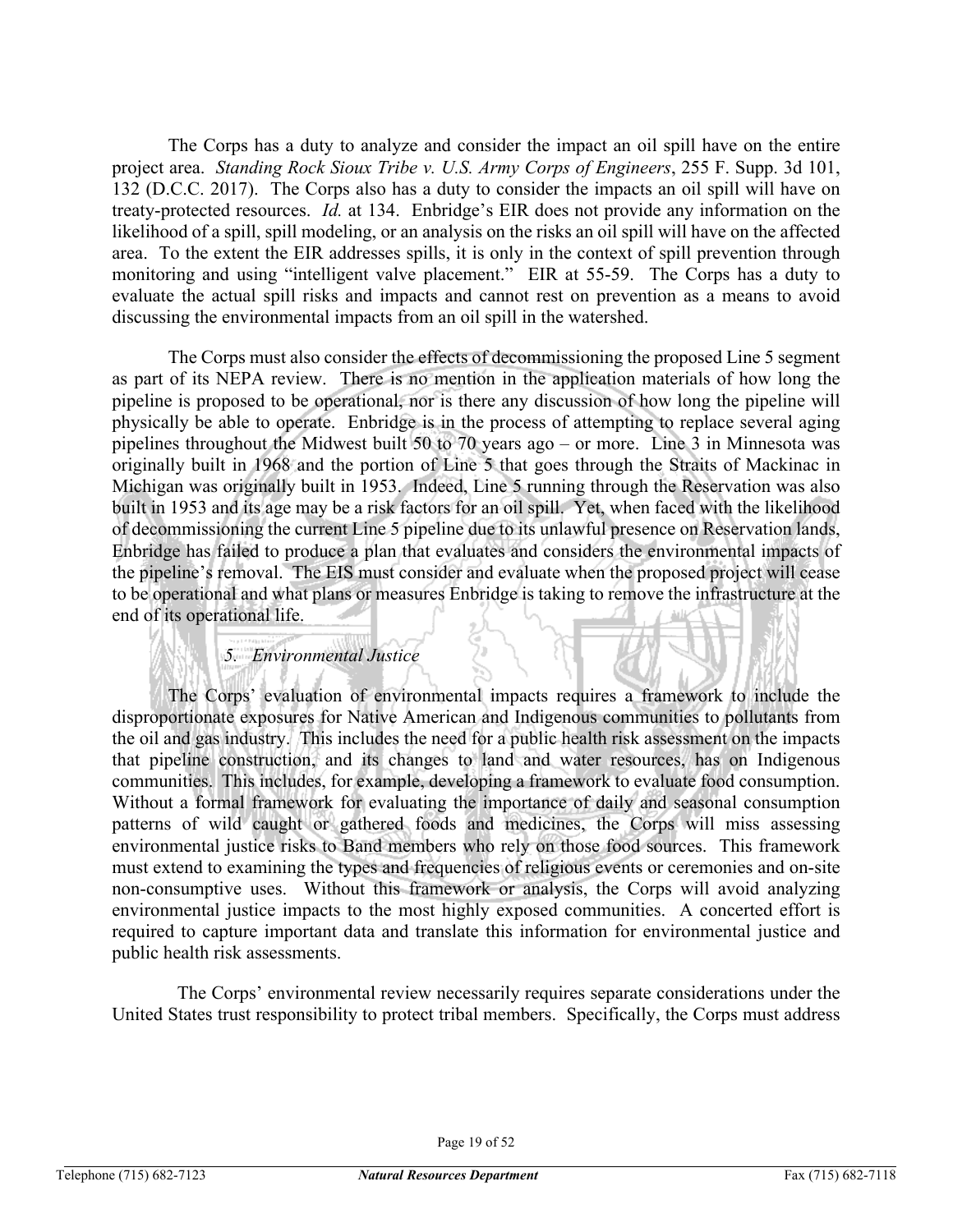The Corps has a duty to analyze and consider the impact an oil spill have on the entire project area. *Standing Rock Sioux Tribe v. U.S. Army Corps of Engineers*, 255 F. Supp. 3d 101, 132 (D.C.C. 2017). The Corps also has a duty to consider the impacts an oil spill will have on treaty-protected resources. *Id.* at 134. Enbridge's EIR does not provide any information on the likelihood of a spill, spill modeling, or an analysis on the risks an oil spill will have on the affected area. To the extent the EIR addresses spills, it is only in the context of spill prevention through monitoring and using "intelligent valve placement." EIR at 55-59. The Corps has a duty to evaluate the actual spill risks and impacts and cannot rest on prevention as a means to avoid discussing the environmental impacts from an oil spill in the watershed.

The Corps must also consider the effects of decommissioning the proposed Line 5 segment as part of its NEPA review. There is no mention in the application materials of how long the pipeline is proposed to be operational, nor is there any discussion of how long the pipeline will physically be able to operate. Enbridge is in the process of attempting to replace several aging pipelines throughout the Midwest built 50 to 70 years ago – or more. Line 3 in Minnesota was originally built in 1968 and the portion of Line 5 that goes through the Straits of Mackinac in Michigan was originally built in 1953. Indeed, Line 5 running through the Reservation was also built in 1953 and its age may be a risk factors for an oil spill. Yet, when faced with the likelihood of decommissioning the current Line 5 pipeline due to its unlawful presence on Reservation lands, Enbridge has failed to produce a plan that evaluates and considers the environmental impacts of the pipeline's removal. The EIS must consider and evaluate when the proposed project will cease to be operational and what plans or measures Enbridge is taking to remove the infrastructure at the end of its operational life.

*5. Environmental Justice*

The Corps' evaluation of environmental impacts requires a framework to include the disproportionate exposures for Native American and Indigenous communities to pollutants from the oil and gas industry. This includes the need for a public health risk assessment on the impacts that pipeline construction, and its changes to land and water resources, has on Indigenous communities. This includes, for example, developing a framework to evaluate food consumption. Without a formal framework for evaluating the importance of daily and seasonal consumption patterns of wild caught or gathered foods and medicines, the Corps will miss assessing environmental justice risks to Band members who rely on those food sources. This framework must extend to examining the types and frequencies of religious events or ceremonies and on-site non-consumptive uses. Without this framework or analysis, the Corps will avoid analyzing environmental justice impacts to the most highly exposed communities. A concerted effort is required to capture important data and translate this information for environmental justice and public health risk assessments.

The Corps' environmental review necessarily requires separate considerations under the United States trust responsibility to protect tribal members. Specifically, the Corps must address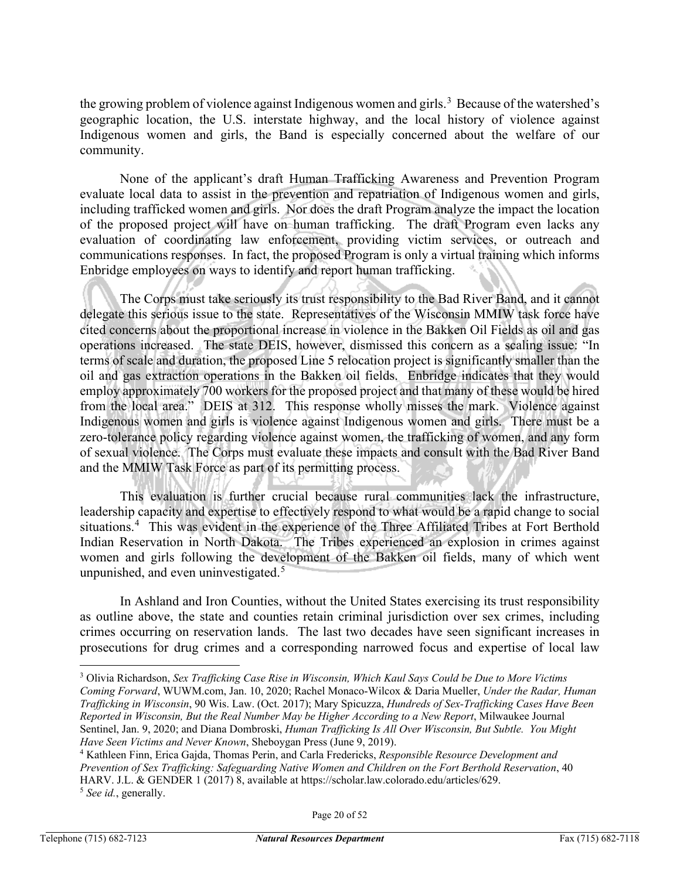the growing problem of violence against Indigenous women and girls.[3] Because of the watershed's geographic location, the U.S. interstate highway, and the local history of violence against Indigenous women and girls, the Band is especially concerned about the welfare of our community.

None of the applicant's draft Human Trafficking Awareness and Prevention Program evaluate local data to assist in the prevention and repatriation of Indigenous women and girls, including trafficked women and girls. Nor does the draft Program analyze the impact the location of the proposed project will have on human trafficking. The draft Program even lacks any evaluation of coordinating law enforcement, providing victim services, or outreach and communications responses. In fact, the proposed Program is only a virtual training which informs Enbridge employees on ways to identify and report human trafficking.

The Corps must take seriously its trust responsibility to the Bad River Band, and it cannot delegate this serious issue to the state. Representatives of the Wisconsin MMIW task force have cited concerns about the proportional increase in violence in the Bakken Oil Fields as oil and gas operations increased. The state DEIS, however, dismissed this concern as a scaling issue: "In terms of scale and duration, the proposed Line 5 relocation project is significantly smaller than the oil and gas extraction operations in the Bakken oil fields. Enbridge indicates that they would employ approximately 700 workers for the proposed project and that many of these would be hired from the local area." DEIS at 312. This response wholly misses the mark. Violence against Indigenous women and girls is violence against Indigenous women and girls. There must be a zero-tolerance policy regarding violence against women, the trafficking of women, and any form of sexual violence. The Corps must evaluate these impacts and consult with the Bad River Band and the MMIW Task Force as part of its permitting process.

This evaluation is further crucial because rural communities lack the infrastructure, leadership capacity and expertise to effectively respond to what would be a rapid change to social situations.[4] This was evident in the experience of the Three Affiliated Tribes at Fort Berthold Indian Reservation in North Dakota. The Tribes experienced an explosion in crimes against women and girls following the development of the Bakken oil fields, many of which went unpunished, and even uninvestigated.[5]

In Ashland and Iron Counties, without the United States exercising its trust responsibility as outline above, the state and counties retain criminal jurisdiction over sex crimes, including crimes occurring on reservation lands. The last two decades have seen significant increases in prosecutions for drug crimes and a corresponding narrowed focus and expertise of local law

---

[3] Olivia Richardson, *Sex Trafficking Case Rise in Wisconsin, Which Kaul Says Could be Due to More Victims Coming Forward*, WUWM.com, Jan. 10, 2020; Rachel Monaco-Wilcox & Daria Mueller, *Under the Radar, Human Trafficking in Wisconsin*, 90 Wis. Law. (Oct. 2017); Mary Spicuzza, *Hundreds of Sex-Trafficking Cases Have Been Reported in Wisconsin, But the Real Number May be Higher According to a New Report*, Milwaukee Journal Sentinel, Jan. 9, 2020; and Diana Dombroski, *Human Trafficking Is All Over Wisconsin, But Subtle. You Might Have Seen Victims and Never Known*, Sheboygan Press (June 9, 2019).

[4] Kathleen Finn, Erica Gajda, Thomas Perin, and Carla Fredericks, *Responsible Resource Development and Prevention of Sex Trafficking: Safeguarding Native Women and Children on the Fort Berthold Reservation*, 40 HARV. J.L. & GENDER 1 (2017) 8, available at https://scholar.law.colorado.edu/articles/629.

[5] *See id.*, generally.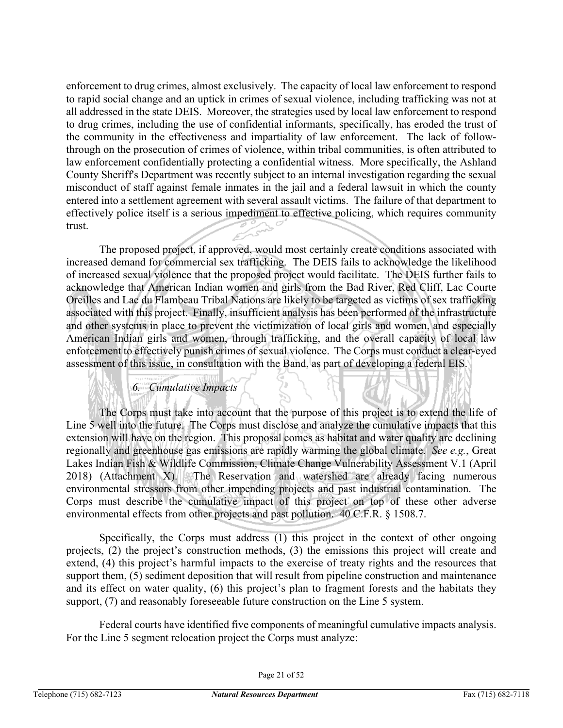enforcement to drug crimes, almost exclusively. The capacity of local law enforcement to respond to rapid social change and an uptick in crimes of sexual violence, including trafficking was not at all addressed in the state DEIS. Moreover, the strategies used by local law enforcement to respond to drug crimes, including the use of confidential informants, specifically, has eroded the trust of the community in the effectiveness and impartiality of law enforcement. The lack of follow-through on the prosecution of crimes of violence, within tribal communities, is often attributed to law enforcement confidentially protecting a confidential witness. More specifically, the Ashland County Sheriff's Department was recently subject to an internal investigation regarding the sexual misconduct of staff against female inmates in the jail and a federal lawsuit in which the county entered into a settlement agreement with several assault victims. The failure of that department to effectively police itself is a serious impediment to effective policing, which requires community trust.

The proposed project, if approved, would most certainly create conditions associated with increased demand for commercial sex trafficking. The DEIS fails to acknowledge the likelihood of increased sexual violence that the proposed project would facilitate. The DEIS further fails to acknowledge that American Indian women and girls from the Bad River, Red Cliff, Lac Courte Oreilles and Lac du Flambeau Tribal Nations are likely to be targeted as victims of sex trafficking associated with this project. Finally, insufficient analysis has been performed of the infrastructure and other systems in place to prevent the victimization of local girls and women, and especially American Indian girls and women, through trafficking, and the overall capacity of local law enforcement to effectively punish crimes of sexual violence. The Corps must conduct a clear-eyed assessment of this issue, in consultation with the Band, as part of developing a federal EIS.

### *6. Cumulative Impacts*

The Corps must take into account that the purpose of this project is to extend the life of Line 5 well into the future. The Corps must disclose and analyze the cumulative impacts that this extension will have on the region. This proposal comes as habitat and water quality are declining regionally and greenhouse gas emissions are rapidly warming the global climate. *See e.g.*, Great Lakes Indian Fish & Wildlife Commission, Climate Change Vulnerability Assessment V.1 (April 2018) (Attachment X). The Reservation and watershed are already facing numerous environmental stressors from other impending projects and past industrial contamination. The Corps must describe the cumulative impact of this project on top of these other adverse environmental effects from other projects and past pollution. 40 C.F.R. § 1508.7.

Specifically, the Corps must address (1) this project in the context of other ongoing projects, (2) the project's construction methods, (3) the emissions this project will create and extend, (4) this project's harmful impacts to the exercise of treaty rights and the resources that support them, (5) sediment deposition that will result from pipeline construction and maintenance and its effect on water quality, (6) this project's plan to fragment forests and the habitats they support, (7) and reasonably foreseeable future construction on the Line 5 system.

Federal courts have identified five components of meaningful cumulative impacts analysis. For the Line 5 segment relocation project the Corps must analyze: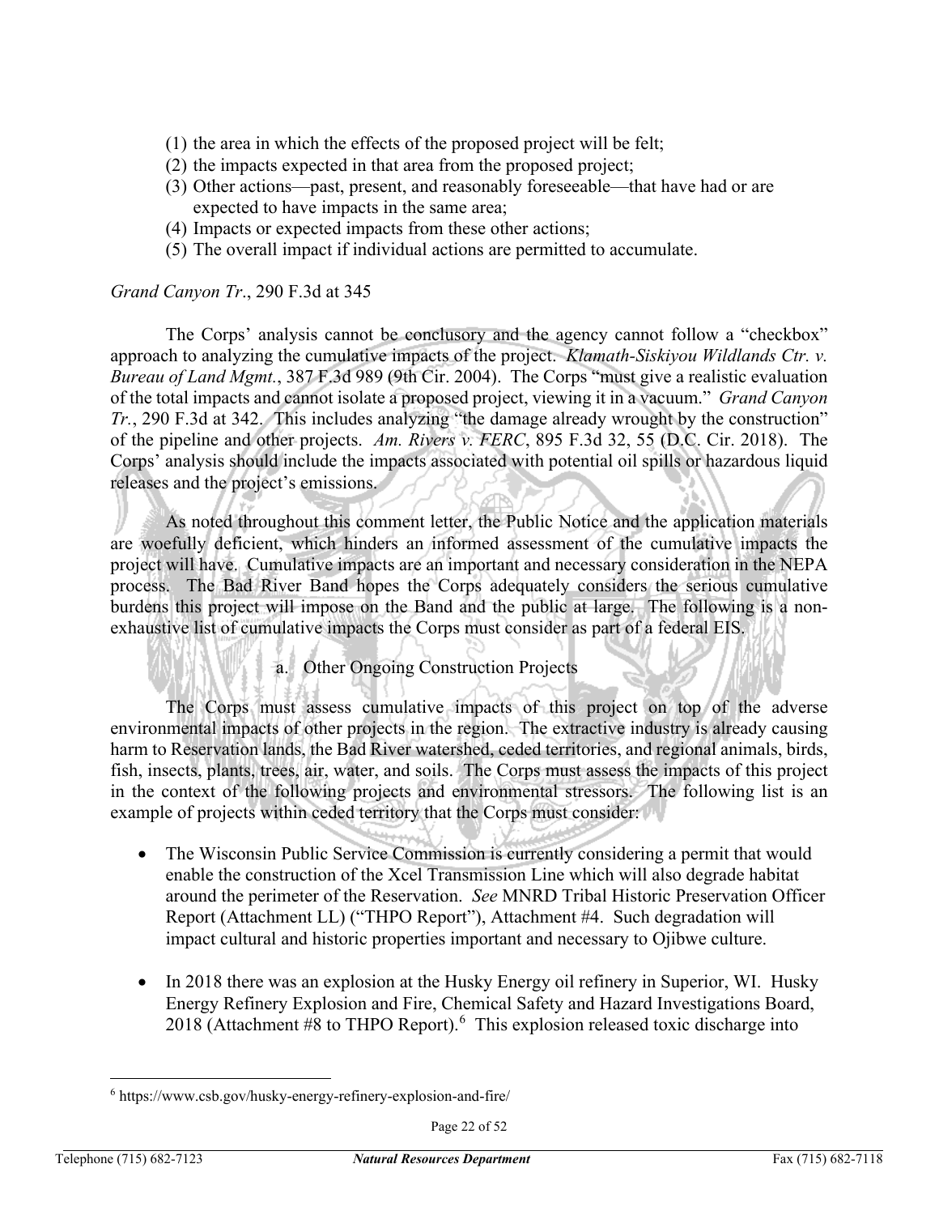(1) the area in which the effects of the proposed project will be felt;
(2) the impacts expected in that area from the proposed project;
(3) Other actions—past, present, and reasonably foreseeable—that have had or are expected to have impacts in the same area;
(4) Impacts or expected impacts from these other actions;
(5) The overall impact if individual actions are permitted to accumulate.

*Grand Canyon Tr*., 290 F.3d at 345

The Corps' analysis cannot be conclusory and the agency cannot follow a "checkbox" approach to analyzing the cumulative impacts of the project. *Klamath-Siskiyou Wildlands Ctr. v. Bureau of Land Mgmt.*, 387 F.3d 989 (9th Cir. 2004). The Corps "must give a realistic evaluation of the total impacts and cannot isolate a proposed project, viewing it in a vacuum." *Grand Canyon Tr.*, 290 F.3d at 342. This includes analyzing "the damage already wrought by the construction" of the pipeline and other projects. *Am. Rivers v. FERC*, 895 F.3d 32, 55 (D.C. Cir. 2018). The Corps' analysis should include the impacts associated with potential oil spills or hazardous liquid releases and the project's emissions.

As noted throughout this comment letter, the Public Notice and the application materials are woefully deficient, which hinders an informed assessment of the cumulative impacts the project will have. Cumulative impacts are an important and necessary consideration in the NEPA process. The Bad River Band hopes the Corps adequately considers the serious cumulative burdens this project will impose on the Band and the public at large. The following is a non-exhaustive list of cumulative impacts the Corps must consider as part of a federal EIS.

a. Other Ongoing Construction Projects

The Corps must assess cumulative impacts of this project on top of the adverse environmental impacts of other projects in the region. The extractive industry is already causing harm to Reservation lands, the Bad River watershed, ceded territories, and regional animals, birds, fish, insects, plants, trees, air, water, and soils. The Corps must assess the impacts of this project in the context of the following projects and environmental stressors. The following list is an example of projects within ceded territory that the Corps must consider:

- The Wisconsin Public Service Commission is currently considering a permit that would enable the construction of the Xcel Transmission Line which will also degrade habitat around the perimeter of the Reservation. *See* MNRD Tribal Historic Preservation Officer Report (Attachment LL) ("THPO Report"), Attachment #4. Such degradation will impact cultural and historic properties important and necessary to Ojibwe culture.

- In 2018 there was an explosion at the Husky Energy oil refinery in Superior, WI. Husky Energy Refinery Explosion and Fire, Chemical Safety and Hazard Investigations Board, 2018 (Attachment #8 to THPO Report).[6] This explosion released toxic discharge into

[6] https://www.csb.gov/husky-energy-refinery-explosion-and-fire/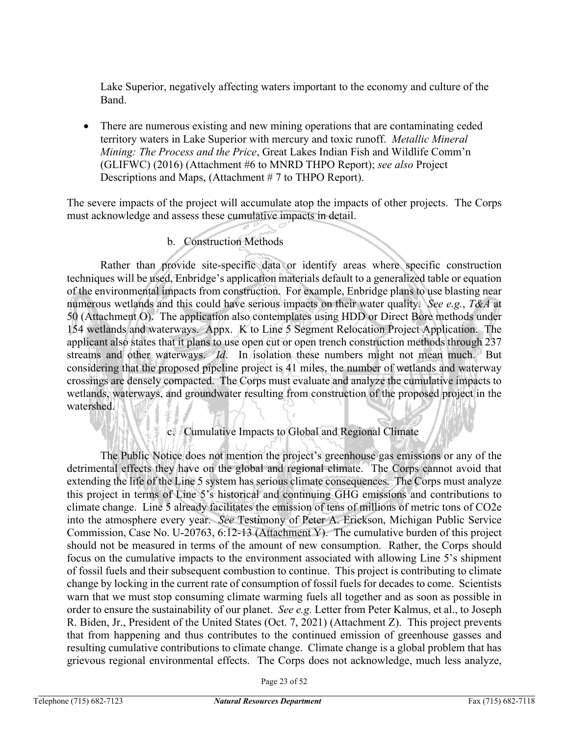Lake Superior, negatively affecting waters important to the economy and culture of the Band.

- There are numerous existing and new mining operations that are contaminating ceded territory waters in Lake Superior with mercury and toxic runoff. *Metallic Mineral Mining: The Process and the Price*, Great Lakes Indian Fish and Wildlife Comm'n (GLIFWC) (2016) (Attachment #6 to MNRD THPO Report); *see also* Project Descriptions and Maps, (Attachment # 7 to THPO Report).

The severe impacts of the project will accumulate atop the impacts of other projects. The Corps must acknowledge and assess these cumulative impacts in detail.

b. Construction Methods

Rather than provide site-specific data or identify areas where specific construction techniques will be used, Enbridge's application materials default to a generalized table or equation of the environmental impacts from construction. For example, Enbridge plans to use blasting near numerous wetlands and this could have serious impacts on their water quality. *See e.g.*, *T&A* at 50 (Attachment O). The application also contemplates using HDD or Direct Bore methods under 154 wetlands and waterways. Appx. K to Line 5 Segment Relocation Project Application. The applicant also states that it plans to use open cut or open trench construction methods through 237 streams and other waterways. *Id*. In isolation these numbers might not mean much. But considering that the proposed pipeline project is 41 miles, the number of wetlands and waterway crossings are densely compacted. The Corps must evaluate and analyze the cumulative impacts to wetlands, waterways, and groundwater resulting from construction of the proposed project in the watershed.

c. Cumulative Impacts to Global and Regional Climate

The Public Notice does not mention the project's greenhouse gas emissions or any of the detrimental effects they have on the global and regional climate. The Corps cannot avoid that extending the life of the Line 5 system has serious climate consequences. The Corps must analyze this project in terms of Line 5's historical and continuing GHG emissions and contributions to climate change. Line 5 already facilitates the emission of tens of millions of metric tons of CO2e into the atmosphere every year. *See* Testimony of Peter A. Erickson, Michigan Public Service Commission, Case No. U-20763, 6:12-13 (Attachment Y). The cumulative burden of this project should not be measured in terms of the amount of new consumption. Rather, the Corps should focus on the cumulative impacts to the environment associated with allowing Line 5's shipment of fossil fuels and their subsequent combustion to continue. This project is contributing to climate change by locking in the current rate of consumption of fossil fuels for decades to come. Scientists warn that we must stop consuming climate warming fuels all together and as soon as possible in order to ensure the sustainability of our planet. *See e.g.* Letter from Peter Kalmus, et al., to Joseph R. Biden, Jr., President of the United States (Oct. 7, 2021) (Attachment Z). This project prevents that from happening and thus contributes to the continued emission of greenhouse gasses and resulting cumulative contributions to climate change. Climate change is a global problem that has grievous regional environmental effects. The Corps does not acknowledge, much less analyze,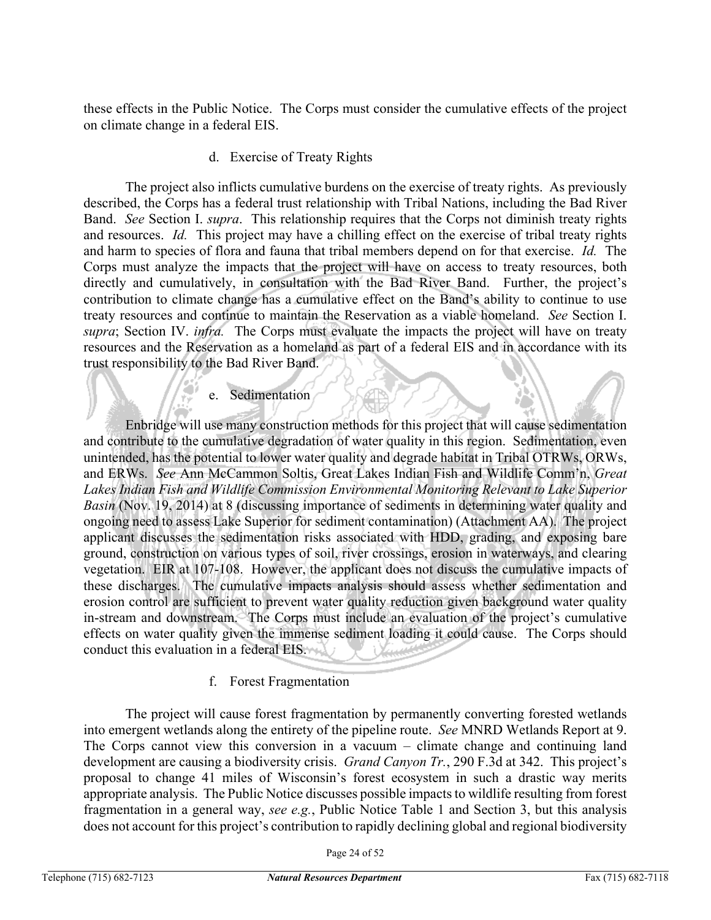these effects in the Public Notice. The Corps must consider the cumulative effects of the project on climate change in a federal EIS.

#### d. Exercise of Treaty Rights

The project also inflicts cumulative burdens on the exercise of treaty rights. As previously described, the Corps has a federal trust relationship with Tribal Nations, including the Bad River Band. *See* Section I. *supra*. This relationship requires that the Corps not diminish treaty rights and resources. *Id.* This project may have a chilling effect on the exercise of tribal treaty rights and harm to species of flora and fauna that tribal members depend on for that exercise. *Id.* The Corps must analyze the impacts that the project will have on access to treaty resources, both directly and cumulatively, in consultation with the Bad River Band. Further, the project's contribution to climate change has a cumulative effect on the Band's ability to continue to use treaty resources and continue to maintain the Reservation as a viable homeland. *See* Section I. *supra*; Section IV. *infra.* The Corps must evaluate the impacts the project will have on treaty resources and the Reservation as a homeland as part of a federal EIS and in accordance with its trust responsibility to the Bad River Band.

#### e. Sedimentation

Enbridge will use many construction methods for this project that will cause sedimentation and contribute to the cumulative degradation of water quality in this region. Sedimentation, even unintended, has the potential to lower water quality and degrade habitat in Tribal OTRWs, ORWs, and ERWs. *See* Ann McCammon Soltis, Great Lakes Indian Fish and Wildlife Comm'n, *Great Lakes Indian Fish and Wildlife Commission Environmental Monitoring Relevant to Lake Superior Basin* (Nov. 19, 2014) at 8 (discussing importance of sediments in determining water quality and ongoing need to assess Lake Superior for sediment contamination) (Attachment AA). The project applicant discusses the sedimentation risks associated with HDD, grading, and exposing bare ground, construction on various types of soil, river crossings, erosion in waterways, and clearing vegetation. EIR at 107-108. However, the applicant does not discuss the cumulative impacts of these discharges. The cumulative impacts analysis should assess whether sedimentation and erosion control are sufficient to prevent water quality reduction given background water quality in-stream and downstream. The Corps must include an evaluation of the project's cumulative effects on water quality given the immense sediment loading it could cause. The Corps should conduct this evaluation in a federal EIS.

#### f. Forest Fragmentation

The project will cause forest fragmentation by permanently converting forested wetlands into emergent wetlands along the entirety of the pipeline route. *See* MNRD Wetlands Report at 9. The Corps cannot view this conversion in a vacuum – climate change and continuing land development are causing a biodiversity crisis. *Grand Canyon Tr.*, 290 F.3d at 342. This project's proposal to change 41 miles of Wisconsin's forest ecosystem in such a drastic way merits appropriate analysis. The Public Notice discusses possible impacts to wildlife resulting from forest fragmentation in a general way, *see e.g.*, Public Notice Table 1 and Section 3, but this analysis does not account for this project's contribution to rapidly declining global and regional biodiversity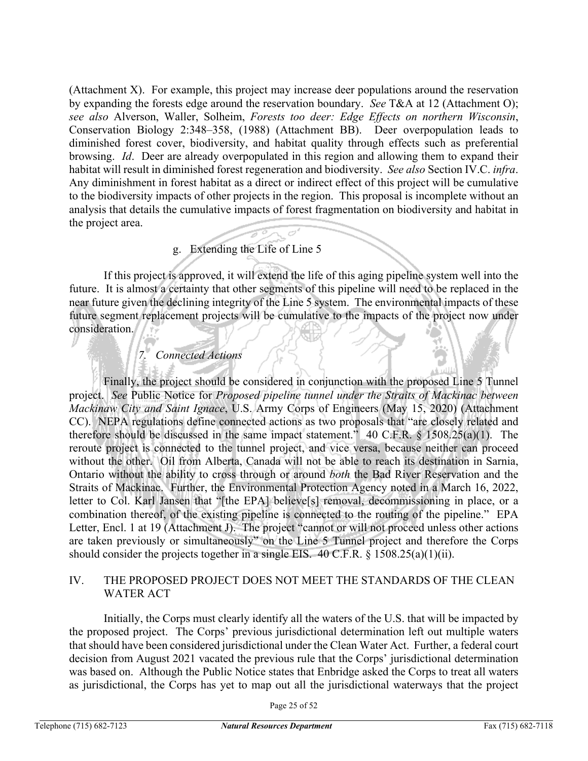(Attachment X). For example, this project may increase deer populations around the reservation by expanding the forests edge around the reservation boundary. *See* T&A at 12 (Attachment O); *see also* Alverson, Waller, Solheim, *Forests too deer: Edge Effects on northern Wisconsin*, Conservation Biology 2:348–358, (1988) (Attachment BB). Deer overpopulation leads to diminished forest cover, biodiversity, and habitat quality through effects such as preferential browsing. *Id*. Deer are already overpopulated in this region and allowing them to expand their habitat will result in diminished forest regeneration and biodiversity. *See also* Section IV.C. *infra*. Any diminishment in forest habitat as a direct or indirect effect of this project will be cumulative to the biodiversity impacts of other projects in the region. This proposal is incomplete without an analysis that details the cumulative impacts of forest fragmentation on biodiversity and habitat in the project area.

g. Extending the Life of Line 5

If this project is approved, it will extend the life of this aging pipeline system well into the future. It is almost a certainty that other segments of this pipeline will need to be replaced in the near future given the declining integrity of the Line 5 system. The environmental impacts of these future segment replacement projects will be cumulative to the impacts of the project now under consideration.

*7. Connected Actions*

Finally, the project should be considered in conjunction with the proposed Line 5 Tunnel project. *See* Public Notice for *Proposed pipeline tunnel under the Straits of Mackinac between Mackinaw City and Saint Ignace*, U.S. Army Corps of Engineers (May 15, 2020) (Attachment CC). NEPA regulations define connected actions as two proposals that "are closely related and therefore should be discussed in the same impact statement." 40 C.F.R. § 1508.25(a)(1). The reroute project is connected to the tunnel project, and vice versa, because neither can proceed without the other. Oil from Alberta, Canada will not be able to reach its destination in Sarnia, Ontario without the ability to cross through or around *both* the Bad River Reservation and the Straits of Mackinac. Further, the Environmental Protection Agency noted in a March 16, 2022, letter to Col. Karl Jansen that "[the EPA] believe[s] removal, decommissioning in place, or a combination thereof, of the existing pipeline is connected to the routing of the pipeline." EPA Letter, Encl. 1 at 19 (Attachment J). The project "cannot or will not proceed unless other actions are taken previously or simultaneously" on the Line 5 Tunnel project and therefore the Corps should consider the projects together in a single EIS. 40 C.F.R. § 1508.25(a)(1)(ii).

## IV. THE PROPOSED PROJECT DOES NOT MEET THE STANDARDS OF THE CLEAN WATER ACT

Initially, the Corps must clearly identify all the waters of the U.S. that will be impacted by the proposed project. The Corps' previous jurisdictional determination left out multiple waters that should have been considered jurisdictional under the Clean Water Act. Further, a federal court decision from August 2021 vacated the previous rule that the Corps' jurisdictional determination was based on. Although the Public Notice states that Enbridge asked the Corps to treat all waters as jurisdictional, the Corps has yet to map out all the jurisdictional waterways that the project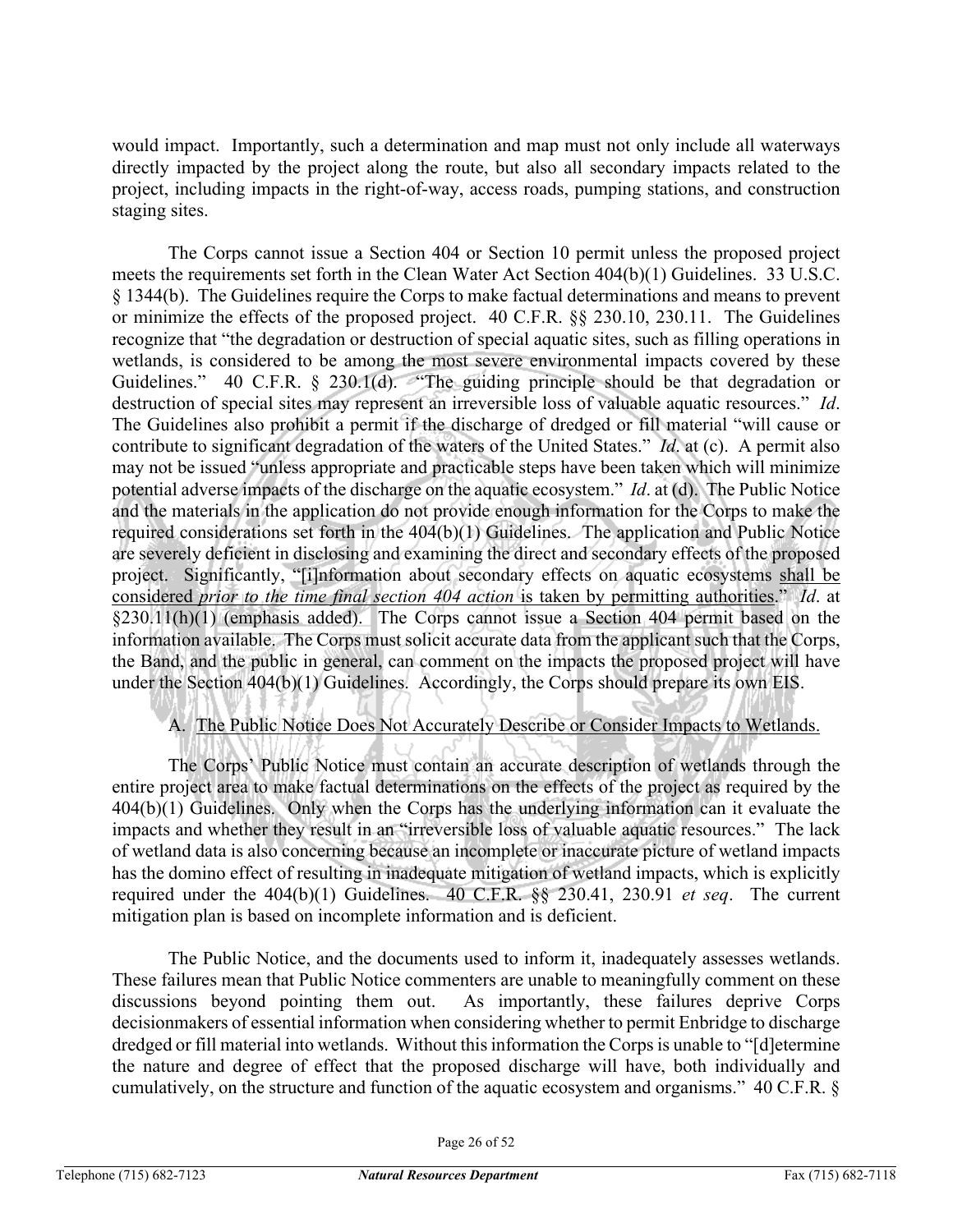would impact. Importantly, such a determination and map must not only include all waterways directly impacted by the project along the route, but also all secondary impacts related to the project, including impacts in the right-of-way, access roads, pumping stations, and construction staging sites.

The Corps cannot issue a Section 404 or Section 10 permit unless the proposed project meets the requirements set forth in the Clean Water Act Section 404(b)(1) Guidelines. 33 U.S.C. § 1344(b). The Guidelines require the Corps to make factual determinations and means to prevent or minimize the effects of the proposed project. 40 C.F.R. §§ 230.10, 230.11. The Guidelines recognize that "the degradation or destruction of special aquatic sites, such as filling operations in wetlands, is considered to be among the most severe environmental impacts covered by these Guidelines." 40 C.F.R. § 230.1(d). "The guiding principle should be that degradation or destruction of special sites may represent an irreversible loss of valuable aquatic resources." *Id*. The Guidelines also prohibit a permit if the discharge of dredged or fill material "will cause or contribute to significant degradation of the waters of the United States." *Id*. at (c). A permit also may not be issued "unless appropriate and practicable steps have been taken which will minimize potential adverse impacts of the discharge on the aquatic ecosystem." *Id*. at (d). The Public Notice and the materials in the application do not provide enough information for the Corps to make the required considerations set forth in the 404(b)(1) Guidelines. The application and Public Notice are severely deficient in disclosing and examining the direct and secondary effects of the proposed project. Significantly, "[i]nformation about secondary effects on aquatic ecosystems <u>shall be considered *prior to the time final section 404 action* is taken by permitting authorities</u>." *Id*. at §230.11(h)(1) (emphasis added). The Corps cannot issue a Section 404 permit based on the information available. The Corps must solicit accurate data from the applicant such that the Corps, the Band, and the public in general, can comment on the impacts the proposed project will have under the Section 404(b)(1) Guidelines. Accordingly, the Corps should prepare its own EIS.

A. <u>The Public Notice Does Not Accurately Describe or Consider Impacts to Wetlands.</u>

The Corps' Public Notice must contain an accurate description of wetlands through the entire project area to make factual determinations on the effects of the project as required by the 404(b)(1) Guidelines. Only when the Corps has the underlying information can it evaluate the impacts and whether they result in an "irreversible loss of valuable aquatic resources." The lack of wetland data is also concerning because an incomplete or inaccurate picture of wetland impacts has the domino effect of resulting in inadequate mitigation of wetland impacts, which is explicitly required under the 404(b)(1) Guidelines. 40 C.F.R. §§ 230.41, 230.91 *et seq*. The current mitigation plan is based on incomplete information and is deficient.

The Public Notice, and the documents used to inform it, inadequately assesses wetlands. These failures mean that Public Notice commenters are unable to meaningfully comment on these discussions beyond pointing them out. As importantly, these failures deprive Corps decisionmakers of essential information when considering whether to permit Enbridge to discharge dredged or fill material into wetlands. Without this information the Corps is unable to "[d]etermine the nature and degree of effect that the proposed discharge will have, both individually and cumulatively, on the structure and function of the aquatic ecosystem and organisms." 40 C.F.R. §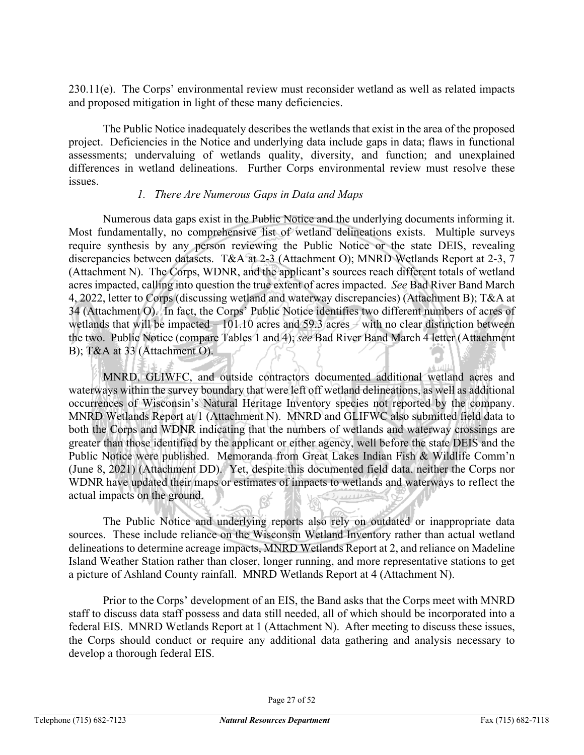230.11(e). The Corps' environmental review must reconsider wetland as well as related impacts and proposed mitigation in light of these many deficiencies.

The Public Notice inadequately describes the wetlands that exist in the area of the proposed project. Deficiencies in the Notice and underlying data include gaps in data; flaws in functional assessments; undervaluing of wetlands quality, diversity, and function; and unexplained differences in wetland delineations. Further Corps environmental review must resolve these issues.

*1. There Are Numerous Gaps in Data and Maps*

Numerous data gaps exist in the Public Notice and the underlying documents informing it. Most fundamentally, no comprehensive list of wetland delineations exists. Multiple surveys require synthesis by any person reviewing the Public Notice or the state DEIS, revealing discrepancies between datasets. T&A at 2-3 (Attachment O); MNRD Wetlands Report at 2-3, 7 (Attachment N). The Corps, WDNR, and the applicant's sources reach different totals of wetland acres impacted, calling into question the true extent of acres impacted. *See* Bad River Band March 4, 2022, letter to Corps (discussing wetland and waterway discrepancies) (Attachment B); T&A at 34 (Attachment O). In fact, the Corps' Public Notice identifies two different numbers of acres of wetlands that will be impacted – 101.10 acres and 59.3 acres – with no clear distinction between the two. Public Notice (compare Tables 1 and 4); *see* Bad River Band March 4 letter (Attachment B); T&A at 33 (Attachment O).

MNRD, GLIWFC, and outside contractors documented additional wetland acres and waterways within the survey boundary that were left off wetland delineations, as well as additional occurrences of Wisconsin's Natural Heritage Inventory species not reported by the company. MNRD Wetlands Report at 1 (Attachment N). MNRD and GLIFWC also submitted field data to both the Corps and WDNR indicating that the numbers of wetlands and waterway crossings are greater than those identified by the applicant or either agency, well before the state DEIS and the Public Notice were published. Memoranda from Great Lakes Indian Fish & Wildlife Comm'n (June 8, 2021) (Attachment DD). Yet, despite this documented field data, neither the Corps nor WDNR have updated their maps or estimates of impacts to wetlands and waterways to reflect the actual impacts on the ground.

The Public Notice and underlying reports also rely on outdated or inappropriate data sources. These include reliance on the Wisconsin Wetland Inventory rather than actual wetland delineations to determine acreage impacts, MNRD Wetlands Report at 2, and reliance on Madeline Island Weather Station rather than closer, longer running, and more representative stations to get a picture of Ashland County rainfall. MNRD Wetlands Report at 4 (Attachment N).

Prior to the Corps' development of an EIS, the Band asks that the Corps meet with MNRD staff to discuss data staff possess and data still needed, all of which should be incorporated into a federal EIS. MNRD Wetlands Report at 1 (Attachment N). After meeting to discuss these issues, the Corps should conduct or require any additional data gathering and analysis necessary to develop a thorough federal EIS.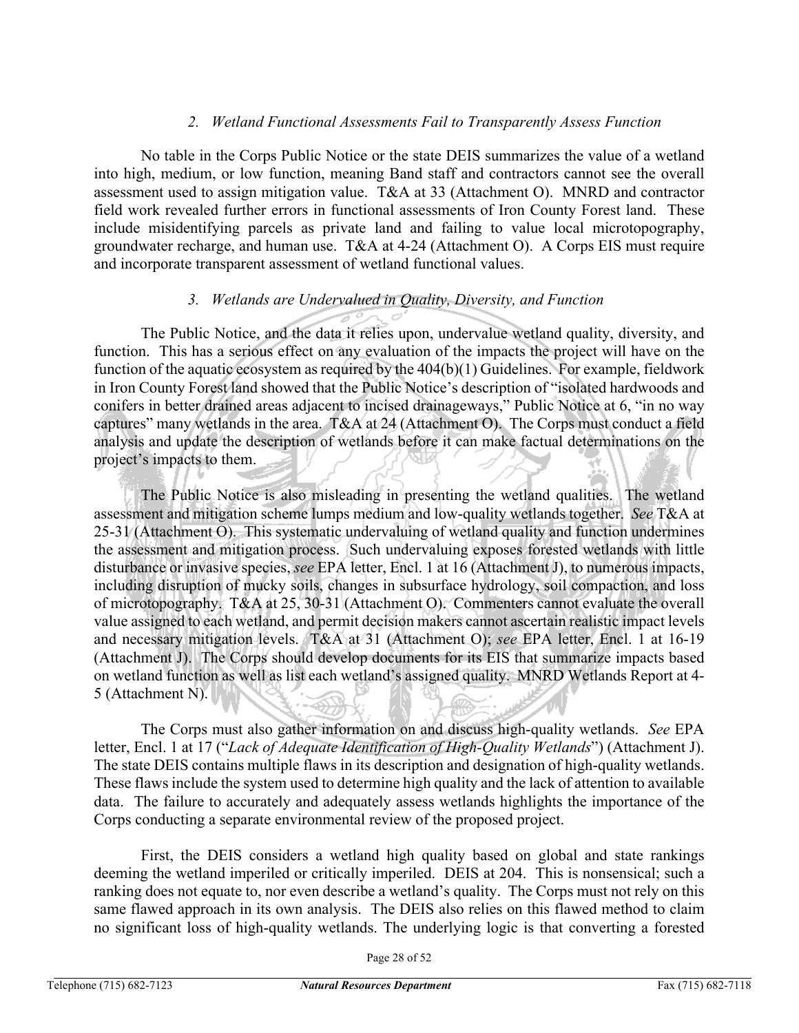### 2. *Wetland Functional Assessments Fail to Transparently Assess Function*

No table in the Corps Public Notice or the state DEIS summarizes the value of a wetland into high, medium, or low function, meaning Band staff and contractors cannot see the overall assessment used to assign mitigation value. T&A at 33 (Attachment O). MNRD and contractor field work revealed further errors in functional assessments of Iron County Forest land. These include misidentifying parcels as private land and failing to value local microtopography, groundwater recharge, and human use. T&A at 4-24 (Attachment O). A Corps EIS must require and incorporate transparent assessment of wetland functional values.

### 3. *Wetlands are Undervalued in Quality, Diversity, and Function*

The Public Notice, and the data it relies upon, undervalue wetland quality, diversity, and function. This has a serious effect on any evaluation of the impacts the project will have on the function of the aquatic ecosystem as required by the 404(b)(1) Guidelines. For example, fieldwork in Iron County Forest land showed that the Public Notice's description of "isolated hardwoods and conifers in better drained areas adjacent to incised drainageways," Public Notice at 6, "in no way captures" many wetlands in the area. T&A at 24 (Attachment O). The Corps must conduct a field analysis and update the description of wetlands before it can make factual determinations on the project's impacts to them.

The Public Notice is also misleading in presenting the wetland qualities. The wetland assessment and mitigation scheme lumps medium and low-quality wetlands together. *See* T&A at 25-31 (Attachment O). This systematic undervaluing of wetland quality and function undermines the assessment and mitigation process. Such undervaluing exposes forested wetlands with little disturbance or invasive species, *see* EPA letter, Encl. 1 at 16 (Attachment J), to numerous impacts, including disruption of mucky soils, changes in subsurface hydrology, soil compaction, and loss of microtopography. T&A at 25, 30-31 (Attachment O). Commenters cannot evaluate the overall value assigned to each wetland, and permit decision makers cannot ascertain realistic impact levels and necessary mitigation levels. T&A at 31 (Attachment O); *see* EPA letter, Encl. 1 at 16-19 (Attachment J). The Corps should develop documents for its EIS that summarize impacts based on wetland function as well as list each wetland's assigned quality. MNRD Wetlands Report at 4-5 (Attachment N).

The Corps must also gather information on and discuss high-quality wetlands. *See* EPA letter, Encl. 1 at 17 ("*Lack of Adequate Identification of High-Quality Wetlands*") (Attachment J). The state DEIS contains multiple flaws in its description and designation of high-quality wetlands. These flaws include the system used to determine high quality and the lack of attention to available data. The failure to accurately and adequately assess wetlands highlights the importance of the Corps conducting a separate environmental review of the proposed project.

First, the DEIS considers a wetland high quality based on global and state rankings deeming the wetland imperiled or critically imperiled. DEIS at 204. This is nonsensical; such a ranking does not equate to, nor even describe a wetland's quality. The Corps must not rely on this same flawed approach in its own analysis. The DEIS also relies on this flawed method to claim no significant loss of high-quality wetlands. The underlying logic is that converting a forested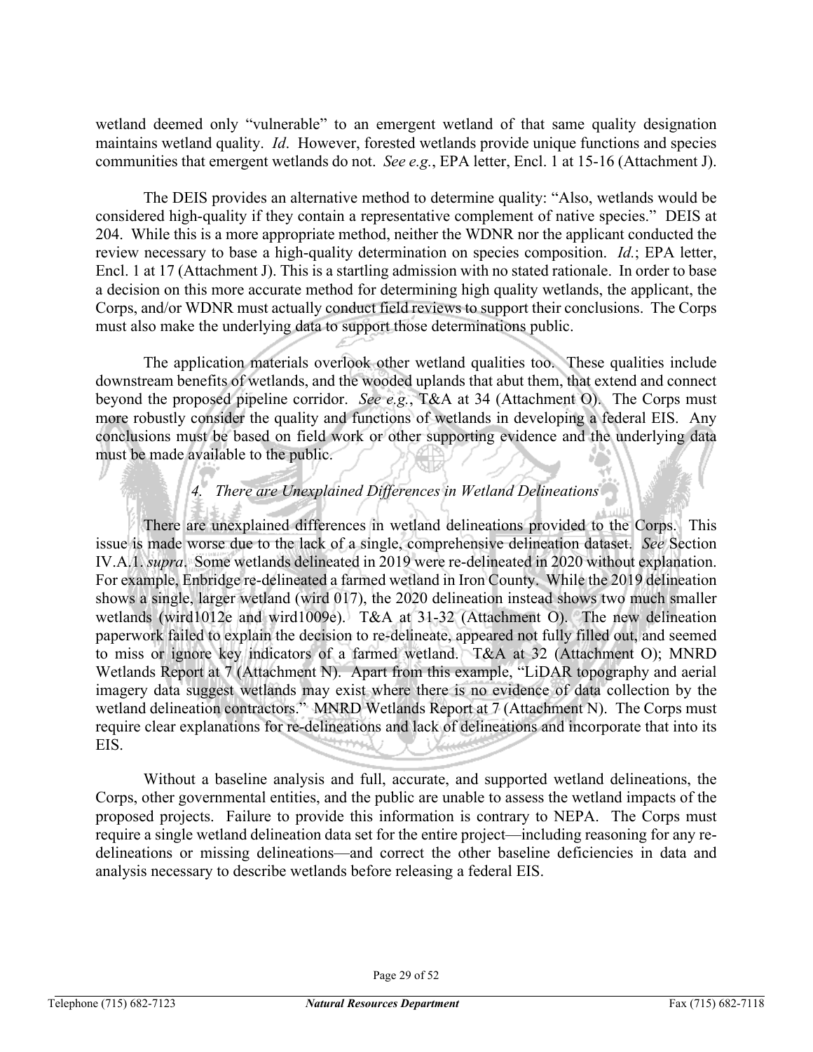wetland deemed only "vulnerable" to an emergent wetland of that same quality designation maintains wetland quality. *Id*. However, forested wetlands provide unique functions and species communities that emergent wetlands do not. *See e.g.*, EPA letter, Encl. 1 at 15-16 (Attachment J).

The DEIS provides an alternative method to determine quality: "Also, wetlands would be considered high-quality if they contain a representative complement of native species." DEIS at 204. While this is a more appropriate method, neither the WDNR nor the applicant conducted the review necessary to base a high-quality determination on species composition. *Id.*; EPA letter, Encl. 1 at 17 (Attachment J). This is a startling admission with no stated rationale. In order to base a decision on this more accurate method for determining high quality wetlands, the applicant, the Corps, and/or WDNR must actually conduct field reviews to support their conclusions. The Corps must also make the underlying data to support those determinations public.

The application materials overlook other wetland qualities too. These qualities include downstream benefits of wetlands, and the wooded uplands that abut them, that extend and connect beyond the proposed pipeline corridor. *See e.g.*, T&A at 34 (Attachment O). The Corps must more robustly consider the quality and functions of wetlands in developing a federal EIS. Any conclusions must be based on field work or other supporting evidence and the underlying data must be made available to the public.

### *4. There are Unexplained Differences in Wetland Delineations*

There are unexplained differences in wetland delineations provided to the Corps. This issue is made worse due to the lack of a single, comprehensive delineation dataset. *See* Section IV.A.1. *supra*. Some wetlands delineated in 2019 were re-delineated in 2020 without explanation. For example, Enbridge re-delineated a farmed wetland in Iron County. While the 2019 delineation shows a single, larger wetland (wird 017), the 2020 delineation instead shows two much smaller wetlands (wird1012e and wird1009e). T&A at 31-32 (Attachment O). The new delineation paperwork failed to explain the decision to re-delineate, appeared not fully filled out, and seemed to miss or ignore key indicators of a farmed wetland. T&A at 32 (Attachment O); MNRD Wetlands Report at 7 (Attachment N). Apart from this example, "LiDAR topography and aerial imagery data suggest wetlands may exist where there is no evidence of data collection by the wetland delineation contractors." MNRD Wetlands Report at 7 (Attachment N). The Corps must require clear explanations for re-delineations and lack of delineations and incorporate that into its EIS.

Without a baseline analysis and full, accurate, and supported wetland delineations, the Corps, other governmental entities, and the public are unable to assess the wetland impacts of the proposed projects. Failure to provide this information is contrary to NEPA. The Corps must require a single wetland delineation data set for the entire project—including reasoning for any re-delineations or missing delineations—and correct the other baseline deficiencies in data and analysis necessary to describe wetlands before releasing a federal EIS.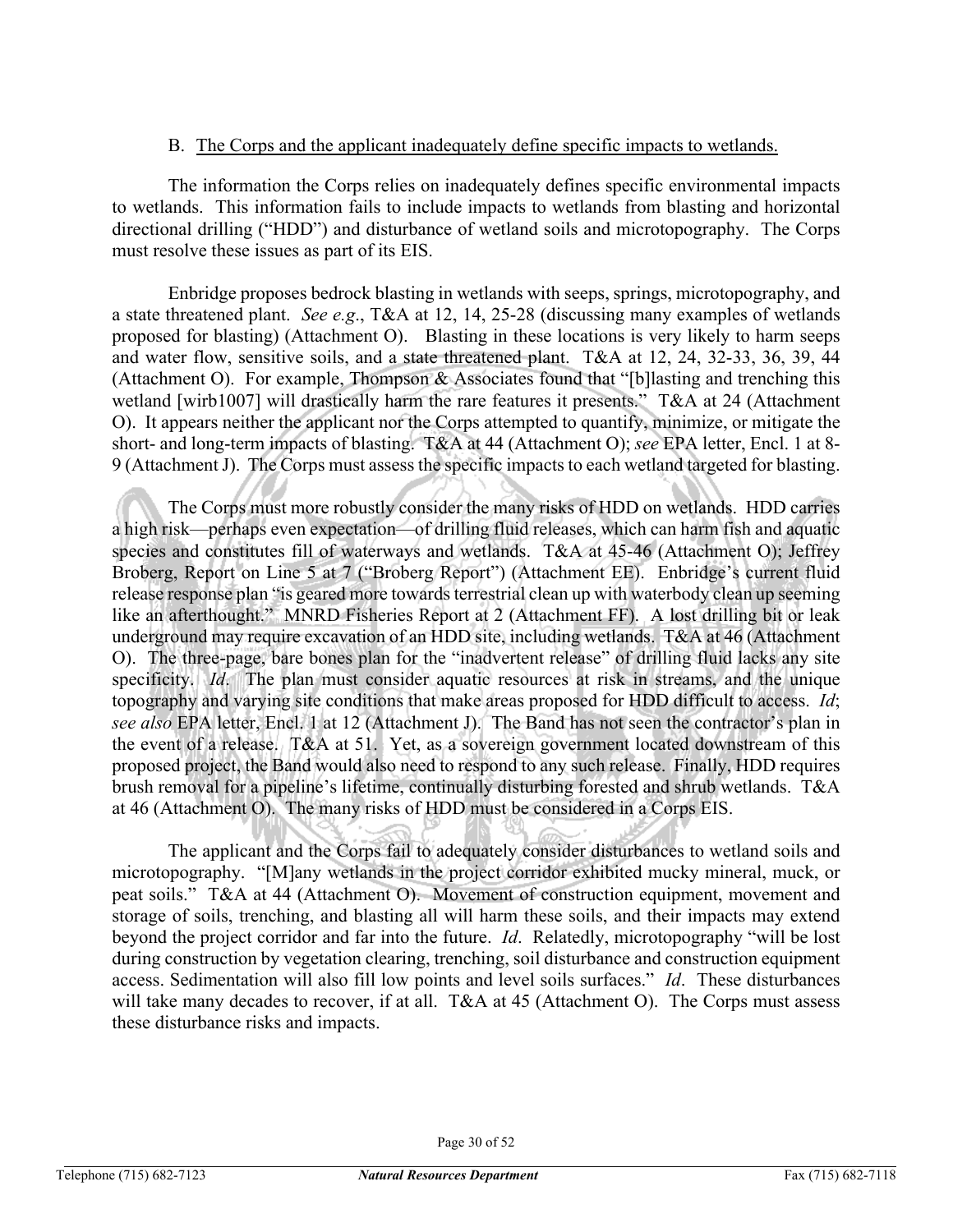### B. The Corps and the applicant inadequately define specific impacts to wetlands.

The information the Corps relies on inadequately defines specific environmental impacts to wetlands. This information fails to include impacts to wetlands from blasting and horizontal directional drilling ("HDD") and disturbance of wetland soils and microtopography. The Corps must resolve these issues as part of its EIS.

Enbridge proposes bedrock blasting in wetlands with seeps, springs, microtopography, and a state threatened plant. *See e.g.*, T&A at 12, 14, 25-28 (discussing many examples of wetlands proposed for blasting) (Attachment O). Blasting in these locations is very likely to harm seeps and water flow, sensitive soils, and a state threatened plant. T&A at 12, 24, 32-33, 36, 39, 44 (Attachment O). For example, Thompson & Associates found that "[b]lasting and trenching this wetland [wirb1007] will drastically harm the rare features it presents." T&A at 24 (Attachment O). It appears neither the applicant nor the Corps attempted to quantify, minimize, or mitigate the short- and long-term impacts of blasting. T&A at 44 (Attachment O); *see* EPA letter, Encl. 1 at 8-9 (Attachment J). The Corps must assess the specific impacts to each wetland targeted for blasting.

The Corps must more robustly consider the many risks of HDD on wetlands. HDD carries a high risk—perhaps even expectation—of drilling fluid releases, which can harm fish and aquatic species and constitutes fill of waterways and wetlands. T&A at 45-46 (Attachment O); Jeffrey Broberg, Report on Line 5 at 7 ("Broberg Report") (Attachment EE). Enbridge's current fluid release response plan "is geared more towards terrestrial clean up with waterbody clean up seeming like an afterthought." MNRD Fisheries Report at 2 (Attachment FF). A lost drilling bit or leak underground may require excavation of an HDD site, including wetlands. T&A at 46 (Attachment O). The three-page, bare bones plan for the "inadvertent release" of drilling fluid lacks any site specificity. *Id*. The plan must consider aquatic resources at risk in streams, and the unique topography and varying site conditions that make areas proposed for HDD difficult to access. *Id*; *see also* EPA letter, Encl. 1 at 12 (Attachment J). The Band has not seen the contractor's plan in the event of a release. T&A at 51. Yet, as a sovereign government located downstream of this proposed project, the Band would also need to respond to any such release. Finally, HDD requires brush removal for a pipeline's lifetime, continually disturbing forested and shrub wetlands. T&A at 46 (Attachment O). The many risks of HDD must be considered in a Corps EIS.

The applicant and the Corps fail to adequately consider disturbances to wetland soils and microtopography. "[M]any wetlands in the project corridor exhibited mucky mineral, muck, or peat soils." T&A at 44 (Attachment O). Movement of construction equipment, movement and storage of soils, trenching, and blasting all will harm these soils, and their impacts may extend beyond the project corridor and far into the future. *Id*. Relatedly, microtopography "will be lost during construction by vegetation clearing, trenching, soil disturbance and construction equipment access. Sedimentation will also fill low points and level soils surfaces." *Id*. These disturbances will take many decades to recover, if at all. T&A at 45 (Attachment O). The Corps must assess these disturbance risks and impacts.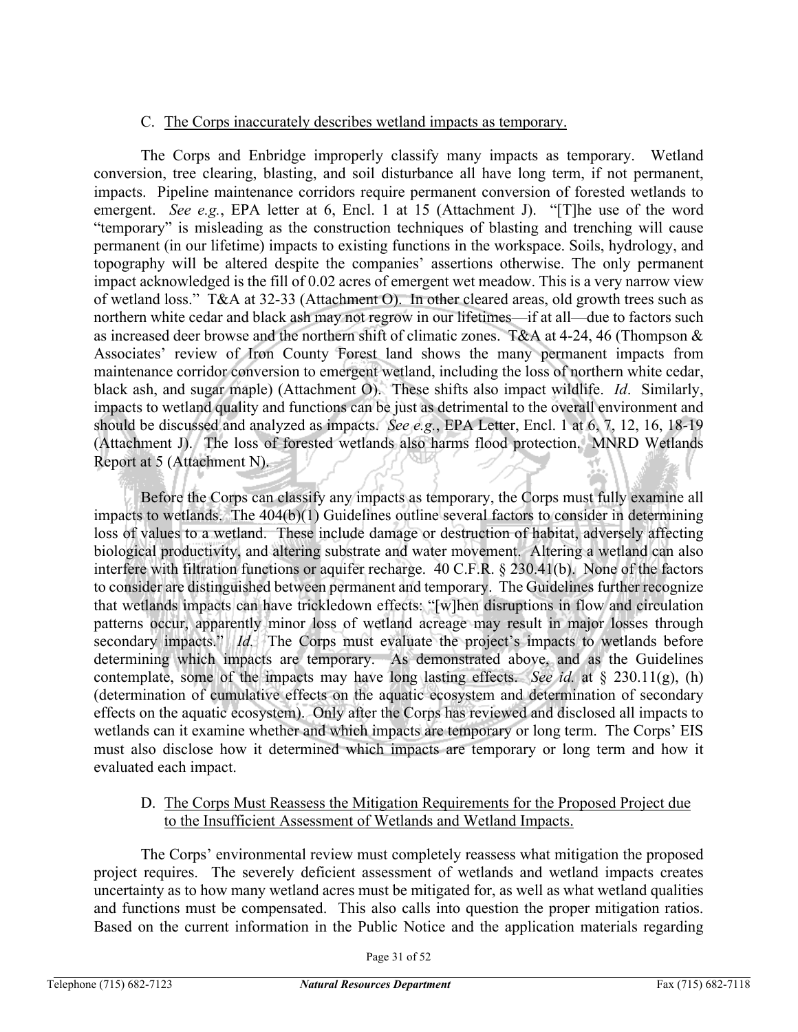### C. The Corps inaccurately describes wetland impacts as temporary.

The Corps and Enbridge improperly classify many impacts as temporary. Wetland conversion, tree clearing, blasting, and soil disturbance all have long term, if not permanent, impacts. Pipeline maintenance corridors require permanent conversion of forested wetlands to emergent. *See e.g.*, EPA letter at 6, Encl. 1 at 15 (Attachment J). "[T]he use of the word "temporary" is misleading as the construction techniques of blasting and trenching will cause permanent (in our lifetime) impacts to existing functions in the workspace. Soils, hydrology, and topography will be altered despite the companies' assertions otherwise. The only permanent impact acknowledged is the fill of 0.02 acres of emergent wet meadow. This is a very narrow view of wetland loss." T&A at 32-33 (Attachment O). In other cleared areas, old growth trees such as northern white cedar and black ash may not regrow in our lifetimes—if at all—due to factors such as increased deer browse and the northern shift of climatic zones. T&A at 4-24, 46 (Thompson & Associates' review of Iron County Forest land shows the many permanent impacts from maintenance corridor conversion to emergent wetland, including the loss of northern white cedar, black ash, and sugar maple) (Attachment O). These shifts also impact wildlife. *Id*. Similarly, impacts to wetland quality and functions can be just as detrimental to the overall environment and should be discussed and analyzed as impacts. *See e.g.*, EPA Letter, Encl. 1 at 6, 7, 12, 16, 18-19 (Attachment J). The loss of forested wetlands also harms flood protection. MNRD Wetlands Report at 5 (Attachment N).

Before the Corps can classify any impacts as temporary, the Corps must fully examine all impacts to wetlands. The 404(b)(1) Guidelines outline several factors to consider in determining loss of values to a wetland. These include damage or destruction of habitat, adversely affecting biological productivity, and altering substrate and water movement. Altering a wetland can also interfere with filtration functions or aquifer recharge. 40 C.F.R. § 230.41(b). None of the factors to consider are distinguished between permanent and temporary. The Guidelines further recognize that wetlands impacts can have trickledown effects: "[w]hen disruptions in flow and circulation patterns occur, apparently minor loss of wetland acreage may result in major losses through secondary impacts." *Id*. The Corps must evaluate the project's impacts to wetlands before determining which impacts are temporary. As demonstrated above, and as the Guidelines contemplate, some of the impacts may have long lasting effects. *See id.* at § 230.11(g), (h) (determination of cumulative effects on the aquatic ecosystem and determination of secondary effects on the aquatic ecosystem). Only after the Corps has reviewed and disclosed all impacts to wetlands can it examine whether and which impacts are temporary or long term. The Corps' EIS must also disclose how it determined which impacts are temporary or long term and how it evaluated each impact.

### D. The Corps Must Reassess the Mitigation Requirements for the Proposed Project due to the Insufficient Assessment of Wetlands and Wetland Impacts.

The Corps' environmental review must completely reassess what mitigation the proposed project requires. The severely deficient assessment of wetlands and wetland impacts creates uncertainty as to how many wetland acres must be mitigated for, as well as what wetland qualities and functions must be compensated. This also calls into question the proper mitigation ratios. Based on the current information in the Public Notice and the application materials regarding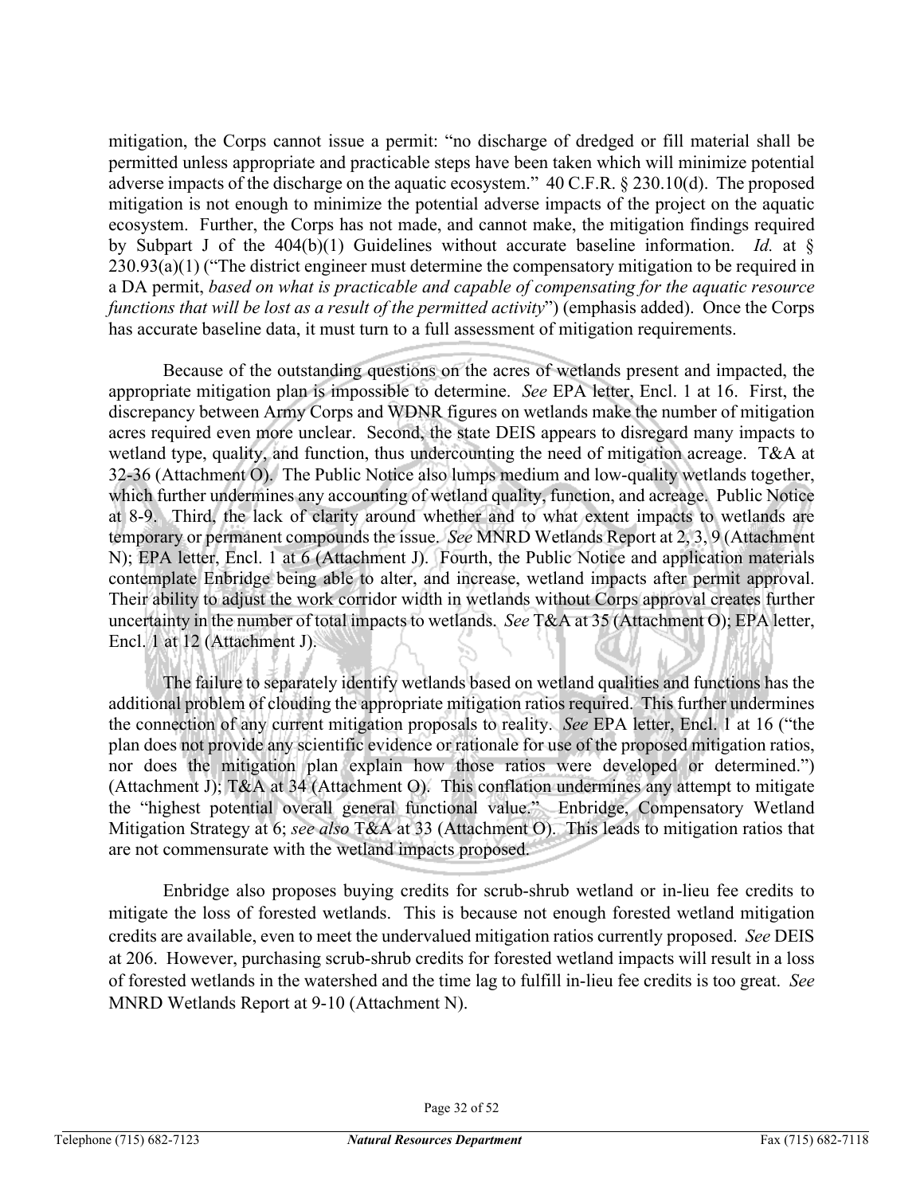mitigation, the Corps cannot issue a permit: "no discharge of dredged or fill material shall be permitted unless appropriate and practicable steps have been taken which will minimize potential adverse impacts of the discharge on the aquatic ecosystem." 40 C.F.R. § 230.10(d). The proposed mitigation is not enough to minimize the potential adverse impacts of the project on the aquatic ecosystem. Further, the Corps has not made, and cannot make, the mitigation findings required by Subpart J of the 404(b)(1) Guidelines without accurate baseline information. *Id.* at § 230.93(a)(1) ("The district engineer must determine the compensatory mitigation to be required in a DA permit, *based on what is practicable and capable of compensating for the aquatic resource functions that will be lost as a result of the permitted activity*") (emphasis added). Once the Corps has accurate baseline data, it must turn to a full assessment of mitigation requirements.

Because of the outstanding questions on the acres of wetlands present and impacted, the appropriate mitigation plan is impossible to determine. *See* EPA letter, Encl. 1 at 16. First, the discrepancy between Army Corps and WDNR figures on wetlands make the number of mitigation acres required even more unclear. Second, the state DEIS appears to disregard many impacts to wetland type, quality, and function, thus undercounting the need of mitigation acreage. T&A at 32-36 (Attachment O). The Public Notice also lumps medium and low-quality wetlands together, which further undermines any accounting of wetland quality, function, and acreage. Public Notice at 8-9. Third, the lack of clarity around whether and to what extent impacts to wetlands are temporary or permanent compounds the issue. *See* MNRD Wetlands Report at 2, 3, 9 (Attachment N); EPA letter, Encl. 1 at 6 (Attachment J). Fourth, the Public Notice and application materials contemplate Enbridge being able to alter, and increase, wetland impacts after permit approval. Their ability to adjust the work corridor width in wetlands without Corps approval creates further uncertainty in the number of total impacts to wetlands. *See* T&A at 35 (Attachment O); EPA letter, Encl. 1 at 12 (Attachment J).

The failure to separately identify wetlands based on wetland qualities and functions has the additional problem of clouding the appropriate mitigation ratios required. This further undermines the connection of any current mitigation proposals to reality. *See* EPA letter, Encl. 1 at 16 ("the plan does not provide any scientific evidence or rationale for use of the proposed mitigation ratios, nor does the mitigation plan explain how those ratios were developed or determined.") (Attachment J); T&A at 34 (Attachment O). This conflation undermines any attempt to mitigate the "highest potential overall general functional value." Enbridge, Compensatory Wetland Mitigation Strategy at 6; *see also* T&A at 33 (Attachment O). This leads to mitigation ratios that are not commensurate with the wetland impacts proposed.

Enbridge also proposes buying credits for scrub-shrub wetland or in-lieu fee credits to mitigate the loss of forested wetlands. This is because not enough forested wetland mitigation credits are available, even to meet the undervalued mitigation ratios currently proposed. *See* DEIS at 206. However, purchasing scrub-shrub credits for forested wetland impacts will result in a loss of forested wetlands in the watershed and the time lag to fulfill in-lieu fee credits is too great. *See* MNRD Wetlands Report at 9-10 (Attachment N).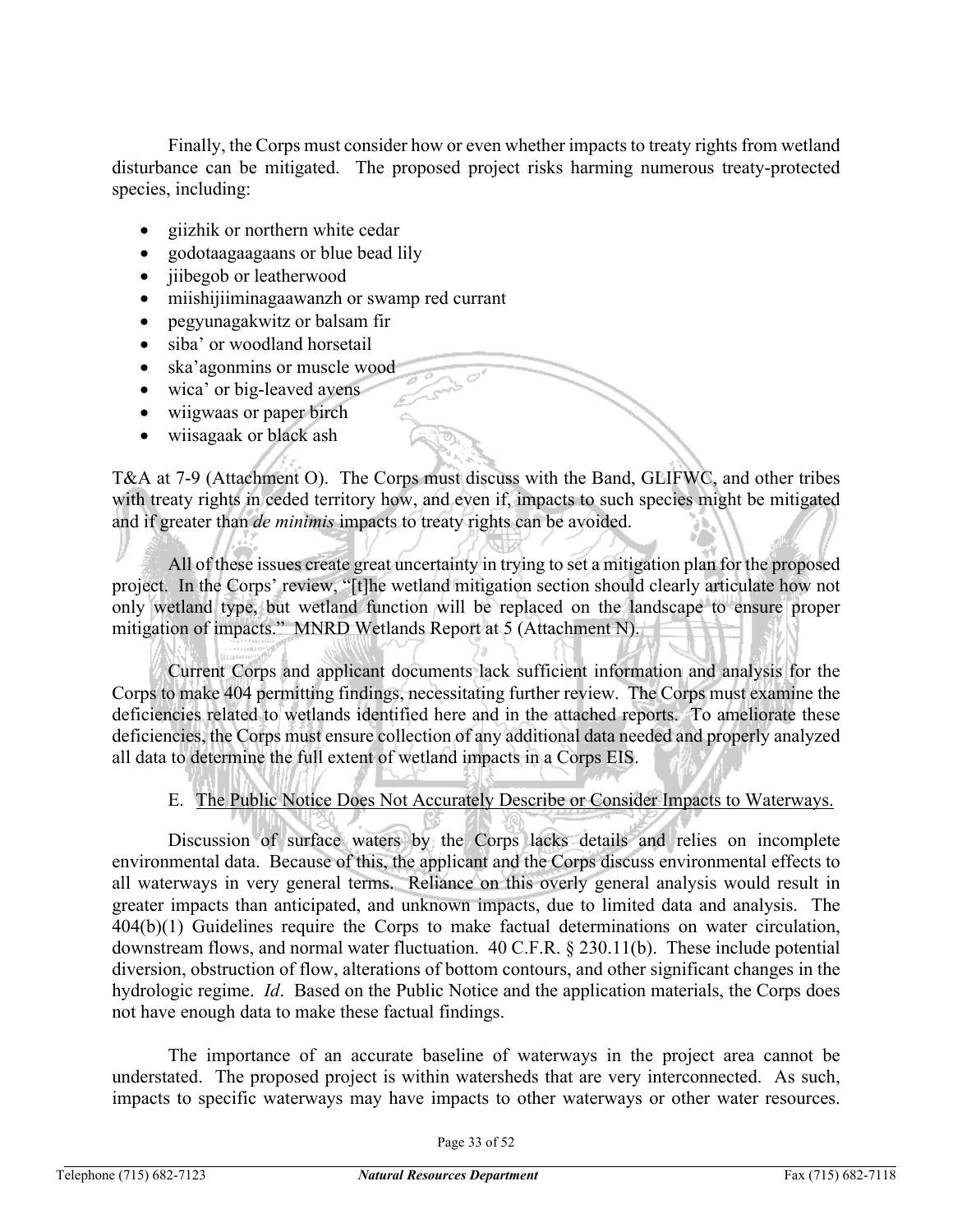Finally, the Corps must consider how or even whether impacts to treaty rights from wetland disturbance can be mitigated. The proposed project risks harming numerous treaty-protected species, including:

- giizhik or northern white cedar
- godotaagaagaans or blue bead lily
- jiibegob or leatherwood
- miishijiiminagaawanzh or swamp red currant
- pegyunagakwitz or balsam fir
- siba' or woodland horsetail
- ska'agonmins or muscle wood
- wica' or big-leaved avens
- wiigwaas or paper birch
- wiisagaak or black ash

T&A at 7-9 (Attachment O). The Corps must discuss with the Band, GLIFWC, and other tribes with treaty rights in ceded territory how, and even if, impacts to such species might be mitigated and if greater than *de minimis* impacts to treaty rights can be avoided.

All of these issues create great uncertainty in trying to set a mitigation plan for the proposed project. In the Corps' review, "[t]he wetland mitigation section should clearly articulate how not only wetland type, but wetland function will be replaced on the landscape to ensure proper mitigation of impacts." MNRD Wetlands Report at 5 (Attachment N).

Current Corps and applicant documents lack sufficient information and analysis for the Corps to make 404 permitting findings, necessitating further review. The Corps must examine the deficiencies related to wetlands identified here and in the attached reports. To ameliorate these deficiencies, the Corps must ensure collection of any additional data needed and properly analyzed all data to determine the full extent of wetland impacts in a Corps EIS.

E. The Public Notice Does Not Accurately Describe or Consider Impacts to Waterways.

Discussion of surface waters by the Corps lacks details and relies on incomplete environmental data. Because of this, the applicant and the Corps discuss environmental effects to all waterways in very general terms. Reliance on this overly general analysis would result in greater impacts than anticipated, and unknown impacts, due to limited data and analysis. The 404(b)(1) Guidelines require the Corps to make factual determinations on water circulation, downstream flows, and normal water fluctuation. 40 C.F.R. § 230.11(b). These include potential diversion, obstruction of flow, alterations of bottom contours, and other significant changes in the hydrologic regime. *Id*. Based on the Public Notice and the application materials, the Corps does not have enough data to make these factual findings.

The importance of an accurate baseline of waterways in the project area cannot be understated. The proposed project is within watersheds that are very interconnected. As such, impacts to specific waterways may have impacts to other waterways or other water resources.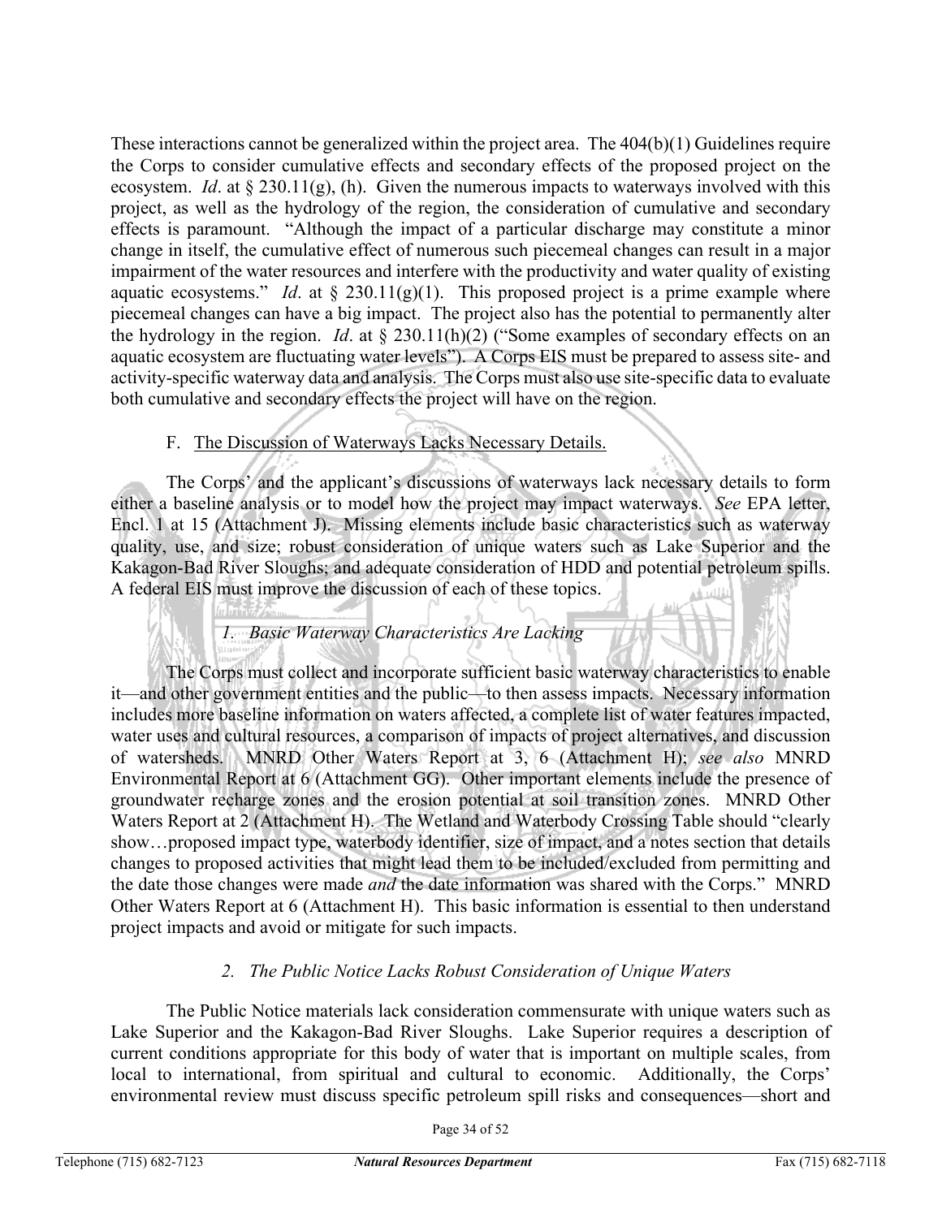These interactions cannot be generalized within the project area. The 404(b)(1) Guidelines require the Corps to consider cumulative effects and secondary effects of the proposed project on the ecosystem. *Id*. at § 230.11(g), (h). Given the numerous impacts to waterways involved with this project, as well as the hydrology of the region, the consideration of cumulative and secondary effects is paramount. "Although the impact of a particular discharge may constitute a minor change in itself, the cumulative effect of numerous such piecemeal changes can result in a major impairment of the water resources and interfere with the productivity and water quality of existing aquatic ecosystems." *Id*. at § 230.11(g)(1). This proposed project is a prime example where piecemeal changes can have a big impact. The project also has the potential to permanently alter the hydrology in the region. *Id*. at § 230.11(h)(2) ("Some examples of secondary effects on an aquatic ecosystem are fluctuating water levels"). A Corps EIS must be prepared to assess site- and activity-specific waterway data and analysis. The Corps must also use site-specific data to evaluate both cumulative and secondary effects the project will have on the region.

F. The Discussion of Waterways Lacks Necessary Details.

The Corps' and the applicant's discussions of waterways lack necessary details to form either a baseline analysis or to model how the project may impact waterways. *See* EPA letter, Encl. 1 at 15 (Attachment J). Missing elements include basic characteristics such as waterway quality, use, and size; robust consideration of unique waters such as Lake Superior and the Kakagon-Bad River Sloughs; and adequate consideration of HDD and potential petroleum spills. A federal EIS must improve the discussion of each of these topics.

*1. Basic Waterway Characteristics Are Lacking*

The Corps must collect and incorporate sufficient basic waterway characteristics to enable it—and other government entities and the public—to then assess impacts. Necessary information includes more baseline information on waters affected, a complete list of water features impacted, water uses and cultural resources, a comparison of impacts of project alternatives, and discussion of watersheds. MNRD Other Waters Report at 3, 6 (Attachment H); *see also* MNRD Environmental Report at 6 (Attachment GG). Other important elements include the presence of groundwater recharge zones and the erosion potential at soil transition zones. MNRD Other Waters Report at 2 (Attachment H). The Wetland and Waterbody Crossing Table should "clearly show…proposed impact type, waterbody identifier, size of impact, and a notes section that details changes to proposed activities that might lead them to be included/excluded from permitting and the date those changes were made *and* the date information was shared with the Corps." MNRD Other Waters Report at 6 (Attachment H). This basic information is essential to then understand project impacts and avoid or mitigate for such impacts.

*2. The Public Notice Lacks Robust Consideration of Unique Waters*

The Public Notice materials lack consideration commensurate with unique waters such as Lake Superior and the Kakagon-Bad River Sloughs. Lake Superior requires a description of current conditions appropriate for this body of water that is important on multiple scales, from local to international, from spiritual and cultural to economic. Additionally, the Corps' environmental review must discuss specific petroleum spill risks and consequences—short and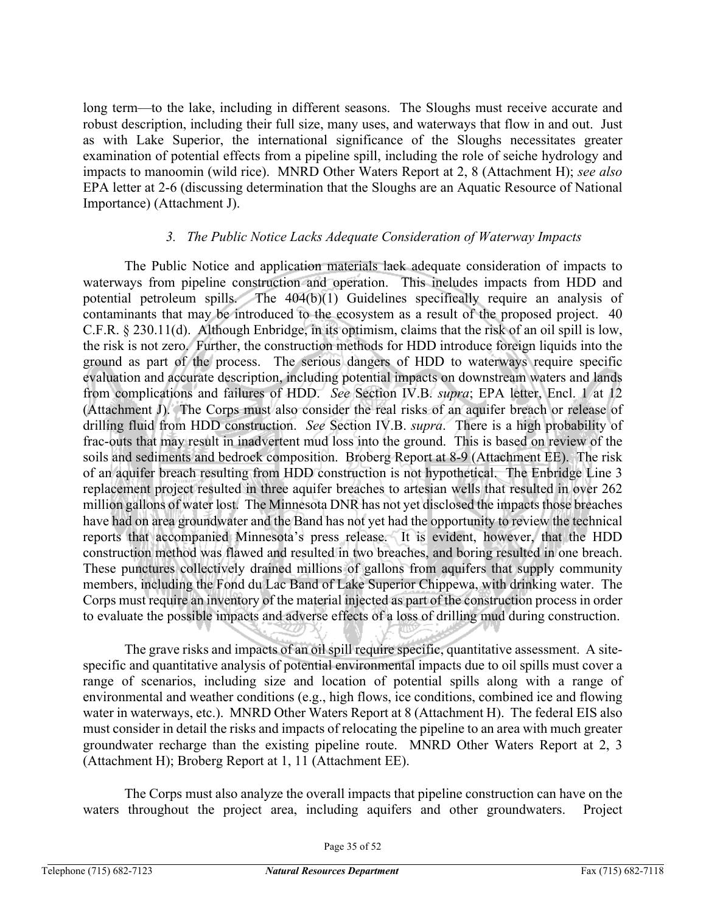long term—to the lake, including in different seasons. The Sloughs must receive accurate and robust description, including their full size, many uses, and waterways that flow in and out. Just as with Lake Superior, the international significance of the Sloughs necessitates greater examination of potential effects from a pipeline spill, including the role of seiche hydrology and impacts to manoomin (wild rice). MNRD Other Waters Report at 2, 8 (Attachment H); *see also* EPA letter at 2-6 (discussing determination that the Sloughs are an Aquatic Resource of National Importance) (Attachment J).

### *3. The Public Notice Lacks Adequate Consideration of Waterway Impacts*

The Public Notice and application materials lack adequate consideration of impacts to waterways from pipeline construction and operation. This includes impacts from HDD and potential petroleum spills. The 404(b)(1) Guidelines specifically require an analysis of contaminants that may be introduced to the ecosystem as a result of the proposed project. 40 C.F.R. § 230.11(d). Although Enbridge, in its optimism, claims that the risk of an oil spill is low, the risk is not zero. Further, the construction methods for HDD introduce foreign liquids into the ground as part of the process. The serious dangers of HDD to waterways require specific evaluation and accurate description, including potential impacts on downstream waters and lands from complications and failures of HDD. *See* Section IV.B. *supra*; EPA letter, Encl. 1 at 12 (Attachment J). The Corps must also consider the real risks of an aquifer breach or release of drilling fluid from HDD construction. *See* Section IV.B. *supra*. There is a high probability of frac-outs that may result in inadvertent mud loss into the ground. This is based on review of the soils and sediments and bedrock composition. Broberg Report at 8-9 (Attachment EE). The risk of an aquifer breach resulting from HDD construction is not hypothetical. The Enbridge Line 3 replacement project resulted in three aquifer breaches to artesian wells that resulted in over 262 million gallons of water lost. The Minnesota DNR has not yet disclosed the impacts those breaches have had on area groundwater and the Band has not yet had the opportunity to review the technical reports that accompanied Minnesota's press release. It is evident, however, that the HDD construction method was flawed and resulted in two breaches, and boring resulted in one breach. These punctures collectively drained millions of gallons from aquifers that supply community members, including the Fond du Lac Band of Lake Superior Chippewa, with drinking water. The Corps must require an inventory of the material injected as part of the construction process in order to evaluate the possible impacts and adverse effects of a loss of drilling mud during construction.

The grave risks and impacts of an oil spill require specific, quantitative assessment. A site-specific and quantitative analysis of potential environmental impacts due to oil spills must cover a range of scenarios, including size and location of potential spills along with a range of environmental and weather conditions (e.g., high flows, ice conditions, combined ice and flowing water in waterways, etc.). MNRD Other Waters Report at 8 (Attachment H). The federal EIS also must consider in detail the risks and impacts of relocating the pipeline to an area with much greater groundwater recharge than the existing pipeline route. MNRD Other Waters Report at 2, 3 (Attachment H); Broberg Report at 1, 11 (Attachment EE).

The Corps must also analyze the overall impacts that pipeline construction can have on the waters throughout the project area, including aquifers and other groundwaters. Project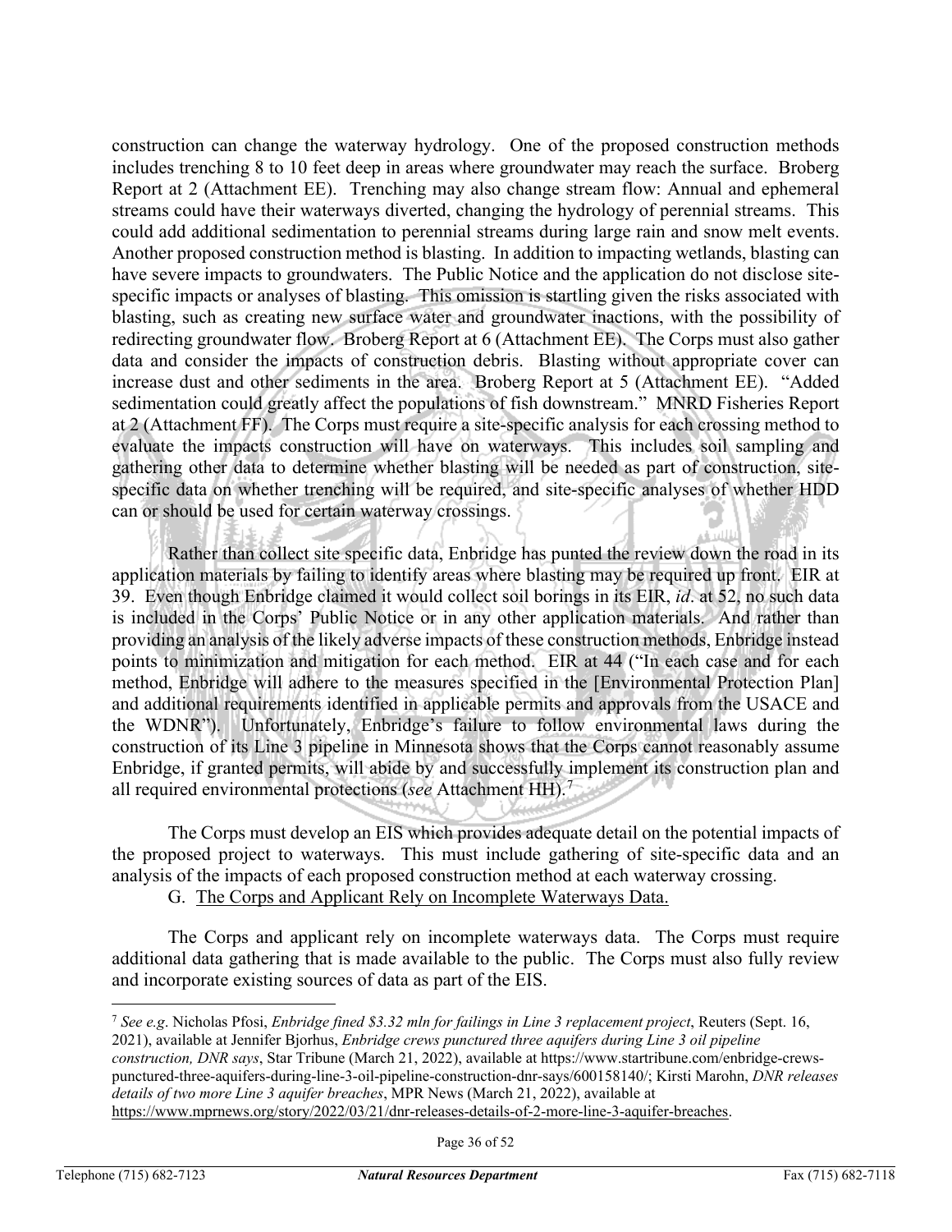construction can change the waterway hydrology. One of the proposed construction methods includes trenching 8 to 10 feet deep in areas where groundwater may reach the surface. Broberg Report at 2 (Attachment EE). Trenching may also change stream flow: Annual and ephemeral streams could have their waterways diverted, changing the hydrology of perennial streams. This could add additional sedimentation to perennial streams during large rain and snow melt events. Another proposed construction method is blasting. In addition to impacting wetlands, blasting can have severe impacts to groundwaters. The Public Notice and the application do not disclose site-specific impacts or analyses of blasting. This omission is startling given the risks associated with blasting, such as creating new surface water and groundwater inactions, with the possibility of redirecting groundwater flow. Broberg Report at 6 (Attachment EE). The Corps must also gather data and consider the impacts of construction debris. Blasting without appropriate cover can increase dust and other sediments in the area. Broberg Report at 5 (Attachment EE). "Added sedimentation could greatly affect the populations of fish downstream." MNRD Fisheries Report at 2 (Attachment FF). The Corps must require a site-specific analysis for each crossing method to evaluate the impacts construction will have on waterways. This includes soil sampling and gathering other data to determine whether blasting will be needed as part of construction, site-specific data on whether trenching will be required, and site-specific analyses of whether HDD can or should be used for certain waterway crossings.

Rather than collect site specific data, Enbridge has punted the review down the road in its application materials by failing to identify areas where blasting may be required up front. EIR at 39. Even though Enbridge claimed it would collect soil borings in its EIR, *id*. at 52, no such data is included in the Corps' Public Notice or in any other application materials. And rather than providing an analysis of the likely adverse impacts of these construction methods, Enbridge instead points to minimization and mitigation for each method. EIR at 44 ("In each case and for each method, Enbridge will adhere to the measures specified in the [Environmental Protection Plan] and additional requirements identified in applicable permits and approvals from the USACE and the WDNR"). Unfortunately, Enbridge's failure to follow environmental laws during the construction of its Line 3 pipeline in Minnesota shows that the Corps cannot reasonably assume Enbridge, if granted permits, will abide by and successfully implement its construction plan and all required environmental protections (*see* Attachment HH).[7]

The Corps must develop an EIS which provides adequate detail on the potential impacts of the proposed project to waterways. This must include gathering of site-specific data and an analysis of the impacts of each proposed construction method at each waterway crossing.

G. <u>The Corps and Applicant Rely on Incomplete Waterways Data.</u>

The Corps and applicant rely on incomplete waterways data. The Corps must require additional data gathering that is made available to the public. The Corps must also fully review and incorporate existing sources of data as part of the EIS.

---

[7] *See e.g*. Nicholas Pfosi, *Enbridge fined $3.32 mln for failings in Line 3 replacement project*, Reuters (Sept. 16, 2021), available at Jennifer Bjorhus, *Enbridge crews punctured three aquifers during Line 3 oil pipeline construction, DNR says*, Star Tribune (March 21, 2022), available at https://www.startribune.com/enbridge-crews-punctured-three-aquifers-during-line-3-oil-pipeline-construction-dnr-says/600158140/; Kirsti Marohn, *DNR releases details of two more Line 3 aquifer breaches*, MPR News (March 21, 2022), available at https://www.mprnews.org/story/2022/03/21/dnr-releases-details-of-2-more-line-3-aquifer-breaches.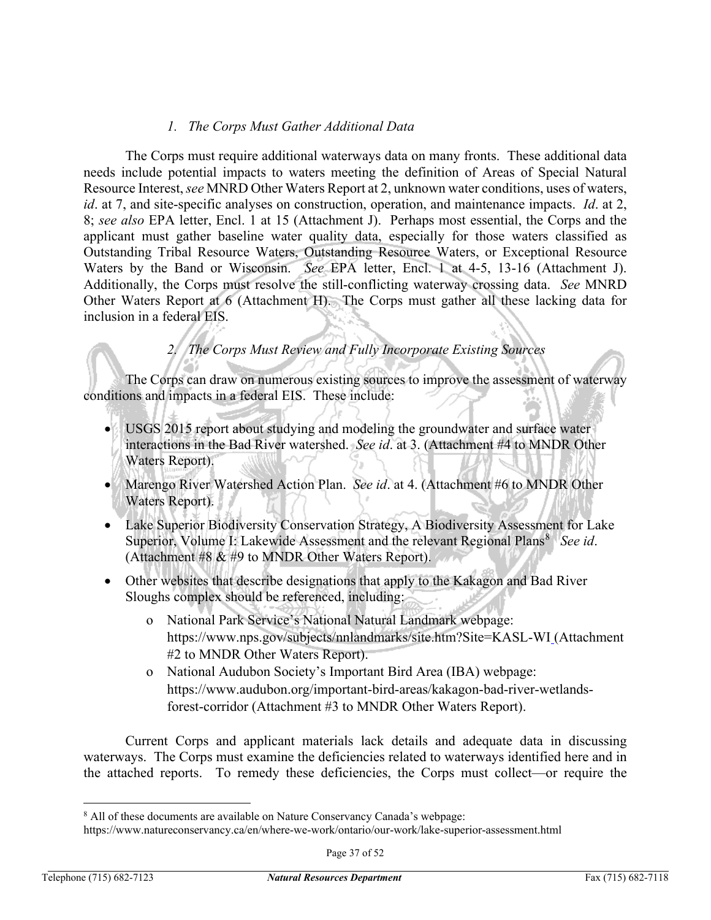### *1. The Corps Must Gather Additional Data*

The Corps must require additional waterways data on many fronts. These additional data needs include potential impacts to waters meeting the definition of Areas of Special Natural Resource Interest, *see* MNRD Other Waters Report at 2, unknown water conditions, uses of waters, *id*. at 7, and site-specific analyses on construction, operation, and maintenance impacts. *Id*. at 2, 8; *see also* EPA letter, Encl. 1 at 15 (Attachment J). Perhaps most essential, the Corps and the applicant must gather baseline water quality data, especially for those waters classified as Outstanding Tribal Resource Waters, Outstanding Resource Waters, or Exceptional Resource Waters by the Band or Wisconsin. *See* EPA letter, Encl. 1 at 4-5, 13-16 (Attachment J). Additionally, the Corps must resolve the still-conflicting waterway crossing data. *See* MNRD Other Waters Report at 6 (Attachment H). The Corps must gather all these lacking data for inclusion in a federal EIS.

### *2. The Corps Must Review and Fully Incorporate Existing Sources*

The Corps can draw on numerous existing sources to improve the assessment of waterway conditions and impacts in a federal EIS. These include:

- USGS 2015 report about studying and modeling the groundwater and surface water interactions in the Bad River watershed. *See id*. at 3. (Attachment #4 to MNDR Other Waters Report).
- Marengo River Watershed Action Plan. *See id*. at 4. (Attachment #6 to MNDR Other Waters Report).
- Lake Superior Biodiversity Conservation Strategy, A Biodiversity Assessment for Lake Superior, Volume I: Lakewide Assessment and the relevant Regional Plans[8] *See id*. (Attachment #8 & #9 to MNDR Other Waters Report).
- Other websites that describe designations that apply to the Kakagon and Bad River Sloughs complex should be referenced, including:
  - National Park Service's National Natural Landmark webpage: https://www.nps.gov/subjects/nnlandmarks/site.htm?Site=KASL-WI (Attachment #2 to MNDR Other Waters Report).
  - National Audubon Society's Important Bird Area (IBA) webpage: https://www.audubon.org/important-bird-areas/kakagon-bad-river-wetlands-forest-corridor (Attachment #3 to MNDR Other Waters Report).

Current Corps and applicant materials lack details and adequate data in discussing waterways. The Corps must examine the deficiencies related to waterways identified here and in the attached reports. To remedy these deficiencies, the Corps must collect—or require the

[8] All of these documents are available on Nature Conservancy Canada's webpage: https://www.natureconservancy.ca/en/where-we-work/ontario/our-work/lake-superior-assessment.html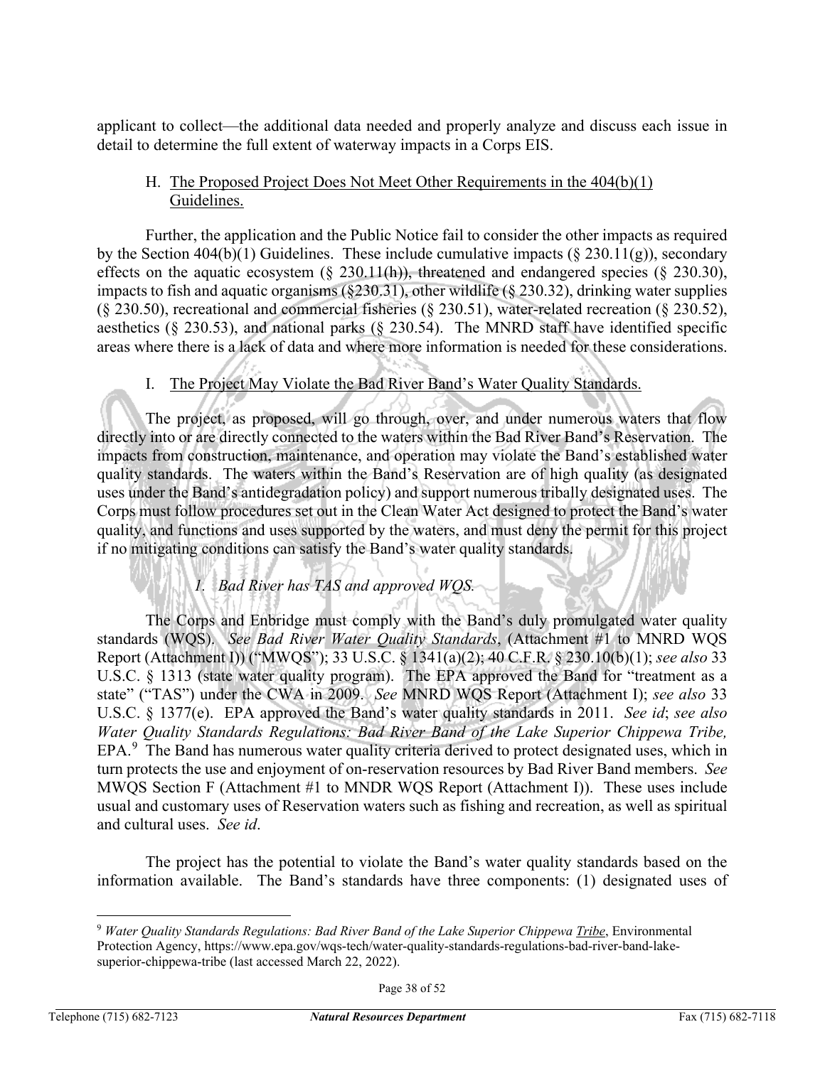applicant to collect—the additional data needed and properly analyze and discuss each issue in detail to determine the full extent of waterway impacts in a Corps EIS.

### H. The Proposed Project Does Not Meet Other Requirements in the 404(b)(1) Guidelines.

Further, the application and the Public Notice fail to consider the other impacts as required by the Section 404(b)(1) Guidelines. These include cumulative impacts (§ 230.11(g)), secondary effects on the aquatic ecosystem (§ 230.11(h)), threatened and endangered species (§ 230.30), impacts to fish and aquatic organisms (§230.31), other wildlife (§ 230.32), drinking water supplies (§ 230.50), recreational and commercial fisheries (§ 230.51), water-related recreation (§ 230.52), aesthetics (§ 230.53), and national parks (§ 230.54). The MNRD staff have identified specific areas where there is a lack of data and where more information is needed for these considerations.

### I. The Project May Violate the Bad River Band's Water Quality Standards.

The project, as proposed, will go through, over, and under numerous waters that flow directly into or are directly connected to the waters within the Bad River Band's Reservation. The impacts from construction, maintenance, and operation may violate the Band's established water quality standards. The waters within the Band's Reservation are of high quality (as designated uses under the Band's antidegradation policy) and support numerous tribally designated uses. The Corps must follow procedures set out in the Clean Water Act designed to protect the Band's water quality, and functions and uses supported by the waters, and must deny the permit for this project if no mitigating conditions can satisfy the Band's water quality standards.

#### *1. Bad River has TAS and approved WQS.*

The Corps and Enbridge must comply with the Band's duly promulgated water quality standards (WQS). *See Bad River Water Quality Standards*, (Attachment #1 to MNRD WQS Report (Attachment I)) ("MWQS"); 33 U.S.C. § 1341(a)(2); 40 C.F.R. § 230.10(b)(1); *see also* 33 U.S.C. § 1313 (state water quality program). The EPA approved the Band for "treatment as a state" ("TAS") under the CWA in 2009. *See* MNRD WQS Report (Attachment I); *see also* 33 U.S.C. § 1377(e). EPA approved the Band's water quality standards in 2011. *See id*; *see also Water Quality Standards Regulations: Bad River Band of the Lake Superior Chippewa Tribe,* EPA.[9] The Band has numerous water quality criteria derived to protect designated uses, which in turn protects the use and enjoyment of on-reservation resources by Bad River Band members. *See* MWQS Section F (Attachment #1 to MNDR WQS Report (Attachment I)). These uses include usual and customary uses of Reservation waters such as fishing and recreation, as well as spiritual and cultural uses. *See id*.

The project has the potential to violate the Band's water quality standards based on the information available. The Band's standards have three components: (1) designated uses of

---

[9] *Water Quality Standards Regulations: Bad River Band of the Lake Superior Chippewa Tribe*, Environmental Protection Agency, https://www.epa.gov/wqs-tech/water-quality-standards-regulations-bad-river-band-lake-superior-chippewa-tribe (last accessed March 22, 2022).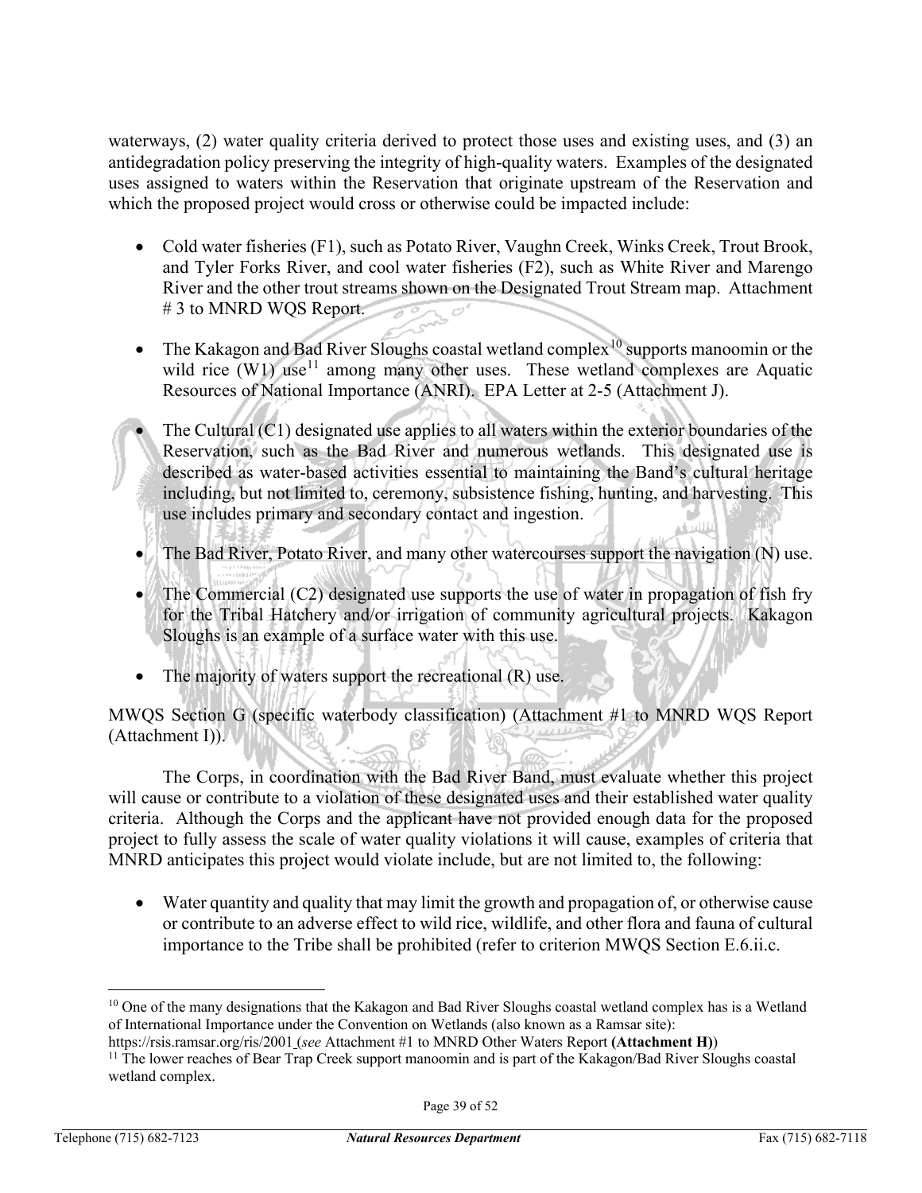waterways, (2) water quality criteria derived to protect those uses and existing uses, and (3) an antidegradation policy preserving the integrity of high-quality waters. Examples of the designated uses assigned to waters within the Reservation that originate upstream of the Reservation and which the proposed project would cross or otherwise could be impacted include:

- Cold water fisheries (F1), such as Potato River, Vaughn Creek, Winks Creek, Trout Brook, and Tyler Forks River, and cool water fisheries (F2), such as White River and Marengo River and the other trout streams shown on the Designated Trout Stream map. Attachment # 3 to MNRD WQS Report.

- The Kakagon and Bad River Sloughs coastal wetland complex[10] supports manoomin or the wild rice (W1) use[11] among many other uses. These wetland complexes are Aquatic Resources of National Importance (ANRI). EPA Letter at 2-5 (Attachment J).

- The Cultural (C1) designated use applies to all waters within the exterior boundaries of the Reservation, such as the Bad River and numerous wetlands. This designated use is described as water-based activities essential to maintaining the Band's cultural heritage including, but not limited to, ceremony, subsistence fishing, hunting, and harvesting. This use includes primary and secondary contact and ingestion.

- The Bad River, Potato River, and many other watercourses support the navigation (N) use.

- The Commercial (C2) designated use supports the use of water in propagation of fish fry for the Tribal Hatchery and/or irrigation of community agricultural projects. Kakagon Sloughs is an example of a surface water with this use.

- The majority of waters support the recreational (R) use.

MWQS Section G (specific waterbody classification) (Attachment #1 to MNRD WQS Report (Attachment I)).

The Corps, in coordination with the Bad River Band, must evaluate whether this project will cause or contribute to a violation of these designated uses and their established water quality criteria. Although the Corps and the applicant have not provided enough data for the proposed project to fully assess the scale of water quality violations it will cause, examples of criteria that MNRD anticipates this project would violate include, but are not limited to, the following:

- Water quantity and quality that may limit the growth and propagation of, or otherwise cause or contribute to an adverse effect to wild rice, wildlife, and other flora and fauna of cultural importance to the Tribe shall be prohibited (refer to criterion MWQS Section E.6.ii.c.

---

[10] One of the many designations that the Kakagon and Bad River Sloughs coastal wetland complex has is a Wetland of International Importance under the Convention on Wetlands (also known as a Ramsar site): https://rsis.ramsar.org/ris/2001 (*see* Attachment #1 to MNRD Other Waters Report **(Attachment H)**)

[11] The lower reaches of Bear Trap Creek support manoomin and is part of the Kakagon/Bad River Sloughs coastal wetland complex.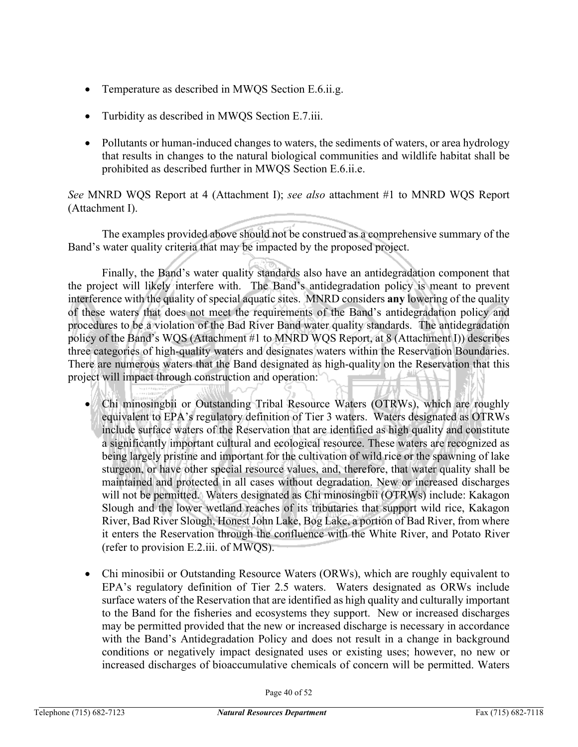- Temperature as described in MWQS Section E.6.ii.g.
- Turbidity as described in MWQS Section E.7.iii.
- Pollutants or human-induced changes to waters, the sediments of waters, or area hydrology that results in changes to the natural biological communities and wildlife habitat shall be prohibited as described further in MWQS Section E.6.ii.e.

*See* MNRD WQS Report at 4 (Attachment I); *see also* attachment #1 to MNRD WQS Report (Attachment I).

The examples provided above should not be construed as a comprehensive summary of the Band's water quality criteria that may be impacted by the proposed project.

Finally, the Band's water quality standards also have an antidegradation component that the project will likely interfere with. The Band's antidegradation policy is meant to prevent interference with the quality of special aquatic sites. MNRD considers **any** lowering of the quality of these waters that does not meet the requirements of the Band's antidegradation policy and procedures to be a violation of the Bad River Band water quality standards. The antidegradation policy of the Band's WQS (Attachment #1 to MNRD WQS Report, at 8 (Attachment I)) describes three categories of high-quality waters and designates waters within the Reservation Boundaries. There are numerous waters that the Band designated as high-quality on the Reservation that this project will impact through construction and operation:

- Chi minosingbii or Outstanding Tribal Resource Waters (OTRWs), which are roughly equivalent to EPA's regulatory definition of Tier 3 waters. Waters designated as OTRWs include surface waters of the Reservation that are identified as high quality and constitute a significantly important cultural and ecological resource. These waters are recognized as being largely pristine and important for the cultivation of wild rice or the spawning of lake sturgeon, or have other special resource values, and, therefore, that water quality shall be maintained and protected in all cases without degradation. New or increased discharges will not be permitted. Waters designated as Chi minosingbii (OTRWs) include: Kakagon Slough and the lower wetland reaches of its tributaries that support wild rice, Kakagon River, Bad River Slough, Honest John Lake, Bog Lake, a portion of Bad River, from where it enters the Reservation through the confluence with the White River, and Potato River (refer to provision E.2.iii. of MWQS).

- Chi minosibii or Outstanding Resource Waters (ORWs), which are roughly equivalent to EPA's regulatory definition of Tier 2.5 waters. Waters designated as ORWs include surface waters of the Reservation that are identified as high quality and culturally important to the Band for the fisheries and ecosystems they support. New or increased discharges may be permitted provided that the new or increased discharge is necessary in accordance with the Band's Antidegradation Policy and does not result in a change in background conditions or negatively impact designated uses or existing uses; however, no new or increased discharges of bioaccumulative chemicals of concern will be permitted. Waters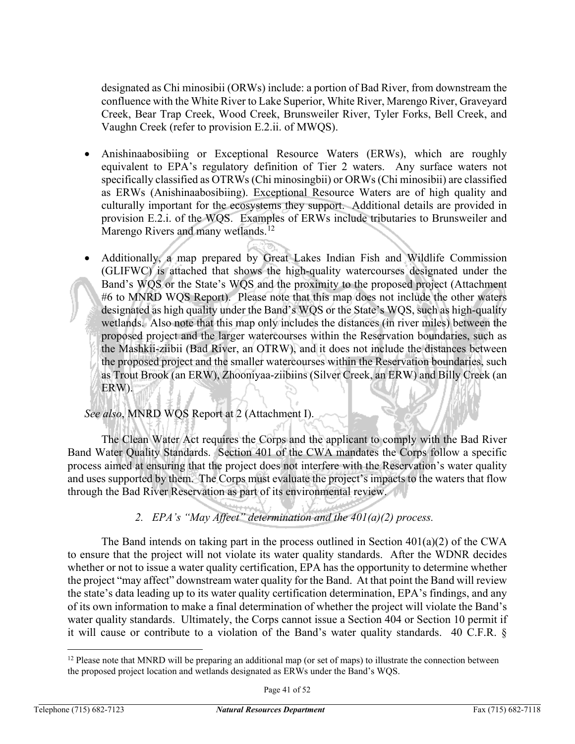designated as Chi minosibii (ORWs) include: a portion of Bad River, from downstream the confluence with the White River to Lake Superior, White River, Marengo River, Graveyard Creek, Bear Trap Creek, Wood Creek, Brunsweiler River, Tyler Forks, Bell Creek, and Vaughn Creek (refer to provision E.2.ii. of MWQS).

- Anishinaabosibiing or Exceptional Resource Waters (ERWs), which are roughly equivalent to EPA's regulatory definition of Tier 2 waters. Any surface waters not specifically classified as OTRWs (Chi minosingbii) or ORWs (Chi minosibii) are classified as ERWs (Anishinaabosibiing). Exceptional Resource Waters are of high quality and culturally important for the ecosystems they support. Additional details are provided in provision E.2.i. of the WQS. Examples of ERWs include tributaries to Brunsweiler and Marengo Rivers and many wetlands.[12]

- Additionally, a map prepared by Great Lakes Indian Fish and Wildlife Commission (GLIFWC) is attached that shows the high-quality watercourses designated under the Band's WQS or the State's WQS and the proximity to the proposed project (Attachment #6 to MNRD WQS Report). Please note that this map does not include the other waters designated as high quality under the Band's WQS or the State's WQS, such as high-quality wetlands. Also note that this map only includes the distances (in river miles) between the proposed project and the larger watercourses within the Reservation boundaries, such as the Mashkii-ziibii (Bad River, an OTRW), and it does not include the distances between the proposed project and the smaller watercourses within the Reservation boundaries, such as Trout Brook (an ERW), Zhooniyaa-ziibiins (Silver Creek, an ERW) and Billy Creek (an ERW).

*See also*, MNRD WQS Report at 2 (Attachment I).

The Clean Water Act requires the Corps and the applicant to comply with the Bad River Band Water Quality Standards. Section 401 of the CWA mandates the Corps follow a specific process aimed at ensuring that the project does not interfere with the Reservation's water quality and uses supported by them. The Corps must evaluate the project's impacts to the waters that flow through the Bad River Reservation as part of its environmental review.

### *2. EPA's "May Affect" determination and the 401(a)(2) process.*

The Band intends on taking part in the process outlined in Section 401(a)(2) of the CWA to ensure that the project will not violate its water quality standards. After the WDNR decides whether or not to issue a water quality certification, EPA has the opportunity to determine whether the project "may affect" downstream water quality for the Band. At that point the Band will review the state's data leading up to its water quality certification determination, EPA's findings, and any of its own information to make a final determination of whether the project will violate the Band's water quality standards. Ultimately, the Corps cannot issue a Section 404 or Section 10 permit if it will cause or contribute to a violation of the Band's water quality standards. 40 C.F.R. §

[12] Please note that MNRD will be preparing an additional map (or set of maps) to illustrate the connection between the proposed project location and wetlands designated as ERWs under the Band's WQS.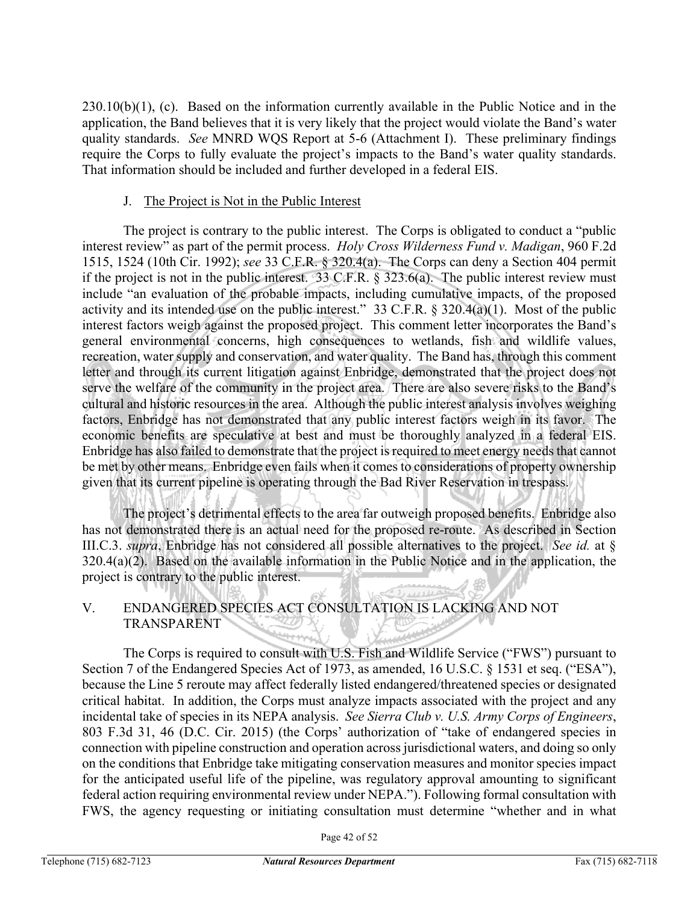230.10(b)(1), (c). Based on the information currently available in the Public Notice and in the application, the Band believes that it is very likely that the project would violate the Band's water quality standards. *See* MNRD WQS Report at 5-6 (Attachment I). These preliminary findings require the Corps to fully evaluate the project's impacts to the Band's water quality standards. That information should be included and further developed in a federal EIS.

### J. The Project is Not in the Public Interest

The project is contrary to the public interest. The Corps is obligated to conduct a "public interest review" as part of the permit process. *Holy Cross Wilderness Fund v. Madigan*, 960 F.2d 1515, 1524 (10th Cir. 1992); *see* 33 C.F.R. § 320.4(a). The Corps can deny a Section 404 permit if the project is not in the public interest. 33 C.F.R. § 323.6(a). The public interest review must include "an evaluation of the probable impacts, including cumulative impacts, of the proposed activity and its intended use on the public interest." 33 C.F.R. § 320.4(a)(1). Most of the public interest factors weigh against the proposed project. This comment letter incorporates the Band's general environmental concerns, high consequences to wetlands, fish and wildlife values, recreation, water supply and conservation, and water quality. The Band has, through this comment letter and through its current litigation against Enbridge, demonstrated that the project does not serve the welfare of the community in the project area. There are also severe risks to the Band's cultural and historic resources in the area. Although the public interest analysis involves weighing factors, Enbridge has not demonstrated that any public interest factors weigh in its favor. The economic benefits are speculative at best and must be thoroughly analyzed in a federal EIS. Enbridge has also failed to demonstrate that the project is required to meet energy needs that cannot be met by other means. Enbridge even fails when it comes to considerations of property ownership given that its current pipeline is operating through the Bad River Reservation in trespass.

The project's detrimental effects to the area far outweigh proposed benefits. Enbridge also has not demonstrated there is an actual need for the proposed re-route. As described in Section III.C.3. *supra*, Enbridge has not considered all possible alternatives to the project. *See id.* at § 320.4(a)(2). Based on the available information in the Public Notice and in the application, the project is contrary to the public interest.

## V. ENDANGERED SPECIES ACT CONSULTATION IS LACKING AND NOT TRANSPARENT

The Corps is required to consult with U.S. Fish and Wildlife Service ("FWS") pursuant to Section 7 of the Endangered Species Act of 1973, as amended, 16 U.S.C. § 1531 et seq. ("ESA"), because the Line 5 reroute may affect federally listed endangered/threatened species or designated critical habitat. In addition, the Corps must analyze impacts associated with the project and any incidental take of species in its NEPA analysis. *See Sierra Club v. U.S. Army Corps of Engineers*, 803 F.3d 31, 46 (D.C. Cir. 2015) (the Corps' authorization of "take of endangered species in connection with pipeline construction and operation across jurisdictional waters, and doing so only on the conditions that Enbridge take mitigating conservation measures and monitor species impact for the anticipated useful life of the pipeline, was regulatory approval amounting to significant federal action requiring environmental review under NEPA."). Following formal consultation with FWS, the agency requesting or initiating consultation must determine "whether and in what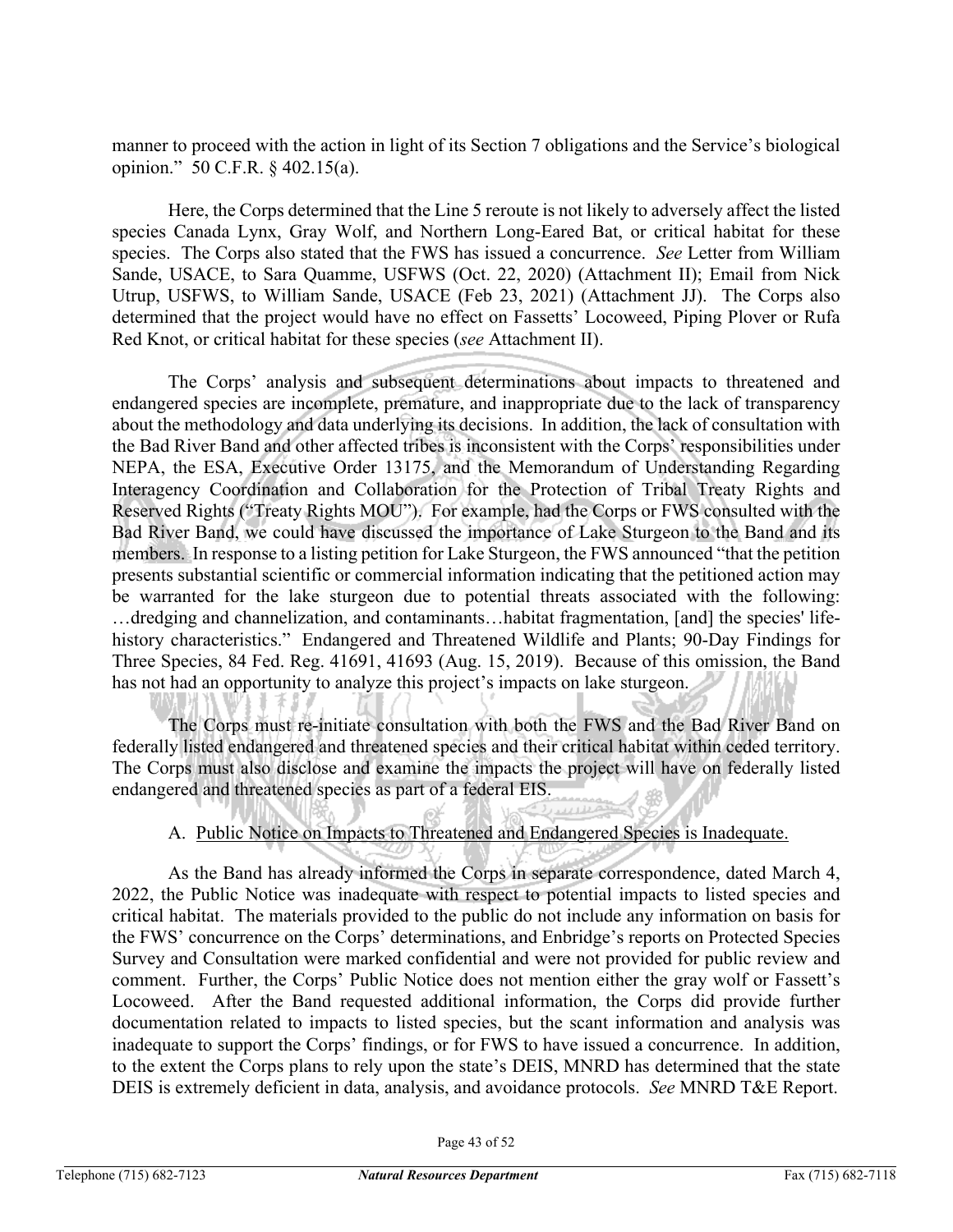manner to proceed with the action in light of its Section 7 obligations and the Service's biological opinion." 50 C.F.R. § 402.15(a).

Here, the Corps determined that the Line 5 reroute is not likely to adversely affect the listed species Canada Lynx, Gray Wolf, and Northern Long-Eared Bat, or critical habitat for these species. The Corps also stated that the FWS has issued a concurrence. *See* Letter from William Sande, USACE, to Sara Quamme, USFWS (Oct. 22, 2020) (Attachment II); Email from Nick Utrup, USFWS, to William Sande, USACE (Feb 23, 2021) (Attachment JJ). The Corps also determined that the project would have no effect on Fassetts' Locoweed, Piping Plover or Rufa Red Knot, or critical habitat for these species (*see* Attachment II).

The Corps' analysis and subsequent determinations about impacts to threatened and endangered species are incomplete, premature, and inappropriate due to the lack of transparency about the methodology and data underlying its decisions. In addition, the lack of consultation with the Bad River Band and other affected tribes is inconsistent with the Corps' responsibilities under NEPA, the ESA, Executive Order 13175, and the Memorandum of Understanding Regarding Interagency Coordination and Collaboration for the Protection of Tribal Treaty Rights and Reserved Rights ("Treaty Rights MOU"). For example, had the Corps or FWS consulted with the Bad River Band, we could have discussed the importance of Lake Sturgeon to the Band and its members. In response to a listing petition for Lake Sturgeon, the FWS announced "that the petition presents substantial scientific or commercial information indicating that the petitioned action may be warranted for the lake sturgeon due to potential threats associated with the following: …dredging and channelization, and contaminants…habitat fragmentation, [and] the species' life-history characteristics." Endangered and Threatened Wildlife and Plants; 90-Day Findings for Three Species, 84 Fed. Reg. 41691, 41693 (Aug. 15, 2019). Because of this omission, the Band has not had an opportunity to analyze this project's impacts on lake sturgeon.

The Corps must re-initiate consultation with both the FWS and the Bad River Band on federally listed endangered and threatened species and their critical habitat within ceded territory. The Corps must also disclose and examine the impacts the project will have on federally listed endangered and threatened species as part of a federal EIS.

A. Public Notice on Impacts to Threatened and Endangered Species is Inadequate.

As the Band has already informed the Corps in separate correspondence, dated March 4, 2022, the Public Notice was inadequate with respect to potential impacts to listed species and critical habitat. The materials provided to the public do not include any information on basis for the FWS' concurrence on the Corps' determinations, and Enbridge's reports on Protected Species Survey and Consultation were marked confidential and were not provided for public review and comment. Further, the Corps' Public Notice does not mention either the gray wolf or Fassett's Locoweed. After the Band requested additional information, the Corps did provide further documentation related to impacts to listed species, but the scant information and analysis was inadequate to support the Corps' findings, or for FWS to have issued a concurrence. In addition, to the extent the Corps plans to rely upon the state's DEIS, MNRD has determined that the state DEIS is extremely deficient in data, analysis, and avoidance protocols. *See* MNRD T&E Report.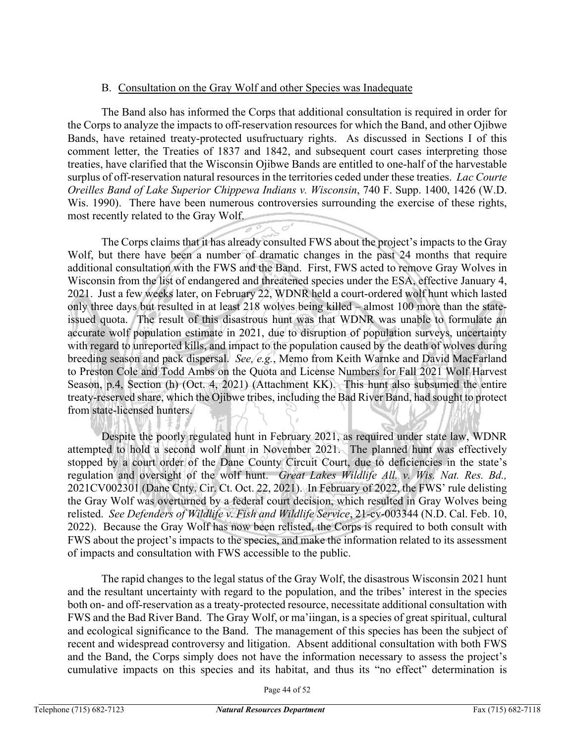### B. Consultation on the Gray Wolf and other Species was Inadequate

The Band also has informed the Corps that additional consultation is required in order for the Corps to analyze the impacts to off-reservation resources for which the Band, and other Ojibwe Bands, have retained treaty-protected usufructuary rights. As discussed in Sections I of this comment letter, the Treaties of 1837 and 1842, and subsequent court cases interpreting those treaties, have clarified that the Wisconsin Ojibwe Bands are entitled to one-half of the harvestable surplus of off-reservation natural resources in the territories ceded under these treaties. *Lac Courte Oreilles Band of Lake Superior Chippewa Indians v. Wisconsin*, 740 F. Supp. 1400, 1426 (W.D. Wis. 1990). There have been numerous controversies surrounding the exercise of these rights, most recently related to the Gray Wolf.

The Corps claims that it has already consulted FWS about the project's impacts to the Gray Wolf, but there have been a number of dramatic changes in the past 24 months that require additional consultation with the FWS and the Band. First, FWS acted to remove Gray Wolves in Wisconsin from the list of endangered and threatened species under the ESA, effective January 4, 2021. Just a few weeks later, on February 22, WDNR held a court-ordered wolf hunt which lasted only three days but resulted in at least 218 wolves being killed – almost 100 more than the state-issued quota. The result of this disastrous hunt was that WDNR was unable to formulate an accurate wolf population estimate in 2021, due to disruption of population surveys, uncertainty with regard to unreported kills, and impact to the population caused by the death of wolves during breeding season and pack dispersal. *See, e.g.*, Memo from Keith Warnke and David MacFarland to Preston Cole and Todd Ambs on the Quota and License Numbers for Fall 2021 Wolf Harvest Season, p.4, Section (h) (Oct. 4, 2021) (Attachment KK). This hunt also subsumed the entire treaty-reserved share, which the Ojibwe tribes, including the Bad River Band, had sought to protect from state-licensed hunters.

Despite the poorly regulated hunt in February 2021, as required under state law, WDNR attempted to hold a second wolf hunt in November 2021. The planned hunt was effectively stopped by a court order of the Dane County Circuit Court, due to deficiencies in the state's regulation and oversight of the wolf hunt. *Great Lakes Wildlife All. v. Wis. Nat. Res. Bd.,* 2021CV002301 (Dane Cnty. Cir. Ct. Oct. 22, 2021). In February of 2022, the FWS' rule delisting the Gray Wolf was overturned by a federal court decision, which resulted in Gray Wolves being relisted. *See Defenders of Wildlife v. Fish and Wildlife Service*, 21-cv-003344 (N.D. Cal. Feb. 10, 2022). Because the Gray Wolf has now been relisted, the Corps is required to both consult with FWS about the project's impacts to the species, and make the information related to its assessment of impacts and consultation with FWS accessible to the public.

The rapid changes to the legal status of the Gray Wolf, the disastrous Wisconsin 2021 hunt and the resultant uncertainty with regard to the population, and the tribes' interest in the species both on- and off-reservation as a treaty-protected resource, necessitate additional consultation with FWS and the Bad River Band. The Gray Wolf, or ma'iingan, is a species of great spiritual, cultural and ecological significance to the Band. The management of this species has been the subject of recent and widespread controversy and litigation. Absent additional consultation with both FWS and the Band, the Corps simply does not have the information necessary to assess the project's cumulative impacts on this species and its habitat, and thus its "no effect" determination is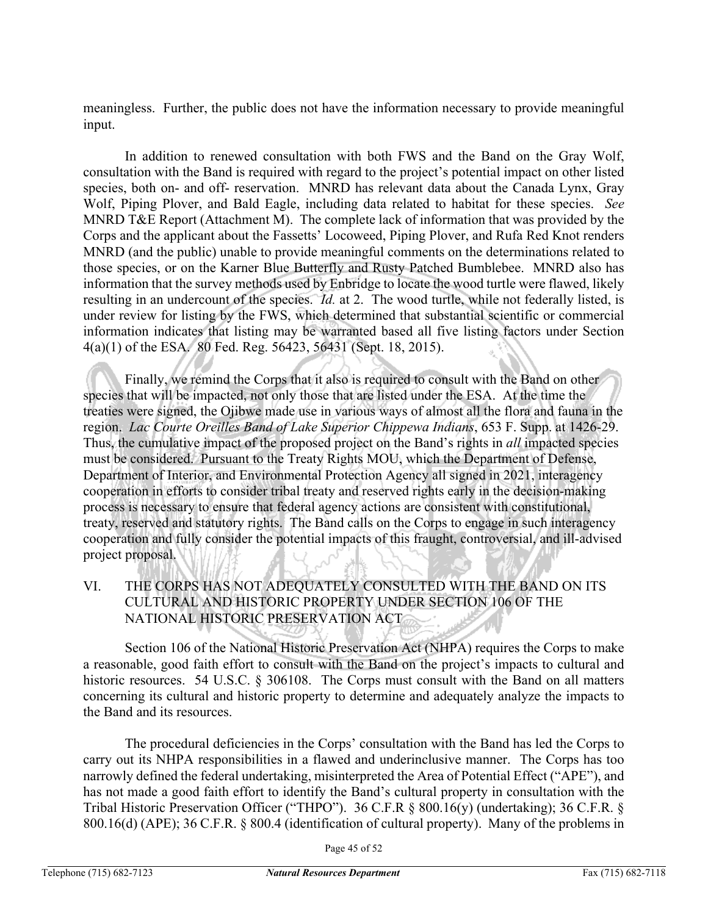meaningless. Further, the public does not have the information necessary to provide meaningful input.

In addition to renewed consultation with both FWS and the Band on the Gray Wolf, consultation with the Band is required with regard to the project's potential impact on other listed species, both on- and off- reservation. MNRD has relevant data about the Canada Lynx, Gray Wolf, Piping Plover, and Bald Eagle, including data related to habitat for these species. *See* MNRD T&E Report (Attachment M). The complete lack of information that was provided by the Corps and the applicant about the Fassetts' Locoweed, Piping Plover, and Rufa Red Knot renders MNRD (and the public) unable to provide meaningful comments on the determinations related to those species, or on the Karner Blue Butterfly and Rusty Patched Bumblebee. MNRD also has information that the survey methods used by Enbridge to locate the wood turtle were flawed, likely resulting in an undercount of the species. *Id.* at 2. The wood turtle, while not federally listed, is under review for listing by the FWS, which determined that substantial scientific or commercial information indicates that listing may be warranted based all five listing factors under Section 4(a)(1) of the ESA. 80 Fed. Reg. 56423, 56431 (Sept. 18, 2015).

Finally, we remind the Corps that it also is required to consult with the Band on other species that will be impacted, not only those that are listed under the ESA. At the time the treaties were signed, the Ojibwe made use in various ways of almost all the flora and fauna in the region. *Lac Courte Oreilles Band of Lake Superior Chippewa Indians*, 653 F. Supp. at 1426-29. Thus, the cumulative impact of the proposed project on the Band's rights in *all* impacted species must be considered. Pursuant to the Treaty Rights MOU, which the Department of Defense, Department of Interior, and Environmental Protection Agency all signed in 2021, interagency cooperation in efforts to consider tribal treaty and reserved rights early in the decision-making process is necessary to ensure that federal agency actions are consistent with constitutional, treaty, reserved and statutory rights. The Band calls on the Corps to engage in such interagency cooperation and fully consider the potential impacts of this fraught, controversial, and ill-advised project proposal.

## VI. THE CORPS HAS NOT ADEQUATELY CONSULTED WITH THE BAND ON ITS CULTURAL AND HISTORIC PROPERTY UNDER SECTION 106 OF THE NATIONAL HISTORIC PRESERVATION ACT

Section 106 of the National Historic Preservation Act (NHPA) requires the Corps to make a reasonable, good faith effort to consult with the Band on the project's impacts to cultural and historic resources. 54 U.S.C. § 306108. The Corps must consult with the Band on all matters concerning its cultural and historic property to determine and adequately analyze the impacts to the Band and its resources.

The procedural deficiencies in the Corps' consultation with the Band has led the Corps to carry out its NHPA responsibilities in a flawed and underinclusive manner. The Corps has too narrowly defined the federal undertaking, misinterpreted the Area of Potential Effect ("APE"), and has not made a good faith effort to identify the Band's cultural property in consultation with the Tribal Historic Preservation Officer ("THPO"). 36 C.F.R § 800.16(y) (undertaking); 36 C.F.R. § 800.16(d) (APE); 36 C.F.R. § 800.4 (identification of cultural property). Many of the problems in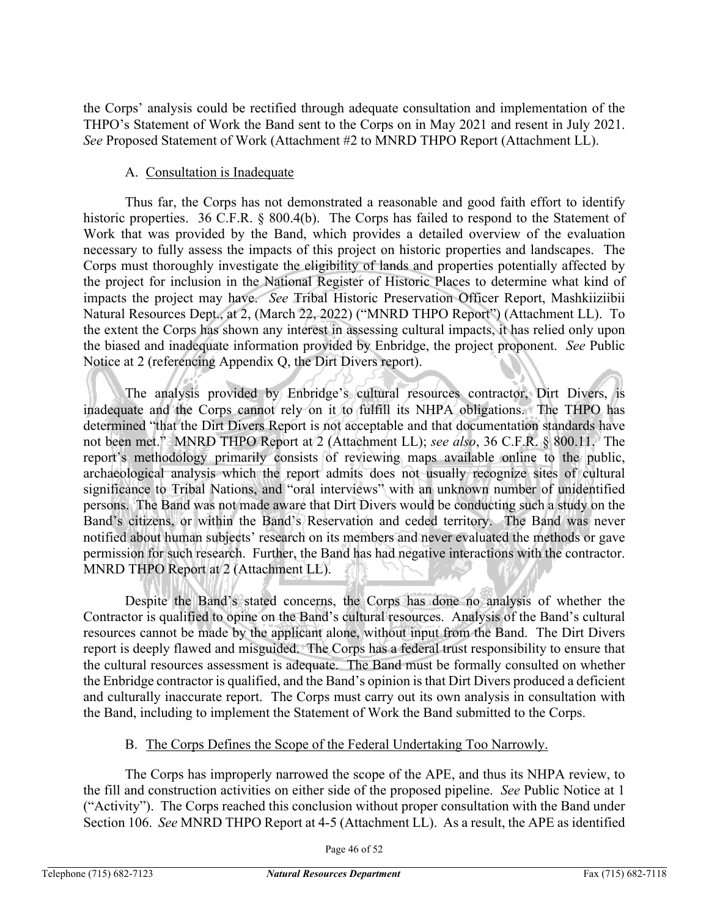the Corps' analysis could be rectified through adequate consultation and implementation of the THPO's Statement of Work the Band sent to the Corps on in May 2021 and resent in July 2021. *See* Proposed Statement of Work (Attachment #2 to MNRD THPO Report (Attachment LL).

### A. Consultation is Inadequate

Thus far, the Corps has not demonstrated a reasonable and good faith effort to identify historic properties. 36 C.F.R. § 800.4(b). The Corps has failed to respond to the Statement of Work that was provided by the Band, which provides a detailed overview of the evaluation necessary to fully assess the impacts of this project on historic properties and landscapes. The Corps must thoroughly investigate the eligibility of lands and properties potentially affected by the project for inclusion in the National Register of Historic Places to determine what kind of impacts the project may have. *See* Tribal Historic Preservation Officer Report, Mashkiiziibii Natural Resources Dept., at 2, (March 22, 2022) ("MNRD THPO Report") (Attachment LL). To the extent the Corps has shown any interest in assessing cultural impacts, it has relied only upon the biased and inadequate information provided by Enbridge, the project proponent. *See* Public Notice at 2 (referencing Appendix Q, the Dirt Divers report).

The analysis provided by Enbridge's cultural resources contractor, Dirt Divers, is inadequate and the Corps cannot rely on it to fulfill its NHPA obligations. The THPO has determined "that the Dirt Divers Report is not acceptable and that documentation standards have not been met." MNRD THPO Report at 2 (Attachment LL); *see also*, 36 C.F.R. § 800.11. The report's methodology primarily consists of reviewing maps available online to the public, archaeological analysis which the report admits does not usually recognize sites of cultural significance to Tribal Nations, and "oral interviews" with an unknown number of unidentified persons. The Band was not made aware that Dirt Divers would be conducting such a study on the Band's citizens, or within the Band's Reservation and ceded territory. The Band was never notified about human subjects' research on its members and never evaluated the methods or gave permission for such research. Further, the Band has had negative interactions with the contractor. MNRD THPO Report at 2 (Attachment LL).

Despite the Band's stated concerns, the Corps has done no analysis of whether the Contractor is qualified to opine on the Band's cultural resources. Analysis of the Band's cultural resources cannot be made by the applicant alone, without input from the Band. The Dirt Divers report is deeply flawed and misguided. The Corps has a federal trust responsibility to ensure that the cultural resources assessment is adequate. The Band must be formally consulted on whether the Enbridge contractor is qualified, and the Band's opinion is that Dirt Divers produced a deficient and culturally inaccurate report. The Corps must carry out its own analysis in consultation with the Band, including to implement the Statement of Work the Band submitted to the Corps.

### B. The Corps Defines the Scope of the Federal Undertaking Too Narrowly.

The Corps has improperly narrowed the scope of the APE, and thus its NHPA review, to the fill and construction activities on either side of the proposed pipeline. *See* Public Notice at 1 ("Activity"). The Corps reached this conclusion without proper consultation with the Band under Section 106. *See* MNRD THPO Report at 4-5 (Attachment LL). As a result, the APE as identified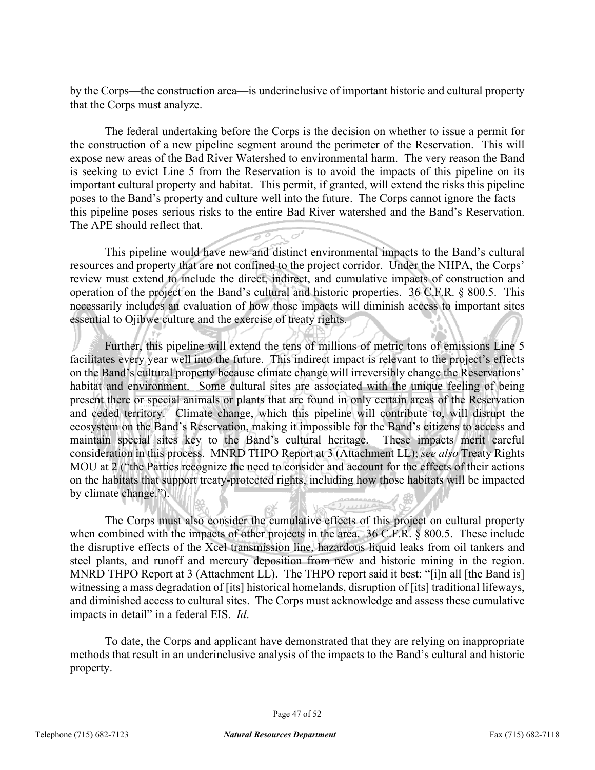by the Corps—the construction area—is underinclusive of important historic and cultural property that the Corps must analyze.

The federal undertaking before the Corps is the decision on whether to issue a permit for the construction of a new pipeline segment around the perimeter of the Reservation. This will expose new areas of the Bad River Watershed to environmental harm. The very reason the Band is seeking to evict Line 5 from the Reservation is to avoid the impacts of this pipeline on its important cultural property and habitat. This permit, if granted, will extend the risks this pipeline poses to the Band's property and culture well into the future. The Corps cannot ignore the facts – this pipeline poses serious risks to the entire Bad River watershed and the Band's Reservation. The APE should reflect that.

This pipeline would have new and distinct environmental impacts to the Band's cultural resources and property that are not confined to the project corridor. Under the NHPA, the Corps' review must extend to include the direct, indirect, and cumulative impacts of construction and operation of the project on the Band's cultural and historic properties. 36 C.F.R. § 800.5. This necessarily includes an evaluation of how those impacts will diminish access to important sites essential to Ojibwe culture and the exercise of treaty rights.

Further, this pipeline will extend the tens of millions of metric tons of emissions Line 5 facilitates every year well into the future. This indirect impact is relevant to the project's effects on the Band's cultural property because climate change will irreversibly change the Reservations' habitat and environment. Some cultural sites are associated with the unique feeling of being present there or special animals or plants that are found in only certain areas of the Reservation and ceded territory. Climate change, which this pipeline will contribute to, will disrupt the ecosystem on the Band's Reservation, making it impossible for the Band's citizens to access and maintain special sites key to the Band's cultural heritage. These impacts merit careful consideration in this process. MNRD THPO Report at 3 (Attachment LL); *see also* Treaty Rights MOU at 2 ("the Parties recognize the need to consider and account for the effects of their actions on the habitats that support treaty-protected rights, including how those habitats will be impacted by climate change.").

The Corps must also consider the cumulative effects of this project on cultural property when combined with the impacts of other projects in the area. 36 C.F.R. § 800.5. These include the disruptive effects of the Xcel transmission line, hazardous liquid leaks from oil tankers and steel plants, and runoff and mercury deposition from new and historic mining in the region. MNRD THPO Report at 3 (Attachment LL). The THPO report said it best: "[i]n all [the Band is] witnessing a mass degradation of [its] historical homelands, disruption of [its] traditional lifeways, and diminished access to cultural sites. The Corps must acknowledge and assess these cumulative impacts in detail" in a federal EIS. *Id*.

To date, the Corps and applicant have demonstrated that they are relying on inappropriate methods that result in an underinclusive analysis of the impacts to the Band's cultural and historic property.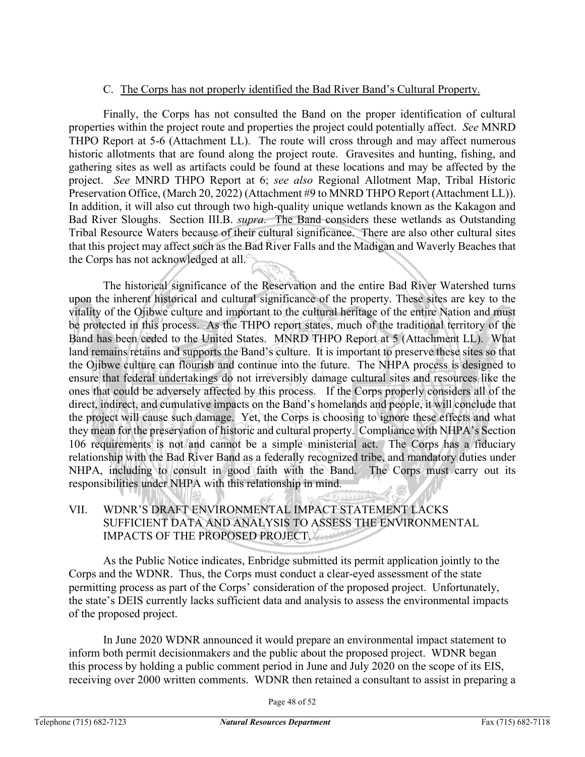### C. The Corps has not properly identified the Bad River Band's Cultural Property.

Finally, the Corps has not consulted the Band on the proper identification of cultural properties within the project route and properties the project could potentially affect. *See* MNRD THPO Report at 5-6 (Attachment LL). The route will cross through and may affect numerous historic allotments that are found along the project route. Gravesites and hunting, fishing, and gathering sites as well as artifacts could be found at these locations and may be affected by the project. *See* MNRD THPO Report at 6; *see also* Regional Allotment Map, Tribal Historic Preservation Office, (March 20, 2022) (Attachment #9 to MNRD THPO Report (Attachment LL)). In addition, it will also cut through two high-quality unique wetlands known as the Kakagon and Bad River Sloughs. Section III.B. *supra*. The Band considers these wetlands as Outstanding Tribal Resource Waters because of their cultural significance. There are also other cultural sites that this project may affect such as the Bad River Falls and the Madigan and Waverly Beaches that the Corps has not acknowledged at all.

The historical significance of the Reservation and the entire Bad River Watershed turns upon the inherent historical and cultural significance of the property. These sites are key to the vitality of the Ojibwe culture and important to the cultural heritage of the entire Nation and must be protected in this process. As the THPO report states, much of the traditional territory of the Band has been ceded to the United States. MNRD THPO Report at 5 (Attachment LL). What land remains retains and supports the Band's culture. It is important to preserve these sites so that the Ojibwe culture can flourish and continue into the future. The NHPA process is designed to ensure that federal undertakings do not irreversibly damage cultural sites and resources like the ones that could be adversely affected by this process. If the Corps properly considers all of the direct, indirect, and cumulative impacts on the Band's homelands and people, it will conclude that the project will cause such damage. Yet, the Corps is choosing to ignore these effects and what they mean for the preservation of historic and cultural property. Compliance with NHPA's Section 106 requirements is not and cannot be a simple ministerial act. The Corps has a fiduciary relationship with the Bad River Band as a federally recognized tribe, and mandatory duties under NHPA, including to consult in good faith with the Band. The Corps must carry out its responsibilities under NHPA with this relationship in mind.

## VII. WDNR'S DRAFT ENVIRONMENTAL IMPACT STATEMENT LACKS SUFFICIENT DATA AND ANALYSIS TO ASSESS THE ENVIRONMENTAL IMPACTS OF THE PROPOSED PROJECT.

As the Public Notice indicates, Enbridge submitted its permit application jointly to the Corps and the WDNR. Thus, the Corps must conduct a clear-eyed assessment of the state permitting process as part of the Corps' consideration of the proposed project. Unfortunately, the state's DEIS currently lacks sufficient data and analysis to assess the environmental impacts of the proposed project.

In June 2020 WDNR announced it would prepare an environmental impact statement to inform both permit decisionmakers and the public about the proposed project. WDNR began this process by holding a public comment period in June and July 2020 on the scope of its EIS, receiving over 2000 written comments. WDNR then retained a consultant to assist in preparing a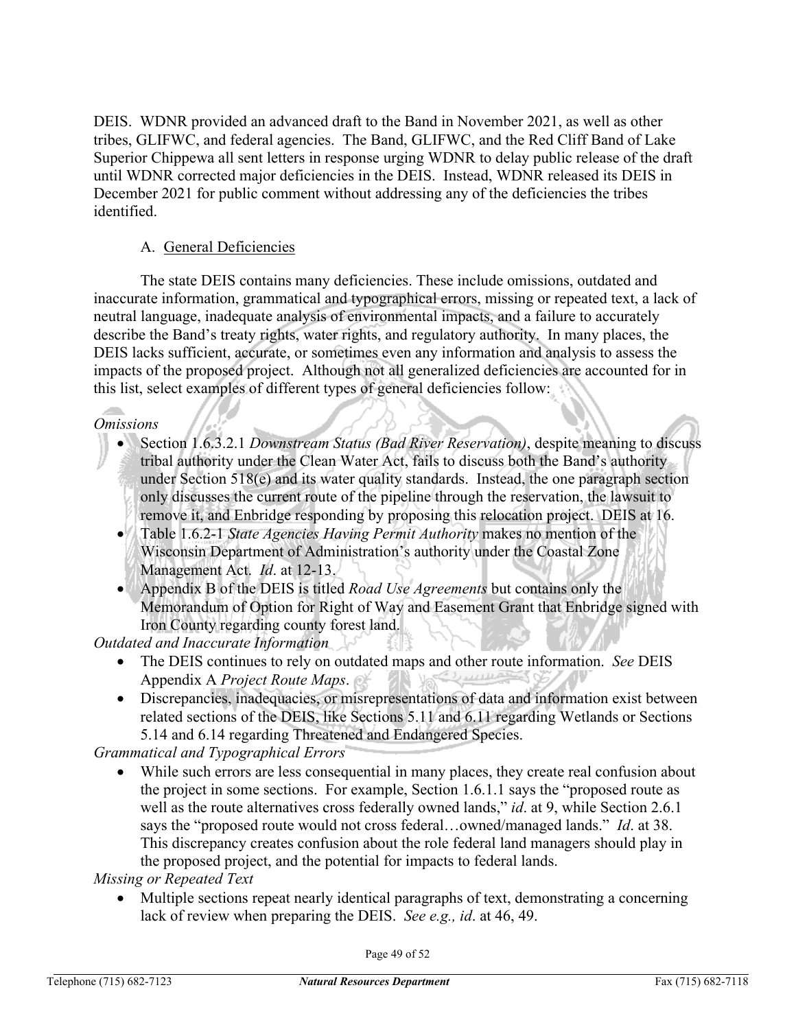DEIS. WDNR provided an advanced draft to the Band in November 2021, as well as other tribes, GLIFWC, and federal agencies. The Band, GLIFWC, and the Red Cliff Band of Lake Superior Chippewa all sent letters in response urging WDNR to delay public release of the draft until WDNR corrected major deficiencies in the DEIS. Instead, WDNR released its DEIS in December 2021 for public comment without addressing any of the deficiencies the tribes identified.

A. General Deficiencies

The state DEIS contains many deficiencies. These include omissions, outdated and inaccurate information, grammatical and typographical errors, missing or repeated text, a lack of neutral language, inadequate analysis of environmental impacts, and a failure to accurately describe the Band's treaty rights, water rights, and regulatory authority. In many places, the DEIS lacks sufficient, accurate, or sometimes even any information and analysis to assess the impacts of the proposed project. Although not all generalized deficiencies are accounted for in this list, select examples of different types of general deficiencies follow:

*Omissions*

- Section 1.6.3.2.1 *Downstream Status (Bad River Reservation)*, despite meaning to discuss tribal authority under the Clean Water Act, fails to discuss both the Band's authority under Section 518(e) and its water quality standards. Instead, the one paragraph section only discusses the current route of the pipeline through the reservation, the lawsuit to remove it, and Enbridge responding by proposing this relocation project. DEIS at 16.
- Table 1.6.2-1 *State Agencies Having Permit Authority* makes no mention of the Wisconsin Department of Administration's authority under the Coastal Zone Management Act. *Id*. at 12-13.
- Appendix B of the DEIS is titled *Road Use Agreements* but contains only the Memorandum of Option for Right of Way and Easement Grant that Enbridge signed with Iron County regarding county forest land.

*Outdated and Inaccurate Information*

- The DEIS continues to rely on outdated maps and other route information. *See* DEIS Appendix A *Project Route Maps*.
- Discrepancies, inadequacies, or misrepresentations of data and information exist between related sections of the DEIS, like Sections 5.11 and 6.11 regarding Wetlands or Sections 5.14 and 6.14 regarding Threatened and Endangered Species.

*Grammatical and Typographical Errors*

- While such errors are less consequential in many places, they create real confusion about the project in some sections. For example, Section 1.6.1.1 says the "proposed route as well as the route alternatives cross federally owned lands," *id*. at 9, while Section 2.6.1 says the "proposed route would not cross federal…owned/managed lands." *Id*. at 38. This discrepancy creates confusion about the role federal land managers should play in the proposed project, and the potential for impacts to federal lands.

*Missing or Repeated Text*

- Multiple sections repeat nearly identical paragraphs of text, demonstrating a concerning lack of review when preparing the DEIS. *See e.g., id*. at 46, 49.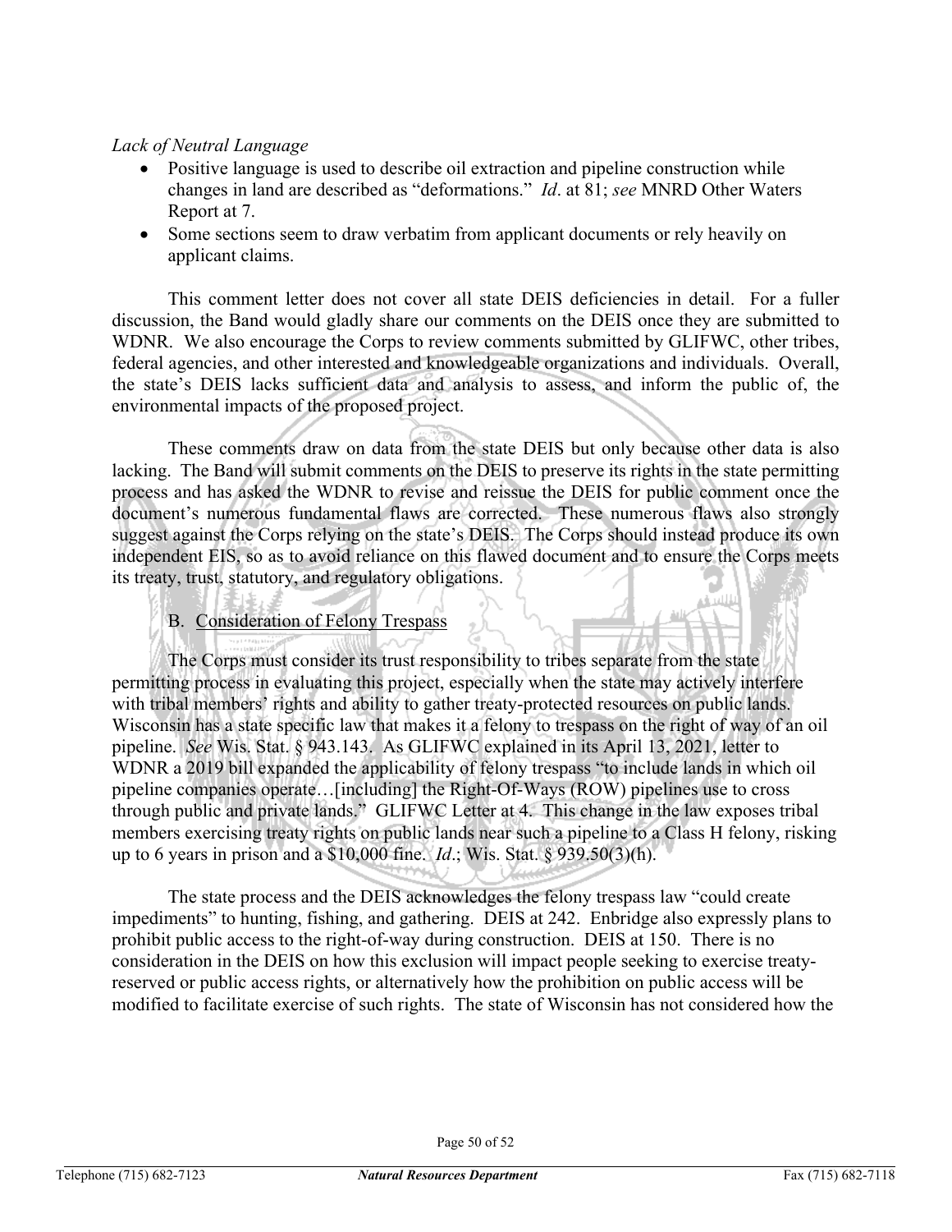*Lack of Neutral Language*

- Positive language is used to describe oil extraction and pipeline construction while changes in land are described as "deformations." *Id*. at 81; *see* MNRD Other Waters Report at 7.
- Some sections seem to draw verbatim from applicant documents or rely heavily on applicant claims.

This comment letter does not cover all state DEIS deficiencies in detail. For a fuller discussion, the Band would gladly share our comments on the DEIS once they are submitted to WDNR. We also encourage the Corps to review comments submitted by GLIFWC, other tribes, federal agencies, and other interested and knowledgeable organizations and individuals. Overall, the state's DEIS lacks sufficient data and analysis to assess, and inform the public of, the environmental impacts of the proposed project.

These comments draw on data from the state DEIS but only because other data is also lacking. The Band will submit comments on the DEIS to preserve its rights in the state permitting process and has asked the WDNR to revise and reissue the DEIS for public comment once the document's numerous fundamental flaws are corrected. These numerous flaws also strongly suggest against the Corps relying on the state's DEIS. The Corps should instead produce its own independent EIS, so as to avoid reliance on this flawed document and to ensure the Corps meets its treaty, trust, statutory, and regulatory obligations.

B. <u>Consideration of Felony Trespass</u>

The Corps must consider its trust responsibility to tribes separate from the state permitting process in evaluating this project, especially when the state may actively interfere with tribal members' rights and ability to gather treaty-protected resources on public lands. Wisconsin has a state specific law that makes it a felony to trespass on the right of way of an oil pipeline. *See* Wis. Stat. § 943.143. As GLIFWC explained in its April 13, 2021, letter to WDNR a 2019 bill expanded the applicability of felony trespass "to include lands in which oil pipeline companies operate…[including] the Right-Of-Ways (ROW) pipelines use to cross through public and private lands." GLIFWC Letter at 4. This change in the law exposes tribal members exercising treaty rights on public lands near such a pipeline to a Class H felony, risking up to 6 years in prison and a $10,000 fine. *Id*.; Wis. Stat. § 939.50(3)(h).

The state process and the DEIS acknowledges the felony trespass law "could create impediments" to hunting, fishing, and gathering. DEIS at 242. Enbridge also expressly plans to prohibit public access to the right-of-way during construction. DEIS at 150. There is no consideration in the DEIS on how this exclusion will impact people seeking to exercise treaty-reserved or public access rights, or alternatively how the prohibition on public access will be modified to facilitate exercise of such rights. The state of Wisconsin has not considered how the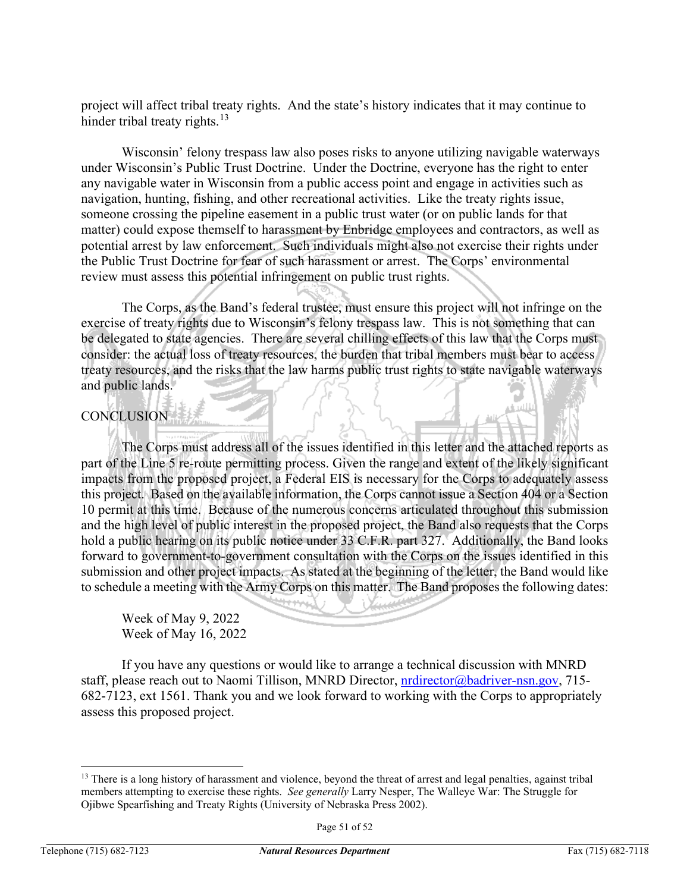project will affect tribal treaty rights. And the state's history indicates that it may continue to hinder tribal treaty rights.[13]

Wisconsin' felony trespass law also poses risks to anyone utilizing navigable waterways under Wisconsin's Public Trust Doctrine. Under the Doctrine, everyone has the right to enter any navigable water in Wisconsin from a public access point and engage in activities such as navigation, hunting, fishing, and other recreational activities. Like the treaty rights issue, someone crossing the pipeline easement in a public trust water (or on public lands for that matter) could expose themself to harassment by Enbridge employees and contractors, as well as potential arrest by law enforcement. Such individuals might also not exercise their rights under the Public Trust Doctrine for fear of such harassment or arrest. The Corps' environmental review must assess this potential infringement on public trust rights.

The Corps, as the Band's federal trustee, must ensure this project will not infringe on the exercise of treaty rights due to Wisconsin's felony trespass law. This is not something that can be delegated to state agencies. There are several chilling effects of this law that the Corps must consider: the actual loss of treaty resources, the burden that tribal members must bear to access treaty resources, and the risks that the law harms public trust rights to state navigable waterways and public lands.

CONCLUSION

The Corps must address all of the issues identified in this letter and the attached reports as part of the Line 5 re-route permitting process. Given the range and extent of the likely significant impacts from the proposed project, a Federal EIS is necessary for the Corps to adequately assess this project. Based on the available information, the Corps cannot issue a Section 404 or a Section 10 permit at this time. Because of the numerous concerns articulated throughout this submission and the high level of public interest in the proposed project, the Band also requests that the Corps hold a public hearing on its public notice under 33 C.F.R. part 327. Additionally, the Band looks forward to government-to-government consultation with the Corps on the issues identified in this submission and other project impacts. As stated at the beginning of the letter, the Band would like to schedule a meeting with the Army Corps on this matter. The Band proposes the following dates:

Week of May 9, 2022
Week of May 16, 2022

If you have any questions or would like to arrange a technical discussion with MNRD staff, please reach out to Naomi Tillison, MNRD Director, nrdirector@badriver-nsn.gov, 715-682-7123, ext 1561. Thank you and we look forward to working with the Corps to appropriately assess this proposed project.

---

[13] There is a long history of harassment and violence, beyond the threat of arrest and legal penalties, against tribal members attempting to exercise these rights. *See generally* Larry Nesper, The Walleye War: The Struggle for Ojibwe Spearfishing and Treaty Rights (University of Nebraska Press 2002).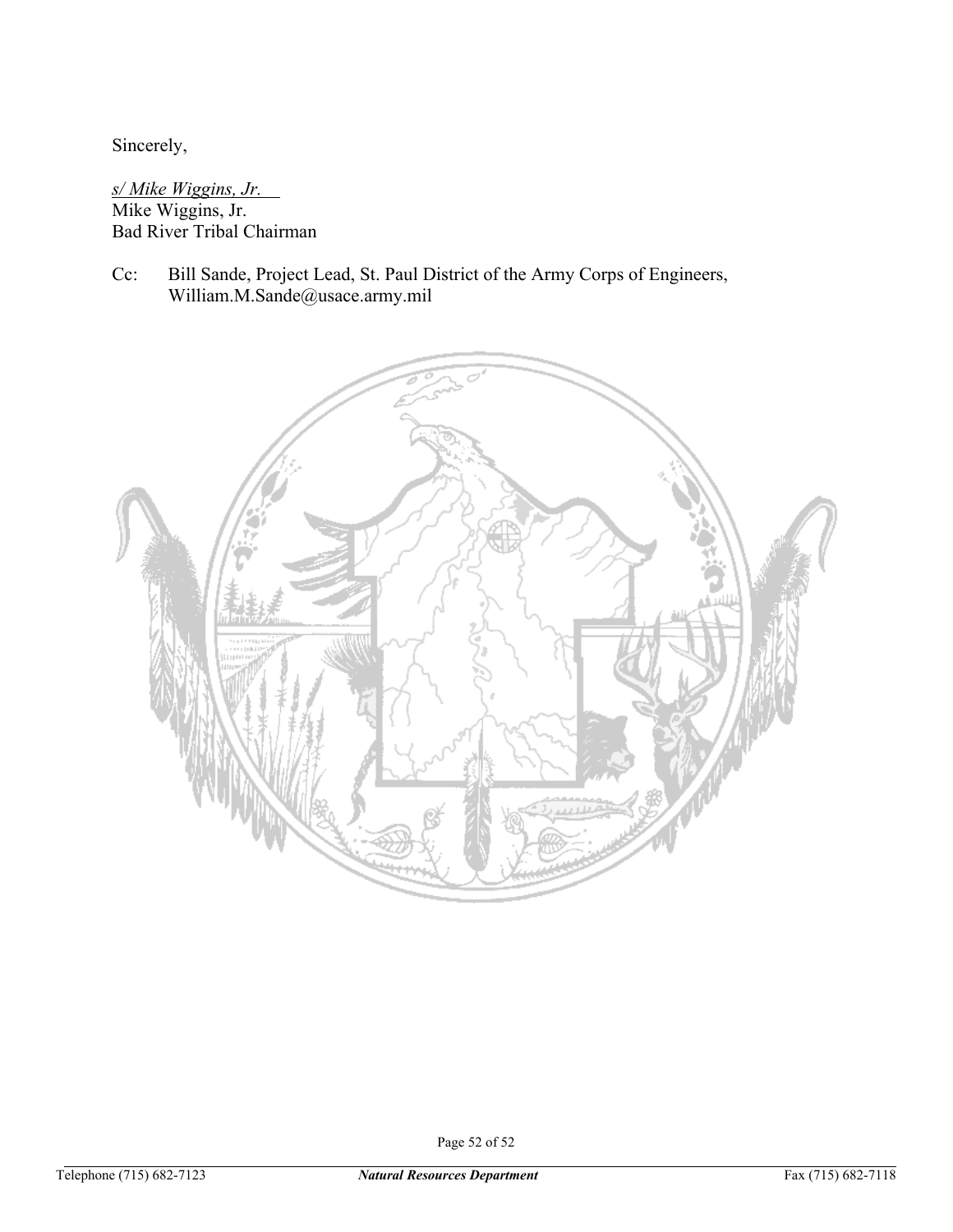Sincerely,

*s/ Mike Wiggins, Jr.*
Mike Wiggins, Jr.
Bad River Tribal Chairman

Cc: Bill Sande, Project Lead, St. Paul District of the Army Corps of Engineers, William.M.Sande@usace.army.mil